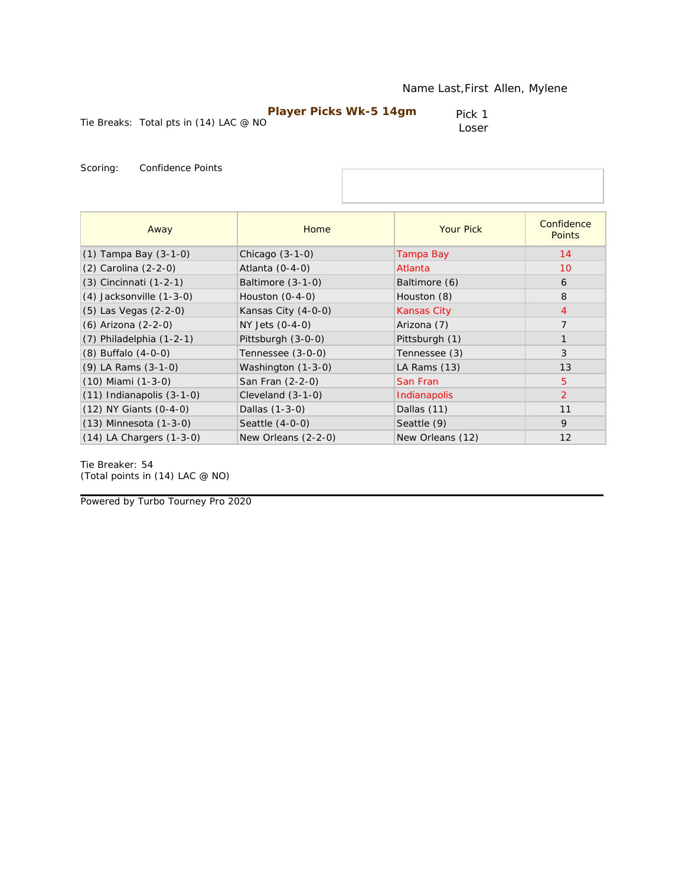Name Last,First Allen, Mylene

**Player Picks Wk-5 14gm**

Tie Breaks: Total pts in (14) LAC @ NO

Pick 1
Loser

Scoring: Confidence Points

| Away | Home | Your Pick | Confidence Points |
|---|---|---|---|
| (1) Tampa Bay (3-1-0) | Chicago (3-1-0) | Tampa Bay | 14 |
| (2) Carolina (2-2-0) | Atlanta (0-4-0) | Atlanta | 10 |
| (3) Cincinnati (1-2-1) | Baltimore (3-1-0) | Baltimore (6) | 6 |
| (4) Jacksonville (1-3-0) | Houston (0-4-0) | Houston (8) | 8 |
| (5) Las Vegas (2-2-0) | Kansas City (4-0-0) | Kansas City | 4 |
| (6) Arizona (2-2-0) | NY Jets (0-4-0) | Arizona (7) | 7 |
| (7) Philadelphia (1-2-1) | Pittsburgh (3-0-0) | Pittsburgh (1) | 1 |
| (8) Buffalo (4-0-0) | Tennessee (3-0-0) | Tennessee (3) | 3 |
| (9) LA Rams (3-1-0) | Washington (1-3-0) | LA Rams (13) | 13 |
| (10) Miami (1-3-0) | San Fran (2-2-0) | San Fran | 5 |
| (11) Indianapolis (3-1-0) | Cleveland (3-1-0) | Indianapolis | 2 |
| (12) NY Giants (0-4-0) | Dallas (1-3-0) | Dallas (11) | 11 |
| (13) Minnesota (1-3-0) | Seattle (4-0-0) | Seattle (9) | 9 |
| (14) LA Chargers (1-3-0) | New Orleans (2-2-0) | New Orleans (12) | 12 |

Tie Breaker: 54
(Total points in (14) LAC @ NO)

Powered by Turbo Tourney Pro 2020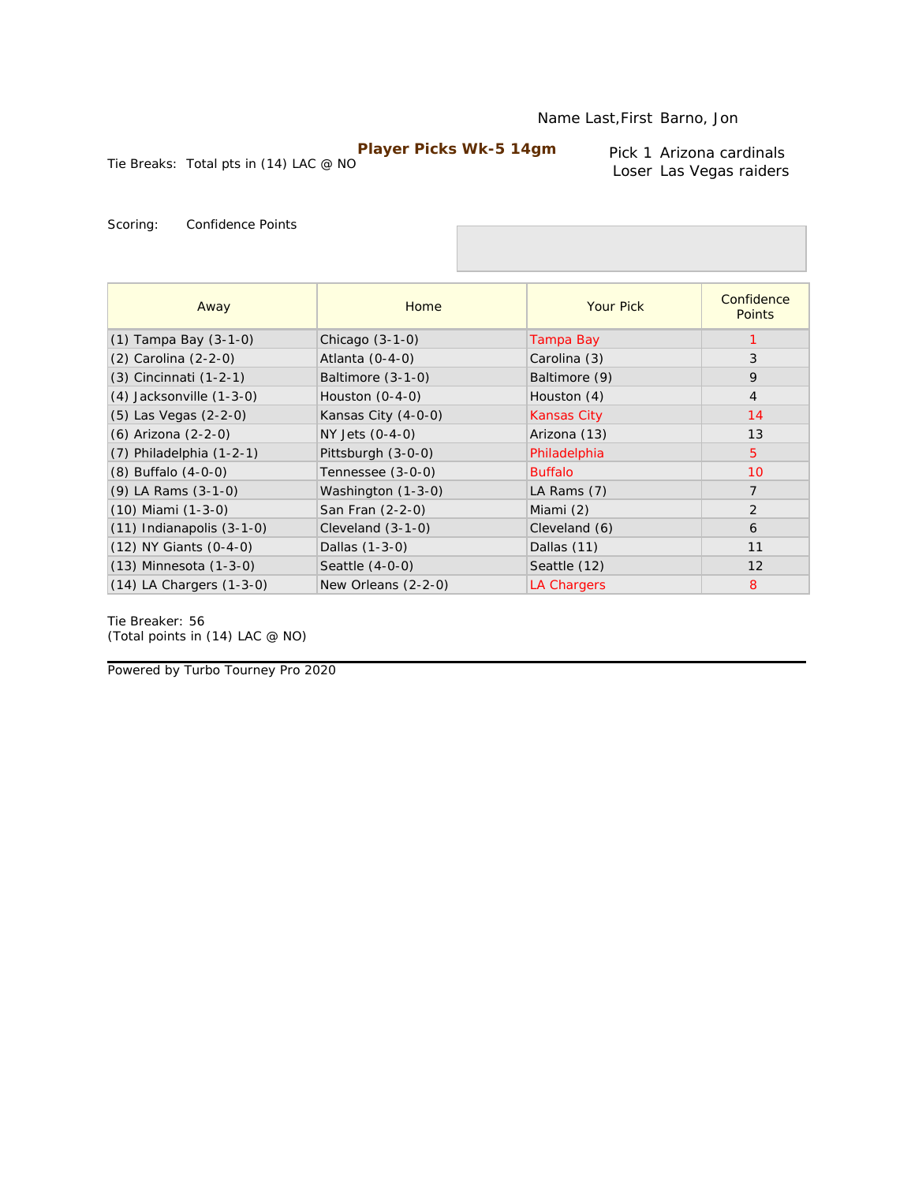Name Last,First Barno, Jon

**Player Picks Wk-5 14gm**

Tie Breaks: Total pts in (14) LAC @ NO

Pick 1 Arizona cardinals
Loser Las Vegas raiders

Scoring: Confidence Points

| Away | Home | Your Pick | Confidence Points |
|---|---|---|---|
| (1) Tampa Bay (3-1-0) | Chicago (3-1-0) | Tampa Bay | 1 |
| (2) Carolina (2-2-0) | Atlanta (0-4-0) | Carolina (3) | 3 |
| (3) Cincinnati (1-2-1) | Baltimore (3-1-0) | Baltimore (9) | 9 |
| (4) Jacksonville (1-3-0) | Houston (0-4-0) | Houston (4) | 4 |
| (5) Las Vegas (2-2-0) | Kansas City (4-0-0) | Kansas City | 14 |
| (6) Arizona (2-2-0) | NY Jets (0-4-0) | Arizona (13) | 13 |
| (7) Philadelphia (1-2-1) | Pittsburgh (3-0-0) | Philadelphia | 5 |
| (8) Buffalo (4-0-0) | Tennessee (3-0-0) | Buffalo | 10 |
| (9) LA Rams (3-1-0) | Washington (1-3-0) | LA Rams (7) | 7 |
| (10) Miami (1-3-0) | San Fran (2-2-0) | Miami (2) | 2 |
| (11) Indianapolis (3-1-0) | Cleveland (3-1-0) | Cleveland (6) | 6 |
| (12) NY Giants (0-4-0) | Dallas (1-3-0) | Dallas (11) | 11 |
| (13) Minnesota (1-3-0) | Seattle (4-0-0) | Seattle (12) | 12 |
| (14) LA Chargers (1-3-0) | New Orleans (2-2-0) | LA Chargers | 8 |

Tie Breaker: 56
(Total points in (14) LAC @ NO)

Powered by Turbo Tourney Pro 2020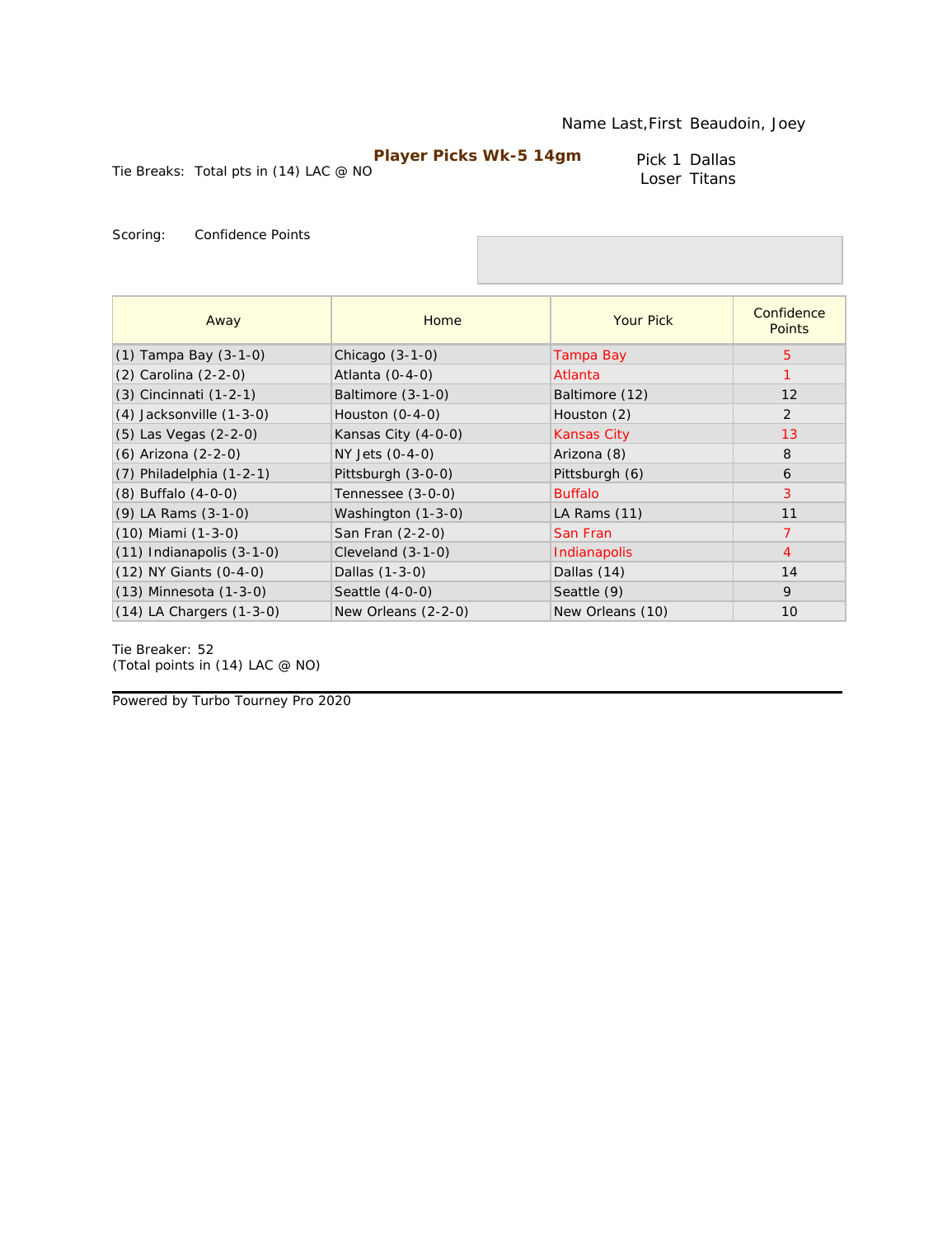Name Last,First Beaudoin, Joey

**Player Picks Wk-5 14gm**

Tie Breaks: Total pts in (14) LAC @ NO

Pick 1 Dallas
Loser Titans

Scoring: Confidence Points

| Away | Home | Your Pick | Confidence Points |
|---|---|---|---|
| (1) Tampa Bay (3-1-0) | Chicago (3-1-0) | Tampa Bay | 5 |
| (2) Carolina (2-2-0) | Atlanta (0-4-0) | Atlanta | 1 |
| (3) Cincinnati (1-2-1) | Baltimore (3-1-0) | Baltimore (12) | 12 |
| (4) Jacksonville (1-3-0) | Houston (0-4-0) | Houston (2) | 2 |
| (5) Las Vegas (2-2-0) | Kansas City (4-0-0) | Kansas City | 13 |
| (6) Arizona (2-2-0) | NY Jets (0-4-0) | Arizona (8) | 8 |
| (7) Philadelphia (1-2-1) | Pittsburgh (3-0-0) | Pittsburgh (6) | 6 |
| (8) Buffalo (4-0-0) | Tennessee (3-0-0) | Buffalo | 3 |
| (9) LA Rams (3-1-0) | Washington (1-3-0) | LA Rams (11) | 11 |
| (10) Miami (1-3-0) | San Fran (2-2-0) | San Fran | 7 |
| (11) Indianapolis (3-1-0) | Cleveland (3-1-0) | Indianapolis | 4 |
| (12) NY Giants (0-4-0) | Dallas (1-3-0) | Dallas (14) | 14 |
| (13) Minnesota (1-3-0) | Seattle (4-0-0) | Seattle (9) | 9 |
| (14) LA Chargers (1-3-0) | New Orleans (2-2-0) | New Orleans (10) | 10 |

Tie Breaker: 52
(Total points in (14) LAC @ NO)

Powered by Turbo Tourney Pro 2020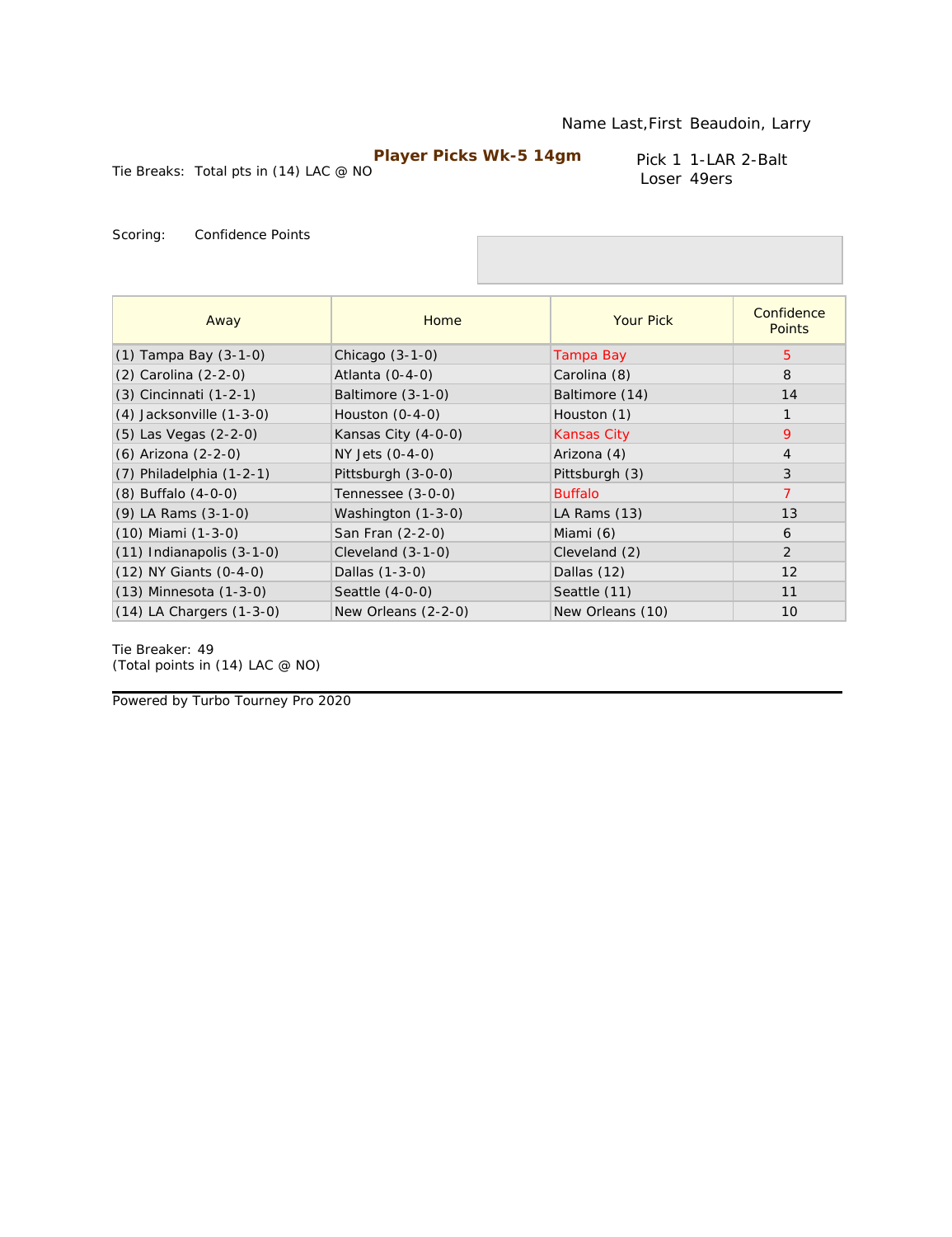Name Last,First Beaudoin, Larry

**Player Picks Wk-5 14gm**

Tie Breaks: Total pts in (14) LAC @ NO

Pick 1 1-LAR 2-Balt
Loser 49ers

Scoring: Confidence Points

| Away | Home | Your Pick | Confidence Points |
|---|---|---|---|
| (1) Tampa Bay (3-1-0) | Chicago (3-1-0) | Tampa Bay | 5 |
| (2) Carolina (2-2-0) | Atlanta (0-4-0) | Carolina (8) | 8 |
| (3) Cincinnati (1-2-1) | Baltimore (3-1-0) | Baltimore (14) | 14 |
| (4) Jacksonville (1-3-0) | Houston (0-4-0) | Houston (1) | 1 |
| (5) Las Vegas (2-2-0) | Kansas City (4-0-0) | Kansas City | 9 |
| (6) Arizona (2-2-0) | NY Jets (0-4-0) | Arizona (4) | 4 |
| (7) Philadelphia (1-2-1) | Pittsburgh (3-0-0) | Pittsburgh (3) | 3 |
| (8) Buffalo (4-0-0) | Tennessee (3-0-0) | Buffalo | 7 |
| (9) LA Rams (3-1-0) | Washington (1-3-0) | LA Rams (13) | 13 |
| (10) Miami (1-3-0) | San Fran (2-2-0) | Miami (6) | 6 |
| (11) Indianapolis (3-1-0) | Cleveland (3-1-0) | Cleveland (2) | 2 |
| (12) NY Giants (0-4-0) | Dallas (1-3-0) | Dallas (12) | 12 |
| (13) Minnesota (1-3-0) | Seattle (4-0-0) | Seattle (11) | 11 |
| (14) LA Chargers (1-3-0) | New Orleans (2-2-0) | New Orleans (10) | 10 |

Tie Breaker: 49
(Total points in (14) LAC @ NO)

Powered by Turbo Tourney Pro 2020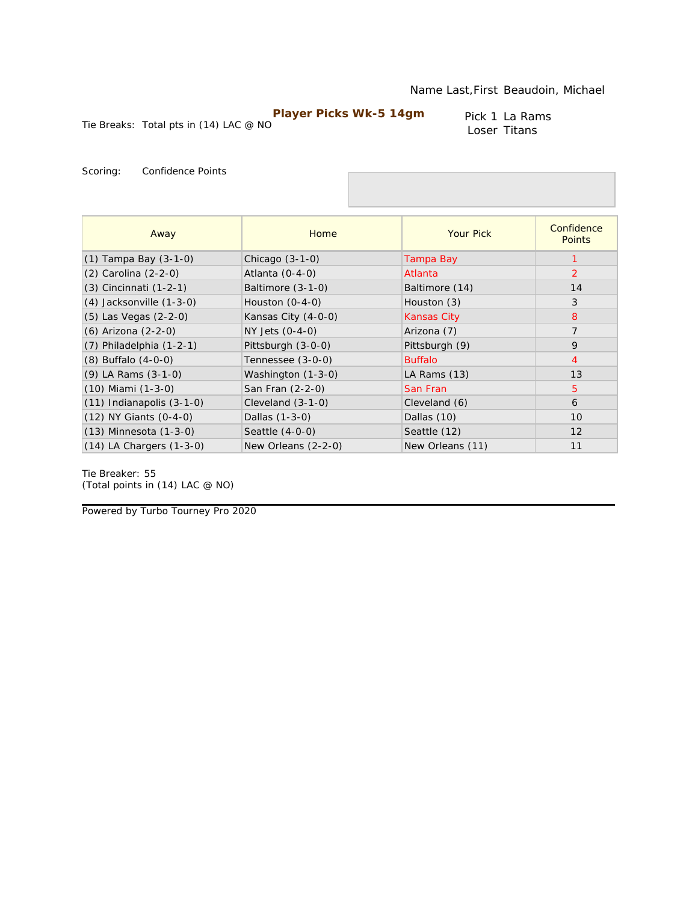Name Last,First Beaudoin, Michael

**Player Picks Wk-5 14gm**

Tie Breaks: Total pts in (14) LAC @ NO

Pick 1 La Rams
Loser Titans

Scoring: Confidence Points

| Away | Home | Your Pick | Confidence Points |
|---|---|---|---|
| (1) Tampa Bay (3-1-0) | Chicago (3-1-0) | Tampa Bay | 1 |
| (2) Carolina (2-2-0) | Atlanta (0-4-0) | Atlanta | 2 |
| (3) Cincinnati (1-2-1) | Baltimore (3-1-0) | Baltimore (14) | 14 |
| (4) Jacksonville (1-3-0) | Houston (0-4-0) | Houston (3) | 3 |
| (5) Las Vegas (2-2-0) | Kansas City (4-0-0) | Kansas City | 8 |
| (6) Arizona (2-2-0) | NY Jets (0-4-0) | Arizona (7) | 7 |
| (7) Philadelphia (1-2-1) | Pittsburgh (3-0-0) | Pittsburgh (9) | 9 |
| (8) Buffalo (4-0-0) | Tennessee (3-0-0) | Buffalo | 4 |
| (9) LA Rams (3-1-0) | Washington (1-3-0) | LA Rams (13) | 13 |
| (10) Miami (1-3-0) | San Fran (2-2-0) | San Fran | 5 |
| (11) Indianapolis (3-1-0) | Cleveland (3-1-0) | Cleveland (6) | 6 |
| (12) NY Giants (0-4-0) | Dallas (1-3-0) | Dallas (10) | 10 |
| (13) Minnesota (1-3-0) | Seattle (4-0-0) | Seattle (12) | 12 |
| (14) LA Chargers (1-3-0) | New Orleans (2-2-0) | New Orleans (11) | 11 |

Tie Breaker: 55
(Total points in (14) LAC @ NO)

Powered by Turbo Tourney Pro 2020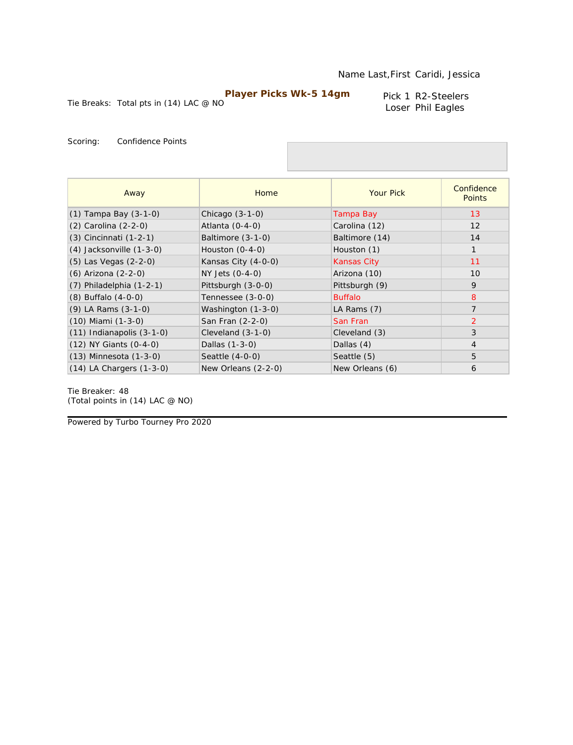Name Last,First Caridi, Jessica

**Player Picks Wk-5 14gm**

Tie Breaks: Total pts in (14) LAC @ NO

Pick 1 R2-Steelers
Loser Phil Eagles

Scoring: Confidence Points

| Away | Home | Your Pick | Confidence Points |
|---|---|---|---|
| (1) Tampa Bay (3-1-0) | Chicago (3-1-0) | Tampa Bay | 13 |
| (2) Carolina (2-2-0) | Atlanta (0-4-0) | Carolina (12) | 12 |
| (3) Cincinnati (1-2-1) | Baltimore (3-1-0) | Baltimore (14) | 14 |
| (4) Jacksonville (1-3-0) | Houston (0-4-0) | Houston (1) | 1 |
| (5) Las Vegas (2-2-0) | Kansas City (4-0-0) | Kansas City | 11 |
| (6) Arizona (2-2-0) | NY Jets (0-4-0) | Arizona (10) | 10 |
| (7) Philadelphia (1-2-1) | Pittsburgh (3-0-0) | Pittsburgh (9) | 9 |
| (8) Buffalo (4-0-0) | Tennessee (3-0-0) | Buffalo | 8 |
| (9) LA Rams (3-1-0) | Washington (1-3-0) | LA Rams (7) | 7 |
| (10) Miami (1-3-0) | San Fran (2-2-0) | San Fran | 2 |
| (11) Indianapolis (3-1-0) | Cleveland (3-1-0) | Cleveland (3) | 3 |
| (12) NY Giants (0-4-0) | Dallas (1-3-0) | Dallas (4) | 4 |
| (13) Minnesota (1-3-0) | Seattle (4-0-0) | Seattle (5) | 5 |
| (14) LA Chargers (1-3-0) | New Orleans (2-2-0) | New Orleans (6) | 6 |

Tie Breaker: 48
(Total points in (14) LAC @ NO)

Powered by Turbo Tourney Pro 2020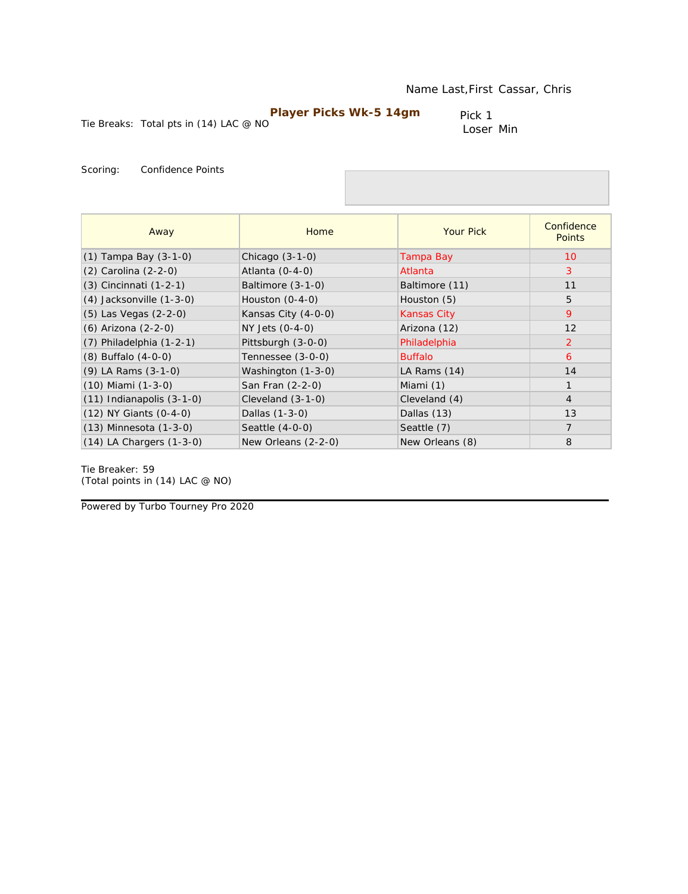Name Last,First Cassar, Chris

**Player Picks Wk-5 14gm**

Tie Breaks: Total pts in (14) LAC @ NO

Pick 1
Loser Min

Scoring: Confidence Points

| Away | Home | Your Pick | Confidence Points |
|---|---|---|---|
| (1) Tampa Bay (3-1-0) | Chicago (3-1-0) | Tampa Bay | 10 |
| (2) Carolina (2-2-0) | Atlanta (0-4-0) | Atlanta | 3 |
| (3) Cincinnati (1-2-1) | Baltimore (3-1-0) | Baltimore (11) | 11 |
| (4) Jacksonville (1-3-0) | Houston (0-4-0) | Houston (5) | 5 |
| (5) Las Vegas (2-2-0) | Kansas City (4-0-0) | Kansas City | 9 |
| (6) Arizona (2-2-0) | NY Jets (0-4-0) | Arizona (12) | 12 |
| (7) Philadelphia (1-2-1) | Pittsburgh (3-0-0) | Philadelphia | 2 |
| (8) Buffalo (4-0-0) | Tennessee (3-0-0) | Buffalo | 6 |
| (9) LA Rams (3-1-0) | Washington (1-3-0) | LA Rams (14) | 14 |
| (10) Miami (1-3-0) | San Fran (2-2-0) | Miami (1) | 1 |
| (11) Indianapolis (3-1-0) | Cleveland (3-1-0) | Cleveland (4) | 4 |
| (12) NY Giants (0-4-0) | Dallas (1-3-0) | Dallas (13) | 13 |
| (13) Minnesota (1-3-0) | Seattle (4-0-0) | Seattle (7) | 7 |
| (14) LA Chargers (1-3-0) | New Orleans (2-2-0) | New Orleans (8) | 8 |

Tie Breaker: 59
(Total points in (14) LAC @ NO)

Powered by Turbo Tourney Pro 2020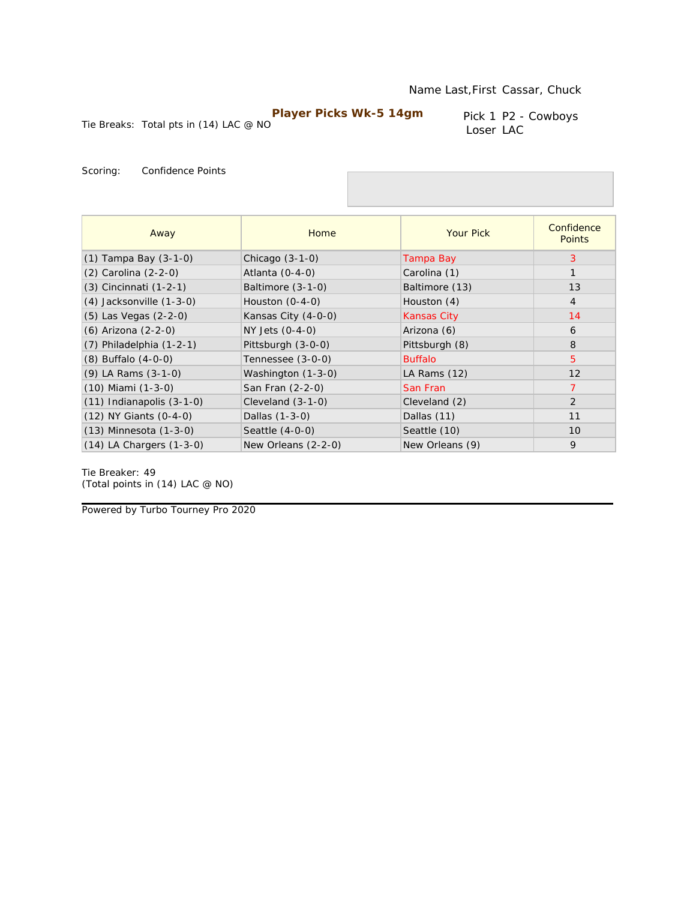Name Last,First Cassar, Chuck

**Player Picks Wk-5 14gm**

Tie Breaks: Total pts in (14) LAC @ NO

Pick 1 P2 - Cowboys
Loser LAC

Scoring: Confidence Points

| Away | Home | Your Pick | Confidence Points |
|---|---|---|---|
| (1) Tampa Bay (3-1-0) | Chicago (3-1-0) | Tampa Bay | 3 |
| (2) Carolina (2-2-0) | Atlanta (0-4-0) | Carolina (1) | 1 |
| (3) Cincinnati (1-2-1) | Baltimore (3-1-0) | Baltimore (13) | 13 |
| (4) Jacksonville (1-3-0) | Houston (0-4-0) | Houston (4) | 4 |
| (5) Las Vegas (2-2-0) | Kansas City (4-0-0) | Kansas City | 14 |
| (6) Arizona (2-2-0) | NY Jets (0-4-0) | Arizona (6) | 6 |
| (7) Philadelphia (1-2-1) | Pittsburgh (3-0-0) | Pittsburgh (8) | 8 |
| (8) Buffalo (4-0-0) | Tennessee (3-0-0) | Buffalo | 5 |
| (9) LA Rams (3-1-0) | Washington (1-3-0) | LA Rams (12) | 12 |
| (10) Miami (1-3-0) | San Fran (2-2-0) | San Fran | 7 |
| (11) Indianapolis (3-1-0) | Cleveland (3-1-0) | Cleveland (2) | 2 |
| (12) NY Giants (0-4-0) | Dallas (1-3-0) | Dallas (11) | 11 |
| (13) Minnesota (1-3-0) | Seattle (4-0-0) | Seattle (10) | 10 |
| (14) LA Chargers (1-3-0) | New Orleans (2-2-0) | New Orleans (9) | 9 |

Tie Breaker: 49
(Total points in (14) LAC @ NO)

Powered by Turbo Tourney Pro 2020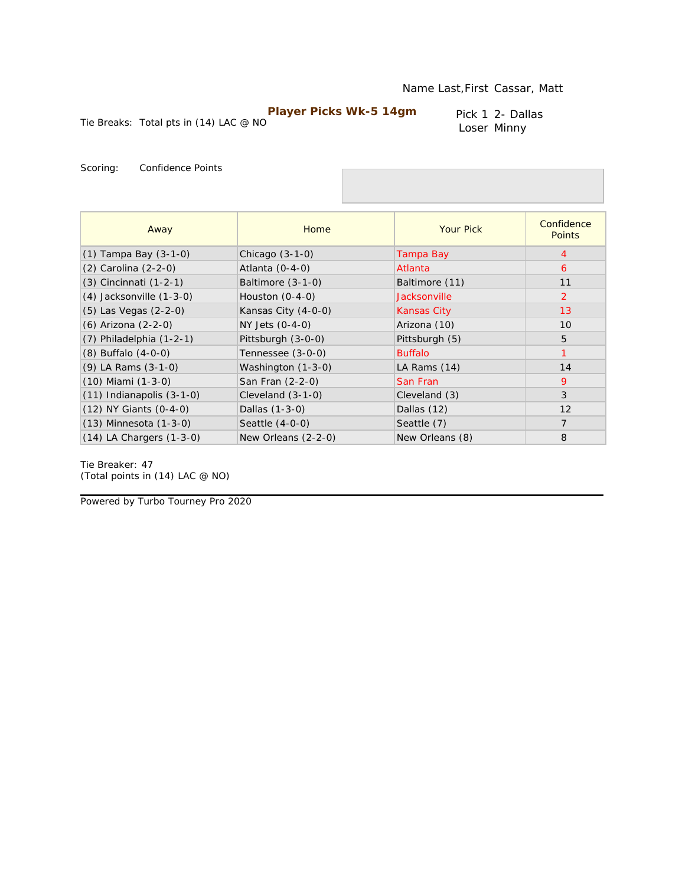Name Last,First Cassar, Matt

**Player Picks Wk-5 14gm**

Tie Breaks: Total pts in (14) LAC @ NO

Pick 1 2- Dallas
Loser Minny

Scoring: Confidence Points

| Away | Home | Your Pick | Confidence Points |
|---|---|---|---|
| (1) Tampa Bay (3-1-0) | Chicago (3-1-0) | Tampa Bay | 4 |
| (2) Carolina (2-2-0) | Atlanta (0-4-0) | Atlanta | 6 |
| (3) Cincinnati (1-2-1) | Baltimore (3-1-0) | Baltimore (11) | 11 |
| (4) Jacksonville (1-3-0) | Houston (0-4-0) | Jacksonville | 2 |
| (5) Las Vegas (2-2-0) | Kansas City (4-0-0) | Kansas City | 13 |
| (6) Arizona (2-2-0) | NY Jets (0-4-0) | Arizona (10) | 10 |
| (7) Philadelphia (1-2-1) | Pittsburgh (3-0-0) | Pittsburgh (5) | 5 |
| (8) Buffalo (4-0-0) | Tennessee (3-0-0) | Buffalo | 1 |
| (9) LA Rams (3-1-0) | Washington (1-3-0) | LA Rams (14) | 14 |
| (10) Miami (1-3-0) | San Fran (2-2-0) | San Fran | 9 |
| (11) Indianapolis (3-1-0) | Cleveland (3-1-0) | Cleveland (3) | 3 |
| (12) NY Giants (0-4-0) | Dallas (1-3-0) | Dallas (12) | 12 |
| (13) Minnesota (1-3-0) | Seattle (4-0-0) | Seattle (7) | 7 |
| (14) LA Chargers (1-3-0) | New Orleans (2-2-0) | New Orleans (8) | 8 |

Tie Breaker: 47
(Total points in (14) LAC @ NO)

Powered by Turbo Tourney Pro 2020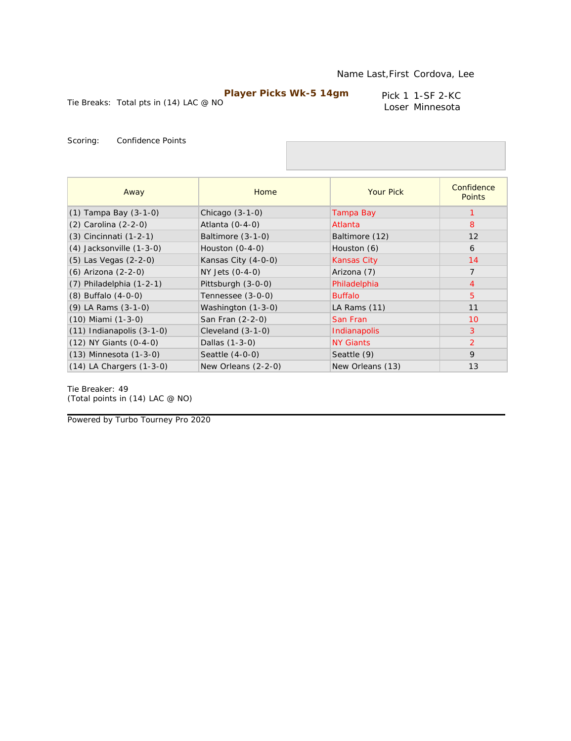Name Last,First Cordova, Lee

**Player Picks Wk-5 14gm**

Tie Breaks: Total pts in (14) LAC @ NO

Pick 1 1-SF 2-KC
Loser Minnesota

Scoring: Confidence Points

| Away | Home | Your Pick | Confidence Points |
|---|---|---|---|
| (1) Tampa Bay (3-1-0) | Chicago (3-1-0) | Tampa Bay | 1 |
| (2) Carolina (2-2-0) | Atlanta (0-4-0) | Atlanta | 8 |
| (3) Cincinnati (1-2-1) | Baltimore (3-1-0) | Baltimore (12) | 12 |
| (4) Jacksonville (1-3-0) | Houston (0-4-0) | Houston (6) | 6 |
| (5) Las Vegas (2-2-0) | Kansas City (4-0-0) | Kansas City | 14 |
| (6) Arizona (2-2-0) | NY Jets (0-4-0) | Arizona (7) | 7 |
| (7) Philadelphia (1-2-1) | Pittsburgh (3-0-0) | Philadelphia | 4 |
| (8) Buffalo (4-0-0) | Tennessee (3-0-0) | Buffalo | 5 |
| (9) LA Rams (3-1-0) | Washington (1-3-0) | LA Rams (11) | 11 |
| (10) Miami (1-3-0) | San Fran (2-2-0) | San Fran | 10 |
| (11) Indianapolis (3-1-0) | Cleveland (3-1-0) | Indianapolis | 3 |
| (12) NY Giants (0-4-0) | Dallas (1-3-0) | NY Giants | 2 |
| (13) Minnesota (1-3-0) | Seattle (4-0-0) | Seattle (9) | 9 |
| (14) LA Chargers (1-3-0) | New Orleans (2-2-0) | New Orleans (13) | 13 |

Tie Breaker: 49
(Total points in (14) LAC @ NO)

Powered by Turbo Tourney Pro 2020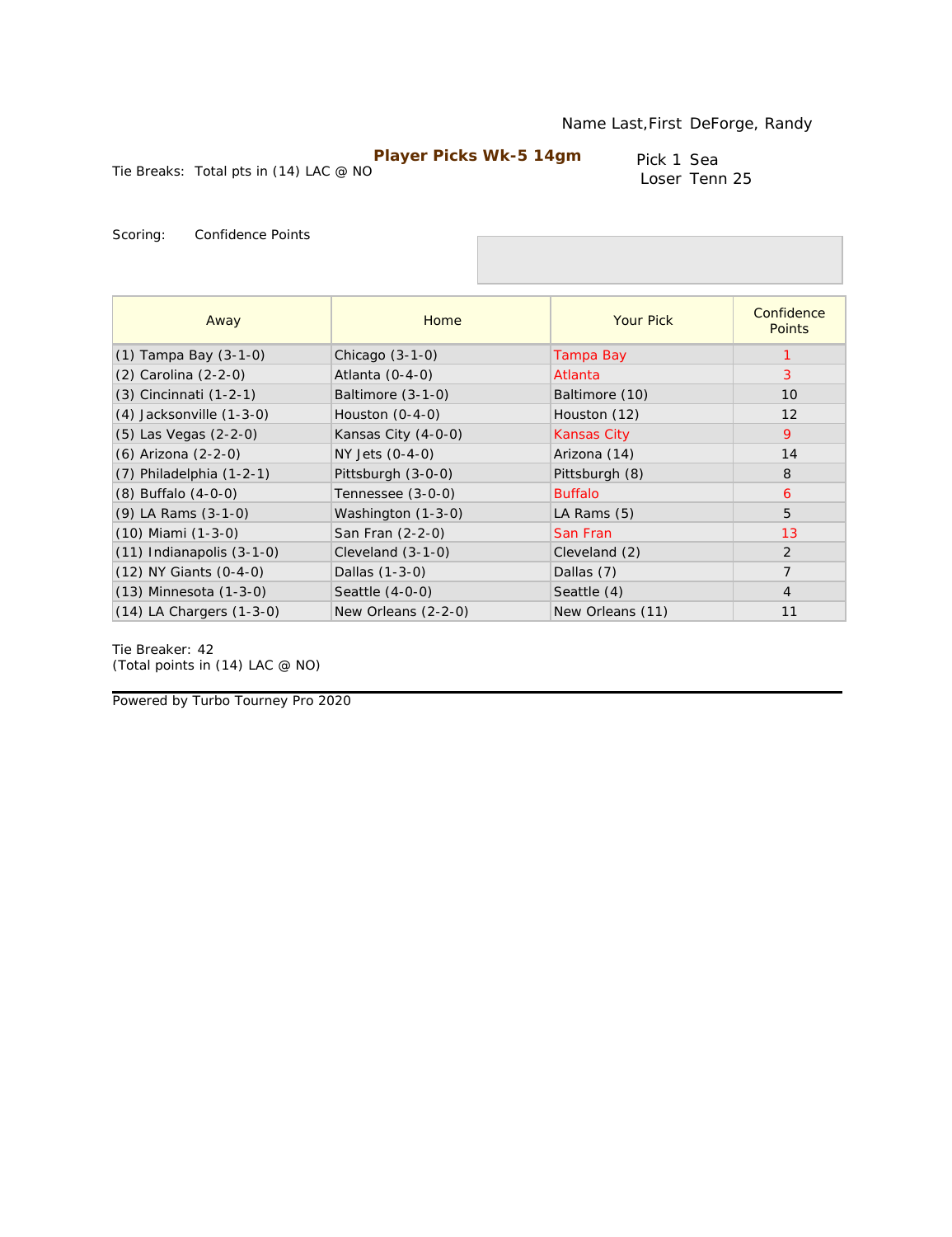Name Last,First DeForge, Randy

**Player Picks Wk-5 14gm**

Tie Breaks: Total pts in (14) LAC @ NO

Pick 1 Sea
Loser Tenn 25

Scoring: Confidence Points

| Away | Home | Your Pick | Confidence Points |
|---|---|---|---|
| (1) Tampa Bay (3-1-0) | Chicago (3-1-0) | Tampa Bay | 1 |
| (2) Carolina (2-2-0) | Atlanta (0-4-0) | Atlanta | 3 |
| (3) Cincinnati (1-2-1) | Baltimore (3-1-0) | Baltimore (10) | 10 |
| (4) Jacksonville (1-3-0) | Houston (0-4-0) | Houston (12) | 12 |
| (5) Las Vegas (2-2-0) | Kansas City (4-0-0) | Kansas City | 9 |
| (6) Arizona (2-2-0) | NY Jets (0-4-0) | Arizona (14) | 14 |
| (7) Philadelphia (1-2-1) | Pittsburgh (3-0-0) | Pittsburgh (8) | 8 |
| (8) Buffalo (4-0-0) | Tennessee (3-0-0) | Buffalo | 6 |
| (9) LA Rams (3-1-0) | Washington (1-3-0) | LA Rams (5) | 5 |
| (10) Miami (1-3-0) | San Fran (2-2-0) | San Fran | 13 |
| (11) Indianapolis (3-1-0) | Cleveland (3-1-0) | Cleveland (2) | 2 |
| (12) NY Giants (0-4-0) | Dallas (1-3-0) | Dallas (7) | 7 |
| (13) Minnesota (1-3-0) | Seattle (4-0-0) | Seattle (4) | 4 |
| (14) LA Chargers (1-3-0) | New Orleans (2-2-0) | New Orleans (11) | 11 |

Tie Breaker: 42
(Total points in (14) LAC @ NO)

Powered by Turbo Tourney Pro 2020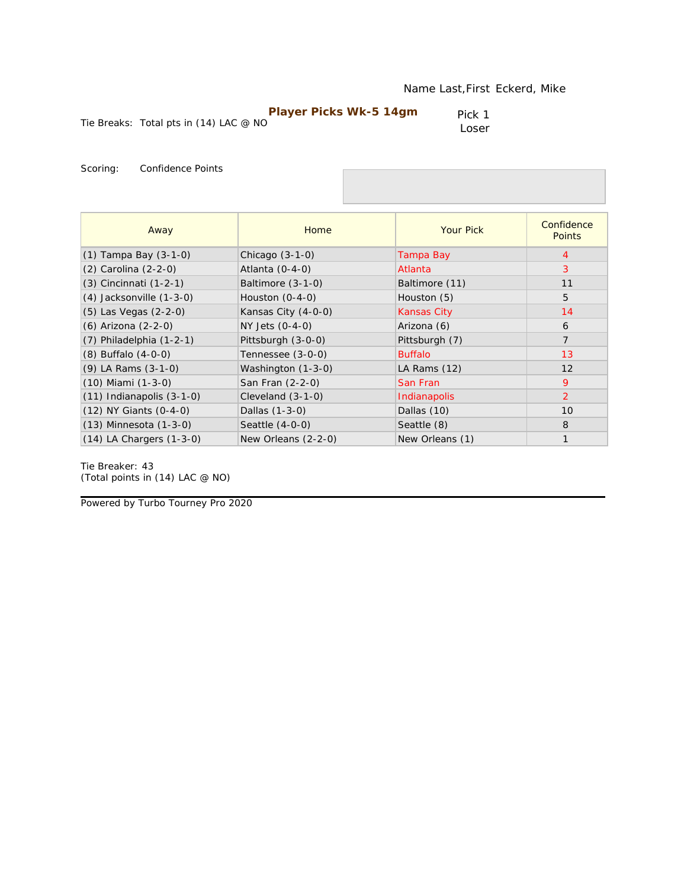Name Last,First Eckerd, Mike

**Player Picks Wk-5 14gm**

Tie Breaks: Total pts in (14) LAC @ NO

Pick 1
Loser

Scoring: Confidence Points

| Away | Home | Your Pick | Confidence Points |
|---|---|---|---|
| (1) Tampa Bay (3-1-0) | Chicago (3-1-0) | Tampa Bay | 4 |
| (2) Carolina (2-2-0) | Atlanta (0-4-0) | Atlanta | 3 |
| (3) Cincinnati (1-2-1) | Baltimore (3-1-0) | Baltimore (11) | 11 |
| (4) Jacksonville (1-3-0) | Houston (0-4-0) | Houston (5) | 5 |
| (5) Las Vegas (2-2-0) | Kansas City (4-0-0) | Kansas City | 14 |
| (6) Arizona (2-2-0) | NY Jets (0-4-0) | Arizona (6) | 6 |
| (7) Philadelphia (1-2-1) | Pittsburgh (3-0-0) | Pittsburgh (7) | 7 |
| (8) Buffalo (4-0-0) | Tennessee (3-0-0) | Buffalo | 13 |
| (9) LA Rams (3-1-0) | Washington (1-3-0) | LA Rams (12) | 12 |
| (10) Miami (1-3-0) | San Fran (2-2-0) | San Fran | 9 |
| (11) Indianapolis (3-1-0) | Cleveland (3-1-0) | Indianapolis | 2 |
| (12) NY Giants (0-4-0) | Dallas (1-3-0) | Dallas (10) | 10 |
| (13) Minnesota (1-3-0) | Seattle (4-0-0) | Seattle (8) | 8 |
| (14) LA Chargers (1-3-0) | New Orleans (2-2-0) | New Orleans (1) | 1 |

Tie Breaker: 43
(Total points in (14) LAC @ NO)

Powered by Turbo Tourney Pro 2020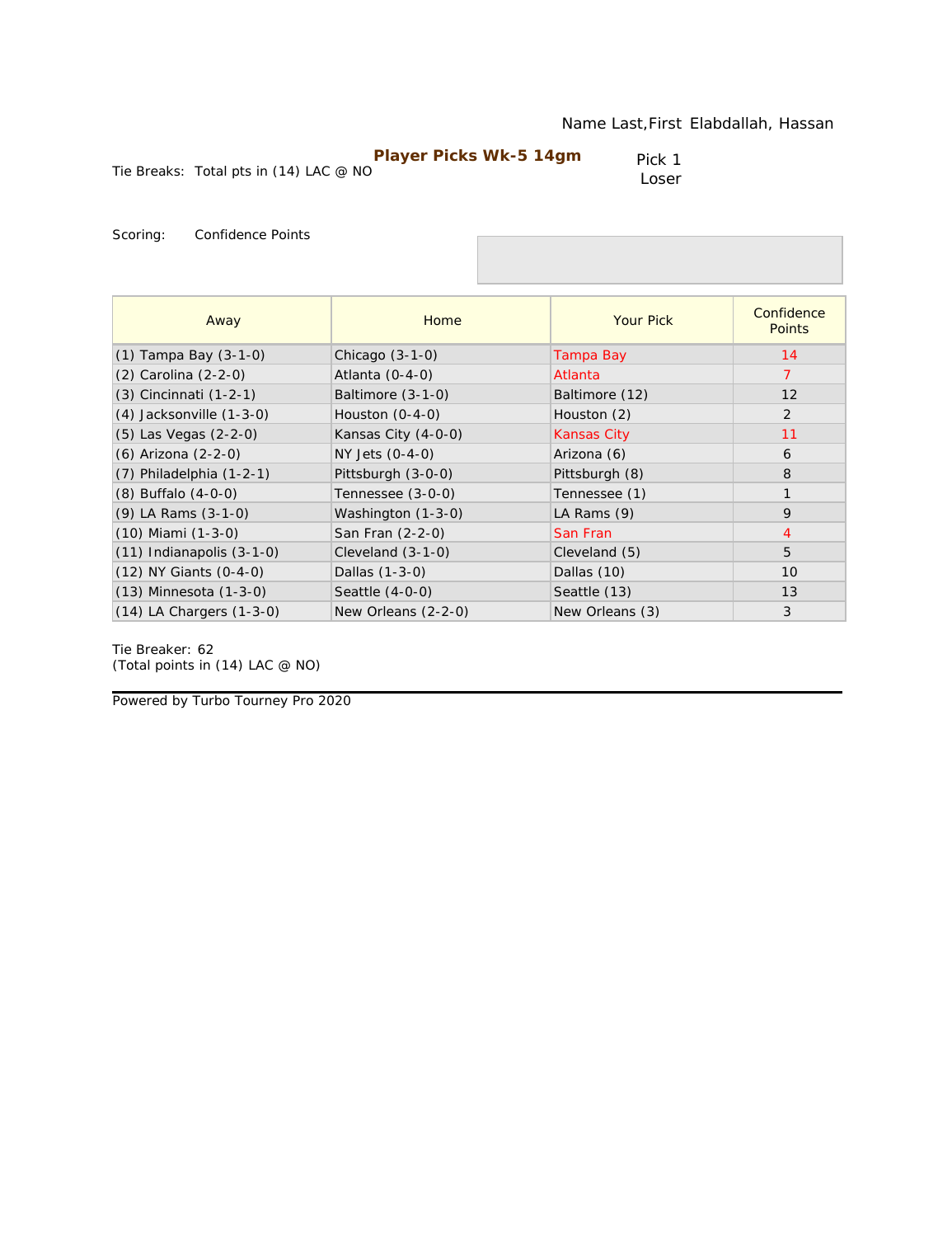Name Last,First Elabdallah, Hassan

**Player Picks Wk-5 14gm**

Tie Breaks: Total pts in (14) LAC @ NO

Pick 1 Loser

Scoring: Confidence Points

| Away | Home | Your Pick | Confidence Points |
|---|---|---|---|
| (1) Tampa Bay (3-1-0) | Chicago (3-1-0) | Tampa Bay | 14 |
| (2) Carolina (2-2-0) | Atlanta (0-4-0) | Atlanta | 7 |
| (3) Cincinnati (1-2-1) | Baltimore (3-1-0) | Baltimore (12) | 12 |
| (4) Jacksonville (1-3-0) | Houston (0-4-0) | Houston (2) | 2 |
| (5) Las Vegas (2-2-0) | Kansas City (4-0-0) | Kansas City | 11 |
| (6) Arizona (2-2-0) | NY Jets (0-4-0) | Arizona (6) | 6 |
| (7) Philadelphia (1-2-1) | Pittsburgh (3-0-0) | Pittsburgh (8) | 8 |
| (8) Buffalo (4-0-0) | Tennessee (3-0-0) | Tennessee (1) | 1 |
| (9) LA Rams (3-1-0) | Washington (1-3-0) | LA Rams (9) | 9 |
| (10) Miami (1-3-0) | San Fran (2-2-0) | San Fran | 4 |
| (11) Indianapolis (3-1-0) | Cleveland (3-1-0) | Cleveland (5) | 5 |
| (12) NY Giants (0-4-0) | Dallas (1-3-0) | Dallas (10) | 10 |
| (13) Minnesota (1-3-0) | Seattle (4-0-0) | Seattle (13) | 13 |
| (14) LA Chargers (1-3-0) | New Orleans (2-2-0) | New Orleans (3) | 3 |

Tie Breaker: 62
(Total points in (14) LAC @ NO)

Powered by Turbo Tourney Pro 2020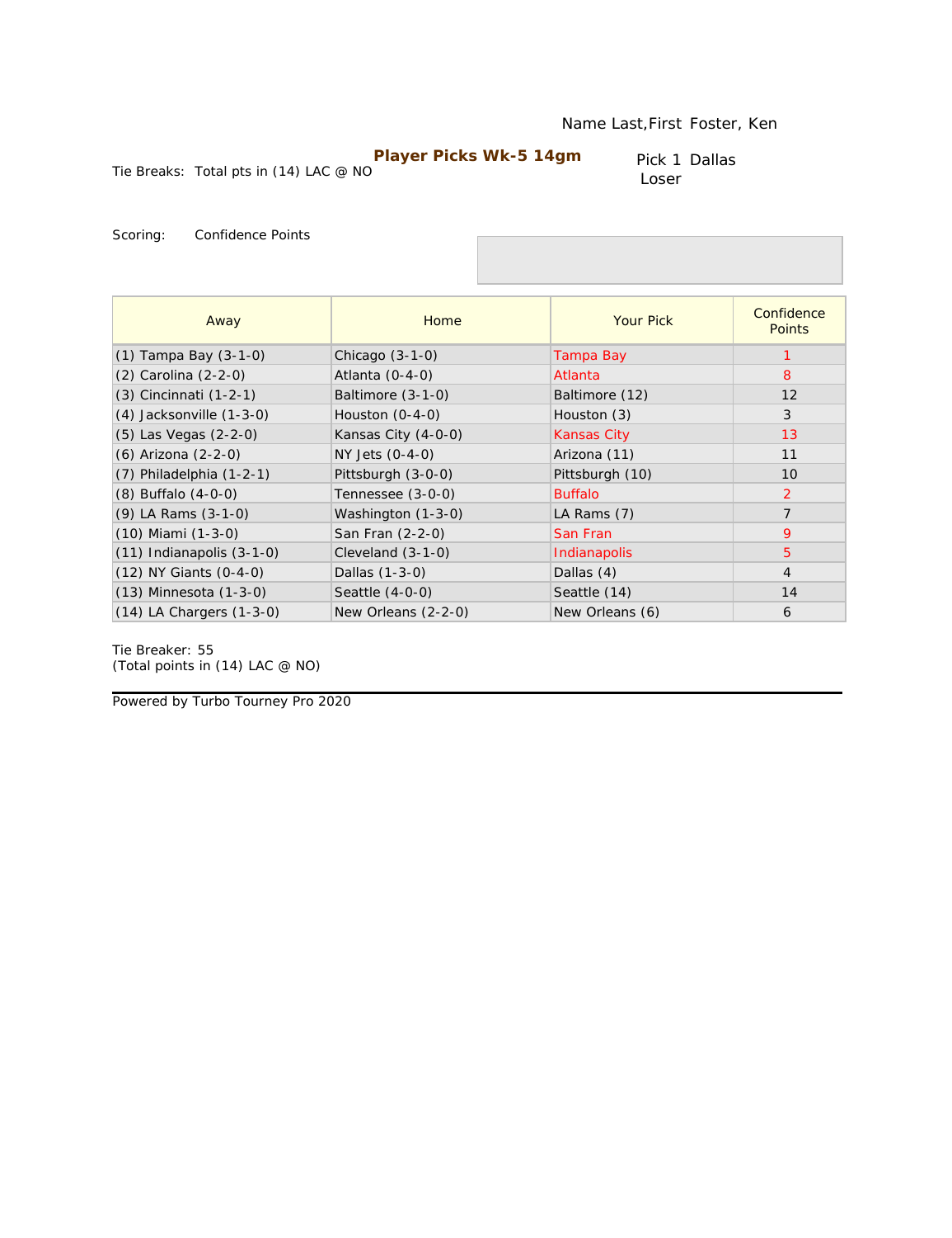Name Last,First Foster, Ken

**Player Picks Wk-5 14gm**

Tie Breaks: Total pts in (14) LAC @ NO

Pick 1 Dallas
Loser

Scoring: Confidence Points

| Away | Home | Your Pick | Confidence Points |
|---|---|---|---|
| (1) Tampa Bay (3-1-0) | Chicago (3-1-0) | Tampa Bay | 1 |
| (2) Carolina (2-2-0) | Atlanta (0-4-0) | Atlanta | 8 |
| (3) Cincinnati (1-2-1) | Baltimore (3-1-0) | Baltimore (12) | 12 |
| (4) Jacksonville (1-3-0) | Houston (0-4-0) | Houston (3) | 3 |
| (5) Las Vegas (2-2-0) | Kansas City (4-0-0) | Kansas City | 13 |
| (6) Arizona (2-2-0) | NY Jets (0-4-0) | Arizona (11) | 11 |
| (7) Philadelphia (1-2-1) | Pittsburgh (3-0-0) | Pittsburgh (10) | 10 |
| (8) Buffalo (4-0-0) | Tennessee (3-0-0) | Buffalo | 2 |
| (9) LA Rams (3-1-0) | Washington (1-3-0) | LA Rams (7) | 7 |
| (10) Miami (1-3-0) | San Fran (2-2-0) | San Fran | 9 |
| (11) Indianapolis (3-1-0) | Cleveland (3-1-0) | Indianapolis | 5 |
| (12) NY Giants (0-4-0) | Dallas (1-3-0) | Dallas (4) | 4 |
| (13) Minnesota (1-3-0) | Seattle (4-0-0) | Seattle (14) | 14 |
| (14) LA Chargers (1-3-0) | New Orleans (2-2-0) | New Orleans (6) | 6 |

Tie Breaker: 55
(Total points in (14) LAC @ NO)

Powered by Turbo Tourney Pro 2020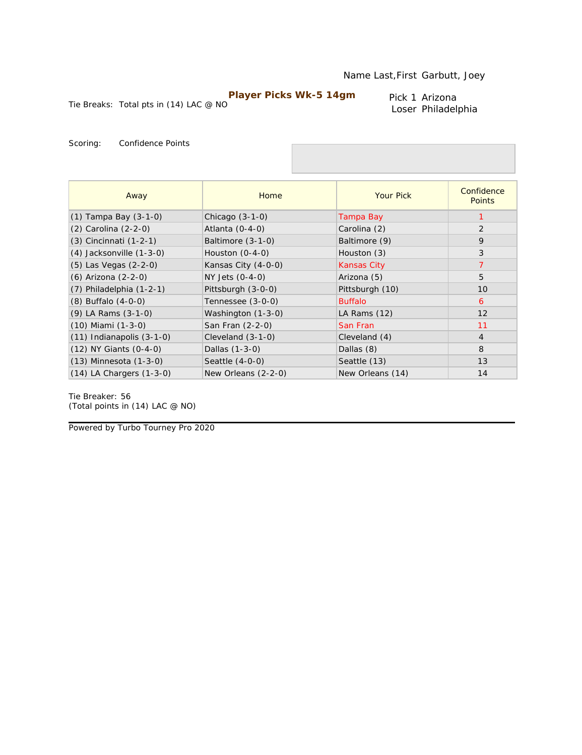Name Last,First Garbutt, Joey

**Player Picks Wk-5 14gm**

Tie Breaks: Total pts in (14) LAC @ NO

Pick 1 Arizona
Loser Philadelphia

Scoring: Confidence Points

| Away | Home | Your Pick | Confidence Points |
|---|---|---|---|
| (1) Tampa Bay (3-1-0) | Chicago (3-1-0) | Tampa Bay | 1 |
| (2) Carolina (2-2-0) | Atlanta (0-4-0) | Carolina (2) | 2 |
| (3) Cincinnati (1-2-1) | Baltimore (3-1-0) | Baltimore (9) | 9 |
| (4) Jacksonville (1-3-0) | Houston (0-4-0) | Houston (3) | 3 |
| (5) Las Vegas (2-2-0) | Kansas City (4-0-0) | Kansas City | 7 |
| (6) Arizona (2-2-0) | NY Jets (0-4-0) | Arizona (5) | 5 |
| (7) Philadelphia (1-2-1) | Pittsburgh (3-0-0) | Pittsburgh (10) | 10 |
| (8) Buffalo (4-0-0) | Tennessee (3-0-0) | Buffalo | 6 |
| (9) LA Rams (3-1-0) | Washington (1-3-0) | LA Rams (12) | 12 |
| (10) Miami (1-3-0) | San Fran (2-2-0) | San Fran | 11 |
| (11) Indianapolis (3-1-0) | Cleveland (3-1-0) | Cleveland (4) | 4 |
| (12) NY Giants (0-4-0) | Dallas (1-3-0) | Dallas (8) | 8 |
| (13) Minnesota (1-3-0) | Seattle (4-0-0) | Seattle (13) | 13 |
| (14) LA Chargers (1-3-0) | New Orleans (2-2-0) | New Orleans (14) | 14 |

Tie Breaker: 56
(Total points in (14) LAC @ NO)

Powered by Turbo Tourney Pro 2020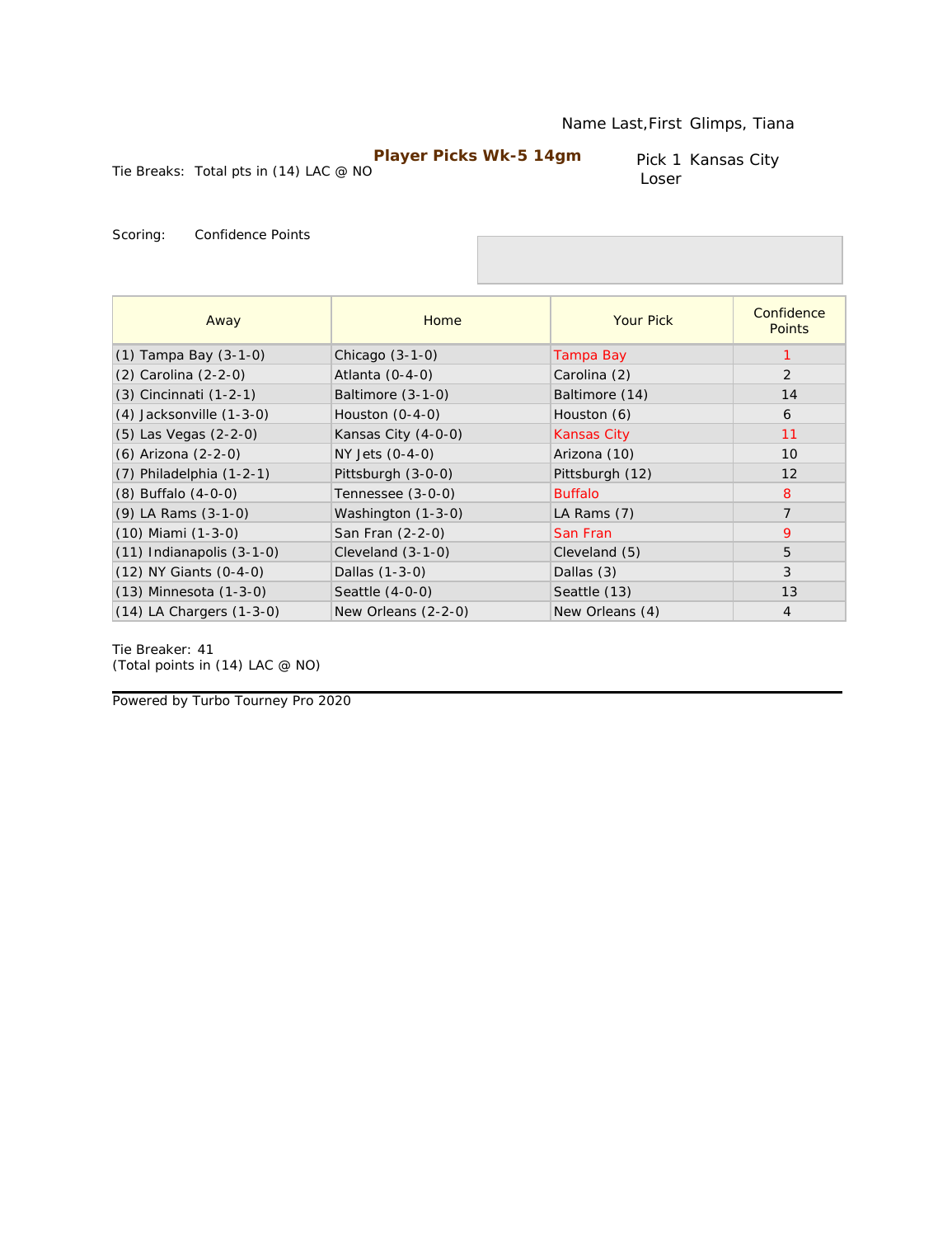Name Last,First Glimps, Tiana

**Player Picks Wk-5 14gm**

Tie Breaks: Total pts in (14) LAC @ NO

Pick 1 Kansas City
Loser

Scoring: Confidence Points

| Away | Home | Your Pick | Confidence Points |
|---|---|---|---|
| (1) Tampa Bay (3-1-0) | Chicago (3-1-0) | Tampa Bay | 1 |
| (2) Carolina (2-2-0) | Atlanta (0-4-0) | Carolina (2) | 2 |
| (3) Cincinnati (1-2-1) | Baltimore (3-1-0) | Baltimore (14) | 14 |
| (4) Jacksonville (1-3-0) | Houston (0-4-0) | Houston (6) | 6 |
| (5) Las Vegas (2-2-0) | Kansas City (4-0-0) | Kansas City | 11 |
| (6) Arizona (2-2-0) | NY Jets (0-4-0) | Arizona (10) | 10 |
| (7) Philadelphia (1-2-1) | Pittsburgh (3-0-0) | Pittsburgh (12) | 12 |
| (8) Buffalo (4-0-0) | Tennessee (3-0-0) | Buffalo | 8 |
| (9) LA Rams (3-1-0) | Washington (1-3-0) | LA Rams (7) | 7 |
| (10) Miami (1-3-0) | San Fran (2-2-0) | San Fran | 9 |
| (11) Indianapolis (3-1-0) | Cleveland (3-1-0) | Cleveland (5) | 5 |
| (12) NY Giants (0-4-0) | Dallas (1-3-0) | Dallas (3) | 3 |
| (13) Minnesota (1-3-0) | Seattle (4-0-0) | Seattle (13) | 13 |
| (14) LA Chargers (1-3-0) | New Orleans (2-2-0) | New Orleans (4) | 4 |

Tie Breaker: 41
(Total points in (14) LAC @ NO)

Powered by Turbo Tourney Pro 2020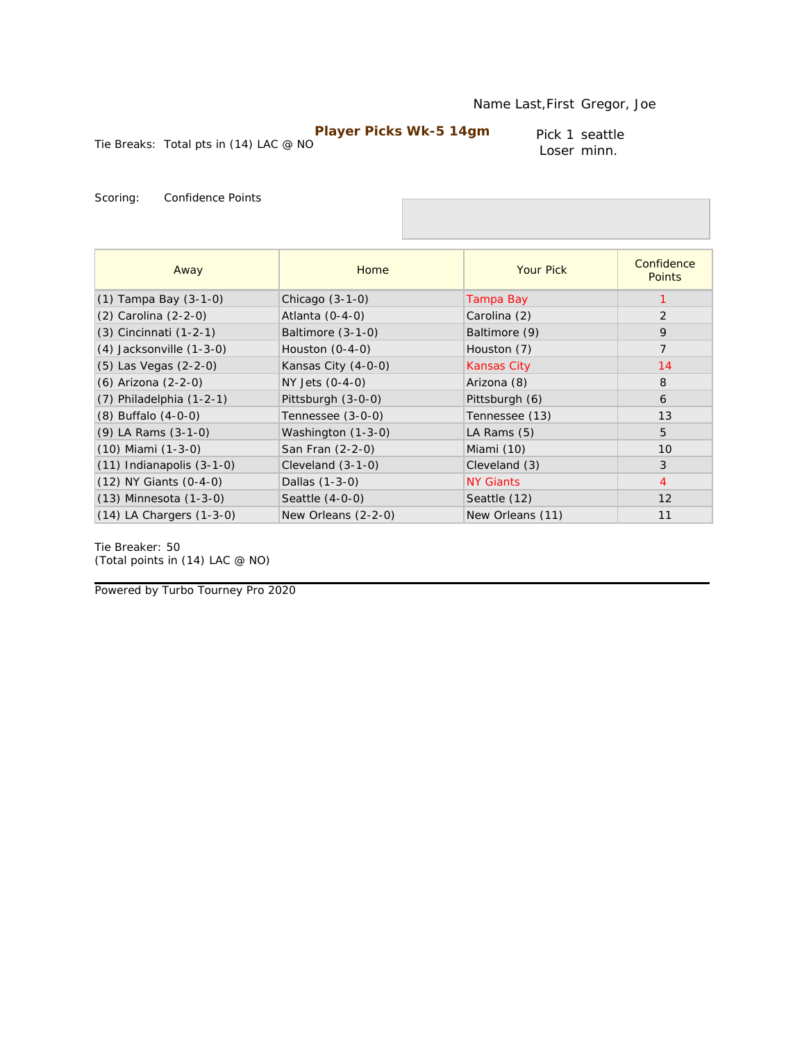Name Last,First Gregor, Joe

**Player Picks Wk-5 14gm**

Tie Breaks: Total pts in (14) LAC @ NO

Pick 1 seattle
Loser minn.

Scoring: Confidence Points

| Away | Home | Your Pick | Confidence Points |
|---|---|---|---|
| (1) Tampa Bay (3-1-0) | Chicago (3-1-0) | Tampa Bay | 1 |
| (2) Carolina (2-2-0) | Atlanta (0-4-0) | Carolina (2) | 2 |
| (3) Cincinnati (1-2-1) | Baltimore (3-1-0) | Baltimore (9) | 9 |
| (4) Jacksonville (1-3-0) | Houston (0-4-0) | Houston (7) | 7 |
| (5) Las Vegas (2-2-0) | Kansas City (4-0-0) | Kansas City | 14 |
| (6) Arizona (2-2-0) | NY Jets (0-4-0) | Arizona (8) | 8 |
| (7) Philadelphia (1-2-1) | Pittsburgh (3-0-0) | Pittsburgh (6) | 6 |
| (8) Buffalo (4-0-0) | Tennessee (3-0-0) | Tennessee (13) | 13 |
| (9) LA Rams (3-1-0) | Washington (1-3-0) | LA Rams (5) | 5 |
| (10) Miami (1-3-0) | San Fran (2-2-0) | Miami (10) | 10 |
| (11) Indianapolis (3-1-0) | Cleveland (3-1-0) | Cleveland (3) | 3 |
| (12) NY Giants (0-4-0) | Dallas (1-3-0) | NY Giants | 4 |
| (13) Minnesota (1-3-0) | Seattle (4-0-0) | Seattle (12) | 12 |
| (14) LA Chargers (1-3-0) | New Orleans (2-2-0) | New Orleans (11) | 11 |

Tie Breaker: 50
(Total points in (14) LAC @ NO)

Powered by Turbo Tourney Pro 2020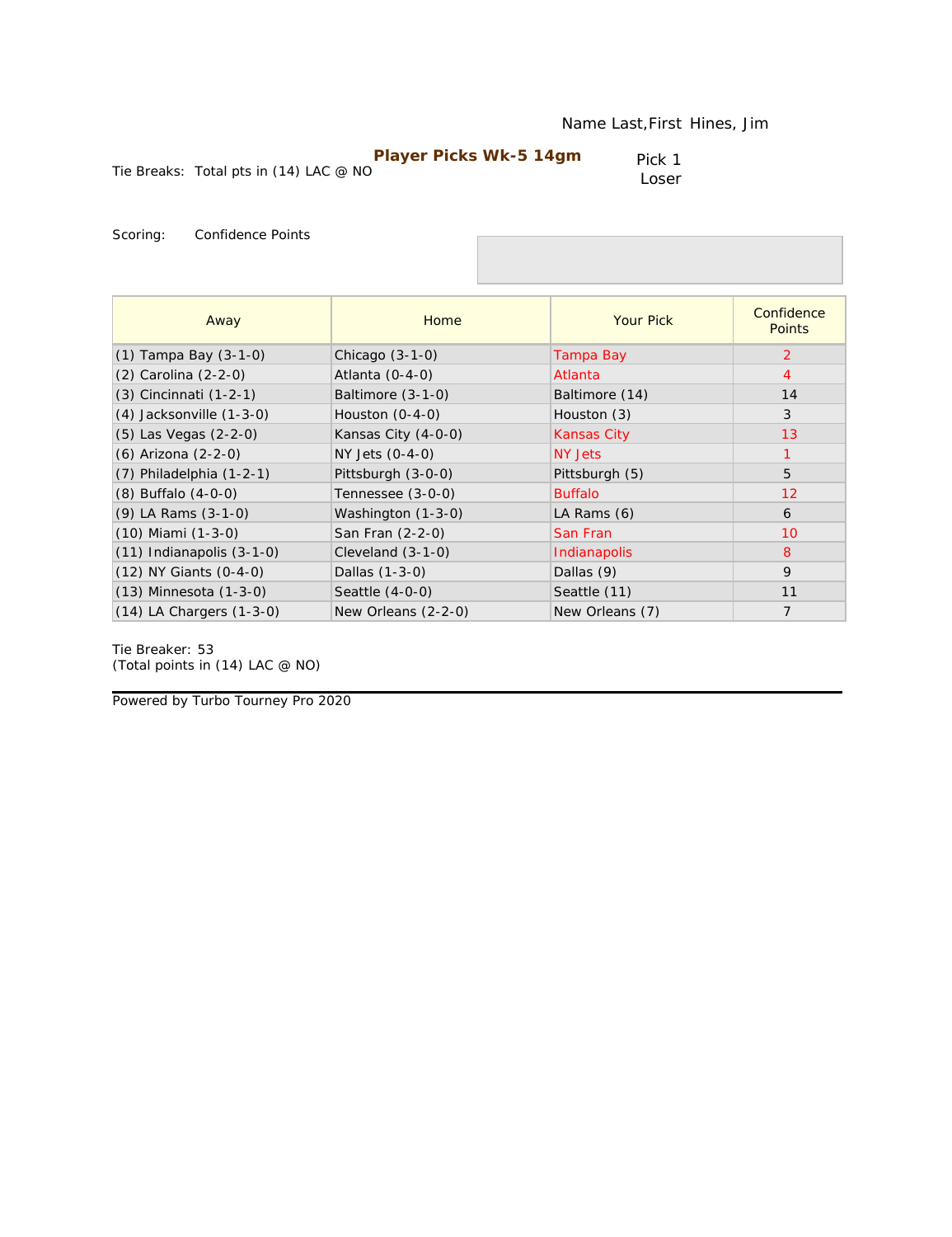Name Last,First Hines, Jim

**Player Picks Wk-5 14gm**

Tie Breaks: Total pts in (14) LAC @ NO

Pick 1
Loser

Scoring: Confidence Points

| Away | Home | Your Pick | Confidence Points |
|---|---|---|---|
| (1) Tampa Bay (3-1-0) | Chicago (3-1-0) | Tampa Bay | 2 |
| (2) Carolina (2-2-0) | Atlanta (0-4-0) | Atlanta | 4 |
| (3) Cincinnati (1-2-1) | Baltimore (3-1-0) | Baltimore (14) | 14 |
| (4) Jacksonville (1-3-0) | Houston (0-4-0) | Houston (3) | 3 |
| (5) Las Vegas (2-2-0) | Kansas City (4-0-0) | Kansas City | 13 |
| (6) Arizona (2-2-0) | NY Jets (0-4-0) | NY Jets | 1 |
| (7) Philadelphia (1-2-1) | Pittsburgh (3-0-0) | Pittsburgh (5) | 5 |
| (8) Buffalo (4-0-0) | Tennessee (3-0-0) | Buffalo | 12 |
| (9) LA Rams (3-1-0) | Washington (1-3-0) | LA Rams (6) | 6 |
| (10) Miami (1-3-0) | San Fran (2-2-0) | San Fran | 10 |
| (11) Indianapolis (3-1-0) | Cleveland (3-1-0) | Indianapolis | 8 |
| (12) NY Giants (0-4-0) | Dallas (1-3-0) | Dallas (9) | 9 |
| (13) Minnesota (1-3-0) | Seattle (4-0-0) | Seattle (11) | 11 |
| (14) LA Chargers (1-3-0) | New Orleans (2-2-0) | New Orleans (7) | 7 |

Tie Breaker: 53
(Total points in (14) LAC @ NO)

Powered by Turbo Tourney Pro 2020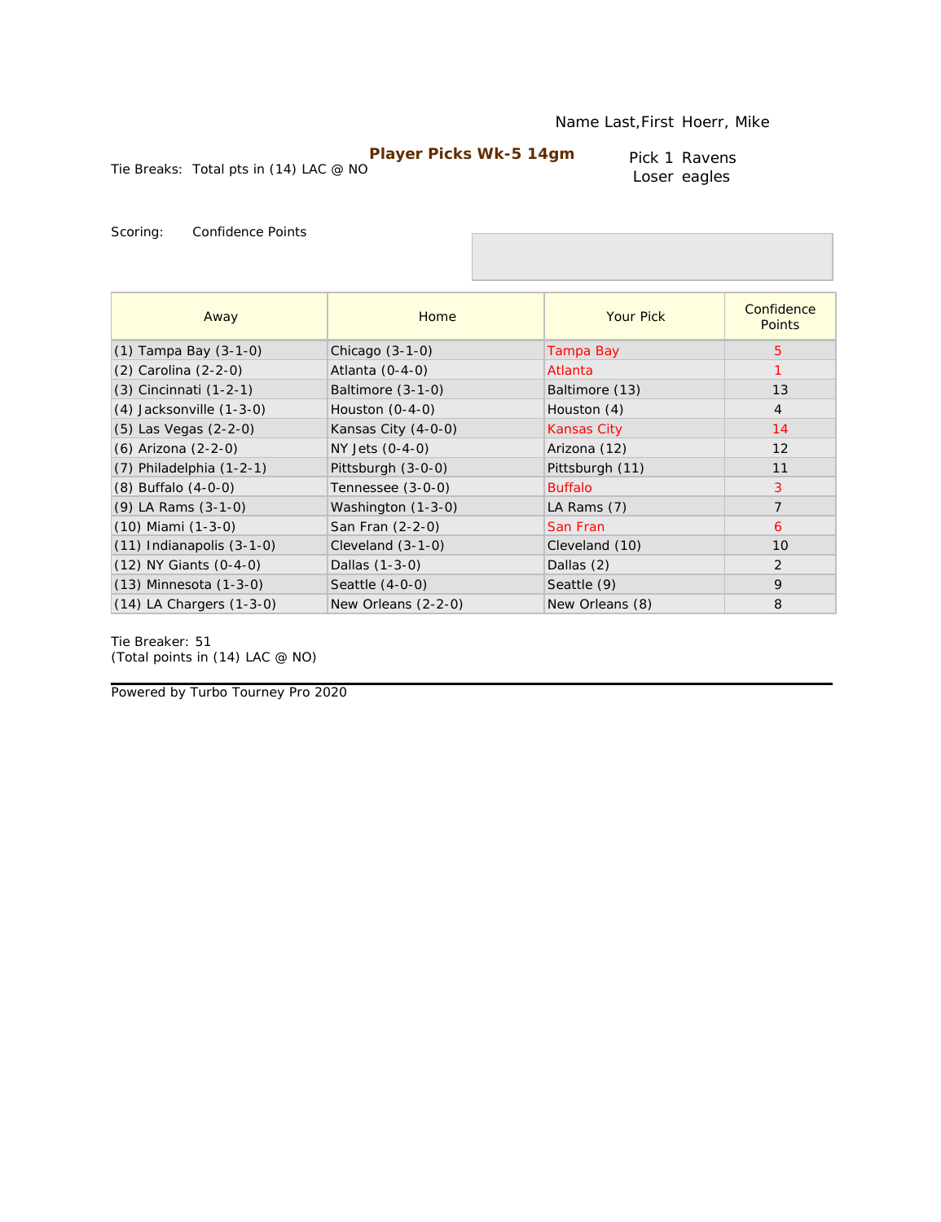Name Last,First Hoerr, Mike

## Player Picks Wk-5 14gm

Tie Breaks: Total pts in (14) LAC @ NO

Pick 1 Ravens
Loser eagles

Scoring: Confidence Points

| Away | Home | Your Pick | Confidence Points |
|---|---|---|---|
| (1) Tampa Bay (3-1-0) | Chicago (3-1-0) | Tampa Bay | 5 |
| (2) Carolina (2-2-0) | Atlanta (0-4-0) | Atlanta | 1 |
| (3) Cincinnati (1-2-1) | Baltimore (3-1-0) | Baltimore (13) | 13 |
| (4) Jacksonville (1-3-0) | Houston (0-4-0) | Houston (4) | 4 |
| (5) Las Vegas (2-2-0) | Kansas City (4-0-0) | Kansas City | 14 |
| (6) Arizona (2-2-0) | NY Jets (0-4-0) | Arizona (12) | 12 |
| (7) Philadelphia (1-2-1) | Pittsburgh (3-0-0) | Pittsburgh (11) | 11 |
| (8) Buffalo (4-0-0) | Tennessee (3-0-0) | Buffalo | 3 |
| (9) LA Rams (3-1-0) | Washington (1-3-0) | LA Rams (7) | 7 |
| (10) Miami (1-3-0) | San Fran (2-2-0) | San Fran | 6 |
| (11) Indianapolis (3-1-0) | Cleveland (3-1-0) | Cleveland (10) | 10 |
| (12) NY Giants (0-4-0) | Dallas (1-3-0) | Dallas (2) | 2 |
| (13) Minnesota (1-3-0) | Seattle (4-0-0) | Seattle (9) | 9 |
| (14) LA Chargers (1-3-0) | New Orleans (2-2-0) | New Orleans (8) | 8 |

Tie Breaker: 51
(Total points in (14) LAC @ NO)

Powered by Turbo Tourney Pro 2020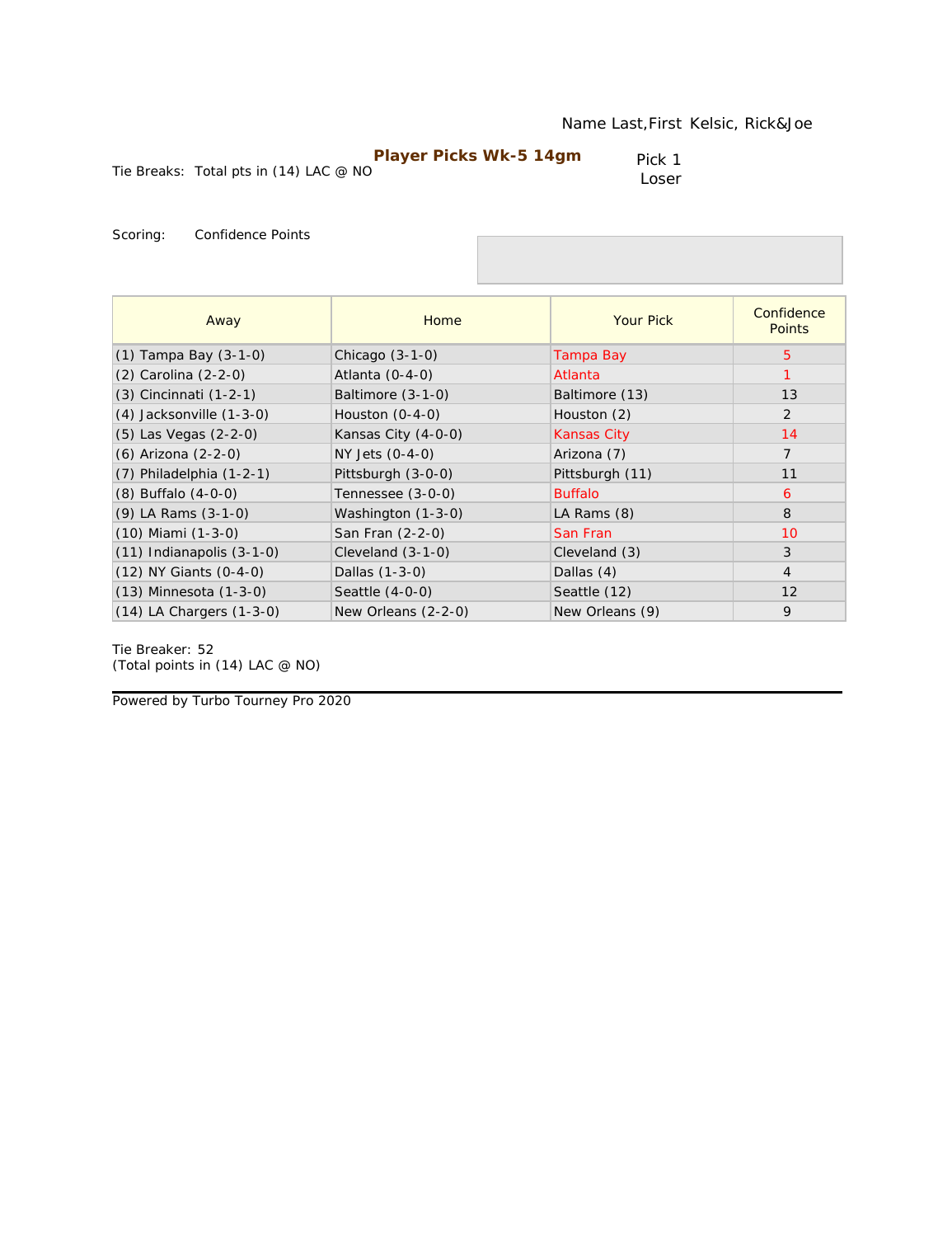Name Last,First Kelsic, Rick&Joe

**Player Picks Wk-5 14gm**

Tie Breaks: Total pts in (14) LAC @ NO

Pick 1 Loser

Scoring: Confidence Points

| Away | Home | Your Pick | Confidence Points |
|---|---|---|---|
| (1) Tampa Bay (3-1-0) | Chicago (3-1-0) | Tampa Bay | 5 |
| (2) Carolina (2-2-0) | Atlanta (0-4-0) | Atlanta | 1 |
| (3) Cincinnati (1-2-1) | Baltimore (3-1-0) | Baltimore (13) | 13 |
| (4) Jacksonville (1-3-0) | Houston (0-4-0) | Houston (2) | 2 |
| (5) Las Vegas (2-2-0) | Kansas City (4-0-0) | Kansas City | 14 |
| (6) Arizona (2-2-0) | NY Jets (0-4-0) | Arizona (7) | 7 |
| (7) Philadelphia (1-2-1) | Pittsburgh (3-0-0) | Pittsburgh (11) | 11 |
| (8) Buffalo (4-0-0) | Tennessee (3-0-0) | Buffalo | 6 |
| (9) LA Rams (3-1-0) | Washington (1-3-0) | LA Rams (8) | 8 |
| (10) Miami (1-3-0) | San Fran (2-2-0) | San Fran | 10 |
| (11) Indianapolis (3-1-0) | Cleveland (3-1-0) | Cleveland (3) | 3 |
| (12) NY Giants (0-4-0) | Dallas (1-3-0) | Dallas (4) | 4 |
| (13) Minnesota (1-3-0) | Seattle (4-0-0) | Seattle (12) | 12 |
| (14) LA Chargers (1-3-0) | New Orleans (2-2-0) | New Orleans (9) | 9 |

Tie Breaker: 52
(Total points in (14) LAC @ NO)

Powered by Turbo Tourney Pro 2020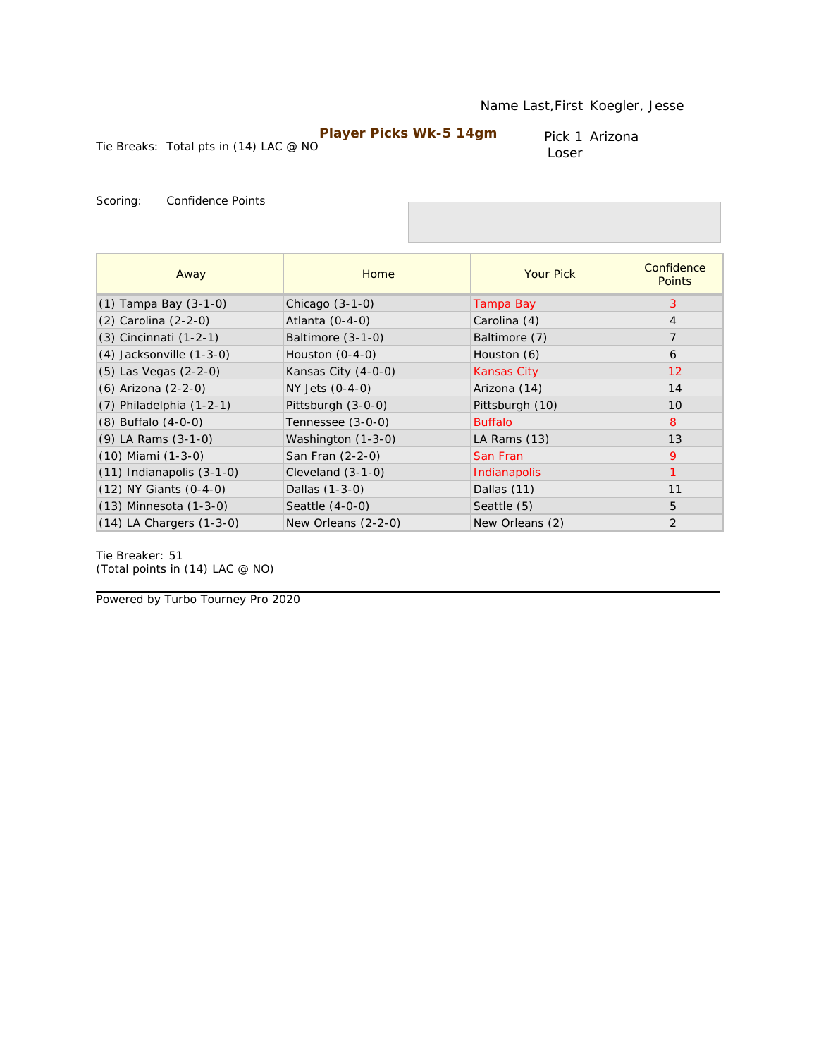Name Last,First Koegler, Jesse

**Player Picks Wk-5 14gm**

Tie Breaks: Total pts in (14) LAC @ NO

Pick 1 Arizona
Loser

Scoring: Confidence Points

| Away | Home | Your Pick | Confidence Points |
|---|---|---|---|
| (1) Tampa Bay (3-1-0) | Chicago (3-1-0) | Tampa Bay | 3 |
| (2) Carolina (2-2-0) | Atlanta (0-4-0) | Carolina (4) | 4 |
| (3) Cincinnati (1-2-1) | Baltimore (3-1-0) | Baltimore (7) | 7 |
| (4) Jacksonville (1-3-0) | Houston (0-4-0) | Houston (6) | 6 |
| (5) Las Vegas (2-2-0) | Kansas City (4-0-0) | Kansas City | 12 |
| (6) Arizona (2-2-0) | NY Jets (0-4-0) | Arizona (14) | 14 |
| (7) Philadelphia (1-2-1) | Pittsburgh (3-0-0) | Pittsburgh (10) | 10 |
| (8) Buffalo (4-0-0) | Tennessee (3-0-0) | Buffalo | 8 |
| (9) LA Rams (3-1-0) | Washington (1-3-0) | LA Rams (13) | 13 |
| (10) Miami (1-3-0) | San Fran (2-2-0) | San Fran | 9 |
| (11) Indianapolis (3-1-0) | Cleveland (3-1-0) | Indianapolis | 1 |
| (12) NY Giants (0-4-0) | Dallas (1-3-0) | Dallas (11) | 11 |
| (13) Minnesota (1-3-0) | Seattle (4-0-0) | Seattle (5) | 5 |
| (14) LA Chargers (1-3-0) | New Orleans (2-2-0) | New Orleans (2) | 2 |

Tie Breaker: 51
(Total points in (14) LAC @ NO)

Powered by Turbo Tourney Pro 2020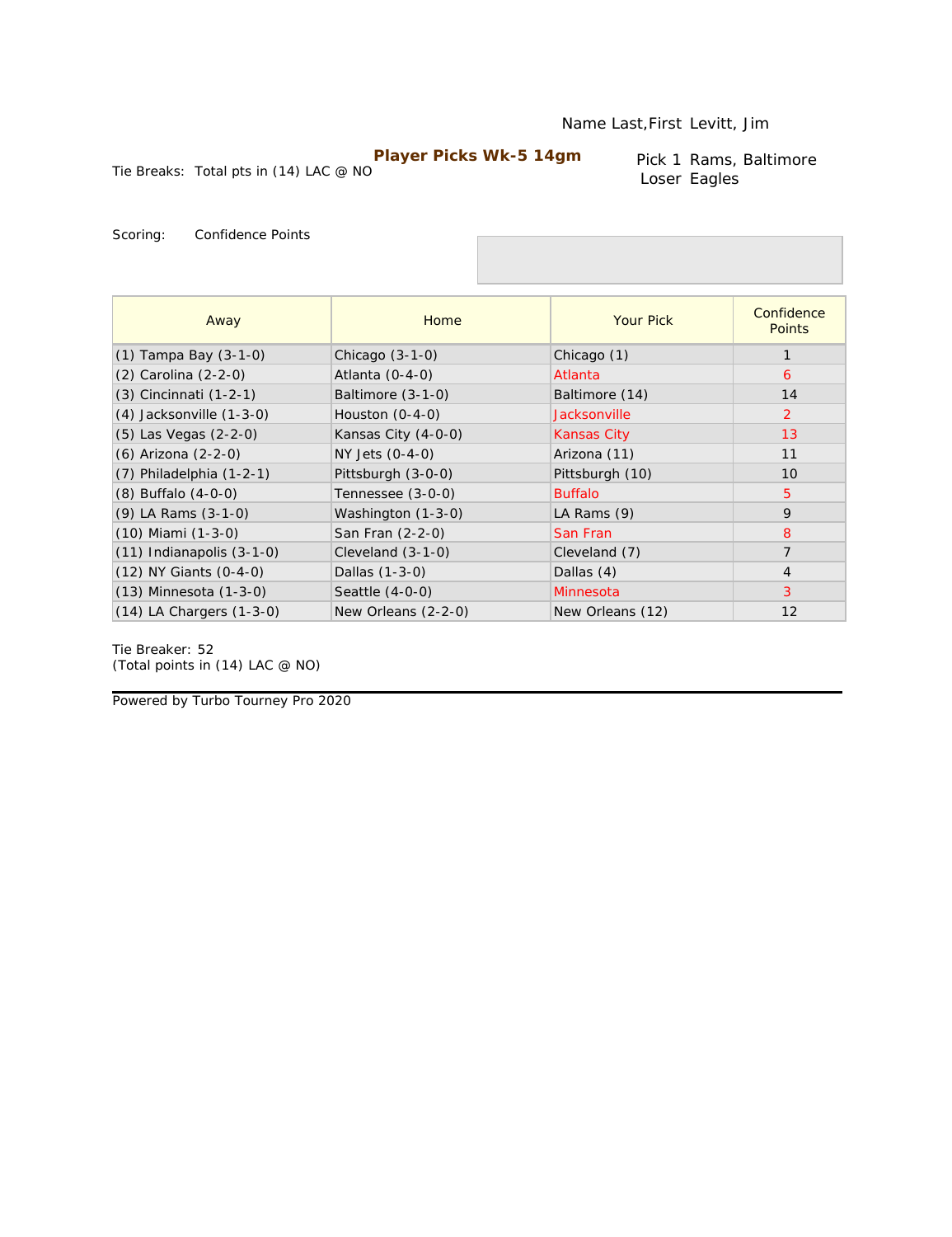Name Last,First Levitt, Jim

**Player Picks Wk-5 14gm**

Tie Breaks: Total pts in (14) LAC @ NO

Pick 1 Rams, Baltimore
Loser Eagles

Scoring: Confidence Points

| Away | Home | Your Pick | Confidence Points |
|---|---|---|---|
| (1) Tampa Bay (3-1-0) | Chicago (3-1-0) | Chicago (1) | 1 |
| (2) Carolina (2-2-0) | Atlanta (0-4-0) | Atlanta | 6 |
| (3) Cincinnati (1-2-1) | Baltimore (3-1-0) | Baltimore (14) | 14 |
| (4) Jacksonville (1-3-0) | Houston (0-4-0) | Jacksonville | 2 |
| (5) Las Vegas (2-2-0) | Kansas City (4-0-0) | Kansas City | 13 |
| (6) Arizona (2-2-0) | NY Jets (0-4-0) | Arizona (11) | 11 |
| (7) Philadelphia (1-2-1) | Pittsburgh (3-0-0) | Pittsburgh (10) | 10 |
| (8) Buffalo (4-0-0) | Tennessee (3-0-0) | Buffalo | 5 |
| (9) LA Rams (3-1-0) | Washington (1-3-0) | LA Rams (9) | 9 |
| (10) Miami (1-3-0) | San Fran (2-2-0) | San Fran | 8 |
| (11) Indianapolis (3-1-0) | Cleveland (3-1-0) | Cleveland (7) | 7 |
| (12) NY Giants (0-4-0) | Dallas (1-3-0) | Dallas (4) | 4 |
| (13) Minnesota (1-3-0) | Seattle (4-0-0) | Minnesota | 3 |
| (14) LA Chargers (1-3-0) | New Orleans (2-2-0) | New Orleans (12) | 12 |

Tie Breaker: 52
(Total points in (14) LAC @ NO)

Powered by Turbo Tourney Pro 2020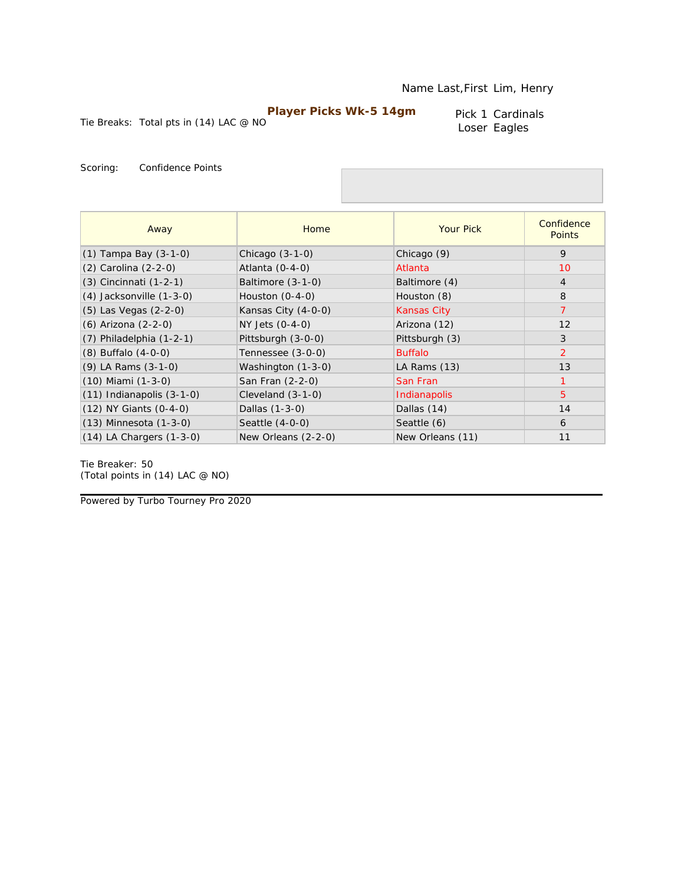Name Last,First Lim, Henry

**Player Picks Wk-5 14gm**

Tie Breaks: Total pts in (14) LAC @ NO

Pick 1 Cardinals
Loser Eagles

Scoring: Confidence Points

| Away | Home | Your Pick | Confidence Points |
|---|---|---|---|
| (1) Tampa Bay (3-1-0) | Chicago (3-1-0) | Chicago (9) | 9 |
| (2) Carolina (2-2-0) | Atlanta (0-4-0) | Atlanta | 10 |
| (3) Cincinnati (1-2-1) | Baltimore (3-1-0) | Baltimore (4) | 4 |
| (4) Jacksonville (1-3-0) | Houston (0-4-0) | Houston (8) | 8 |
| (5) Las Vegas (2-2-0) | Kansas City (4-0-0) | Kansas City | 7 |
| (6) Arizona (2-2-0) | NY Jets (0-4-0) | Arizona (12) | 12 |
| (7) Philadelphia (1-2-1) | Pittsburgh (3-0-0) | Pittsburgh (3) | 3 |
| (8) Buffalo (4-0-0) | Tennessee (3-0-0) | Buffalo | 2 |
| (9) LA Rams (3-1-0) | Washington (1-3-0) | LA Rams (13) | 13 |
| (10) Miami (1-3-0) | San Fran (2-2-0) | San Fran | 1 |
| (11) Indianapolis (3-1-0) | Cleveland (3-1-0) | Indianapolis | 5 |
| (12) NY Giants (0-4-0) | Dallas (1-3-0) | Dallas (14) | 14 |
| (13) Minnesota (1-3-0) | Seattle (4-0-0) | Seattle (6) | 6 |
| (14) LA Chargers (1-3-0) | New Orleans (2-2-0) | New Orleans (11) | 11 |

Tie Breaker: 50
(Total points in (14) LAC @ NO)

Powered by Turbo Tourney Pro 2020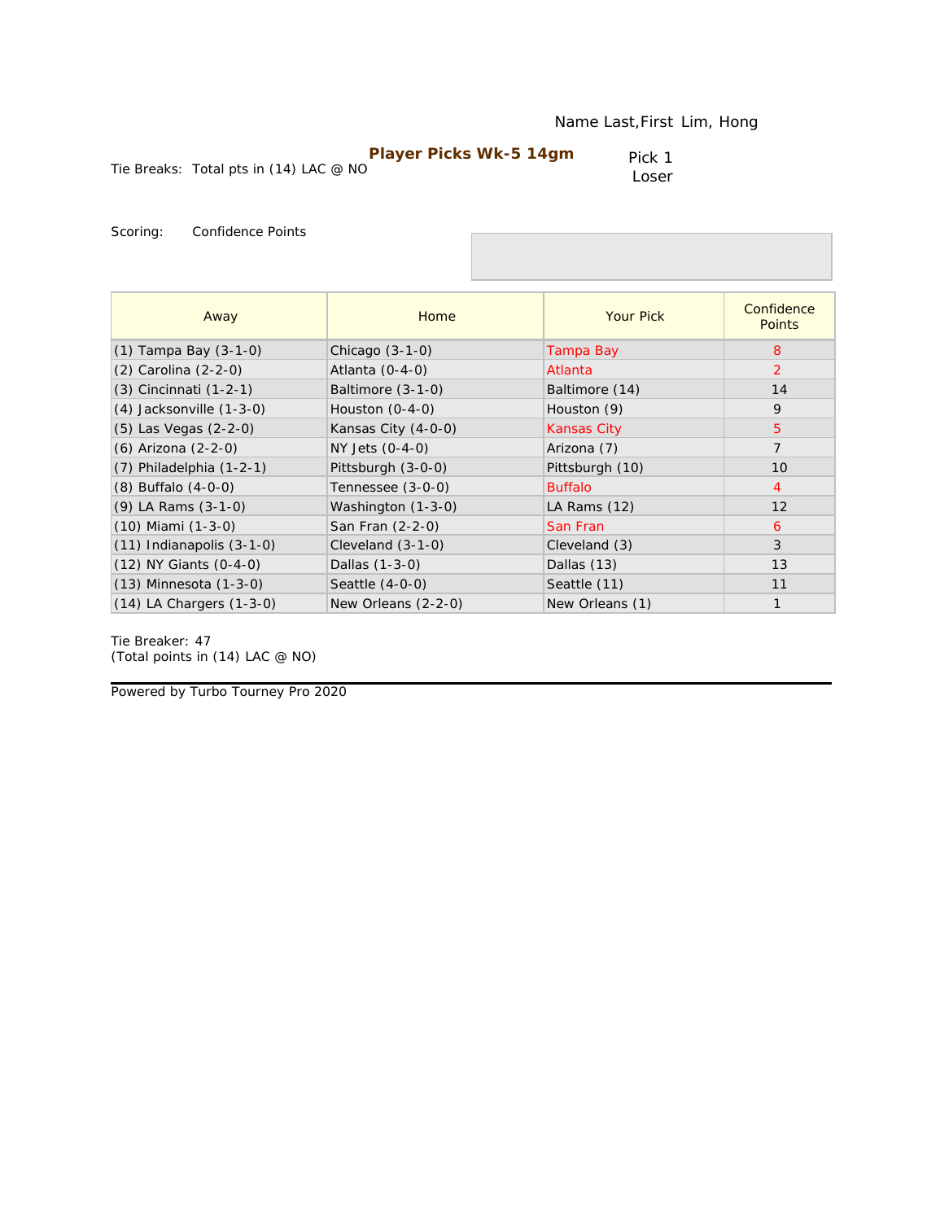Name Last,First Lim, Hong

**Player Picks Wk-5 14gm**

Tie Breaks: Total pts in (14) LAC @ NO

Pick 1 Loser

Scoring: Confidence Points

| Away | Home | Your Pick | Confidence Points |
|---|---|---|---|
| (1) Tampa Bay (3-1-0) | Chicago (3-1-0) | Tampa Bay | 8 |
| (2) Carolina (2-2-0) | Atlanta (0-4-0) | Atlanta | 2 |
| (3) Cincinnati (1-2-1) | Baltimore (3-1-0) | Baltimore (14) | 14 |
| (4) Jacksonville (1-3-0) | Houston (0-4-0) | Houston (9) | 9 |
| (5) Las Vegas (2-2-0) | Kansas City (4-0-0) | Kansas City | 5 |
| (6) Arizona (2-2-0) | NY Jets (0-4-0) | Arizona (7) | 7 |
| (7) Philadelphia (1-2-1) | Pittsburgh (3-0-0) | Pittsburgh (10) | 10 |
| (8) Buffalo (4-0-0) | Tennessee (3-0-0) | Buffalo | 4 |
| (9) LA Rams (3-1-0) | Washington (1-3-0) | LA Rams (12) | 12 |
| (10) Miami (1-3-0) | San Fran (2-2-0) | San Fran | 6 |
| (11) Indianapolis (3-1-0) | Cleveland (3-1-0) | Cleveland (3) | 3 |
| (12) NY Giants (0-4-0) | Dallas (1-3-0) | Dallas (13) | 13 |
| (13) Minnesota (1-3-0) | Seattle (4-0-0) | Seattle (11) | 11 |
| (14) LA Chargers (1-3-0) | New Orleans (2-2-0) | New Orleans (1) | 1 |

Tie Breaker: 47
(Total points in (14) LAC @ NO)

Powered by Turbo Tourney Pro 2020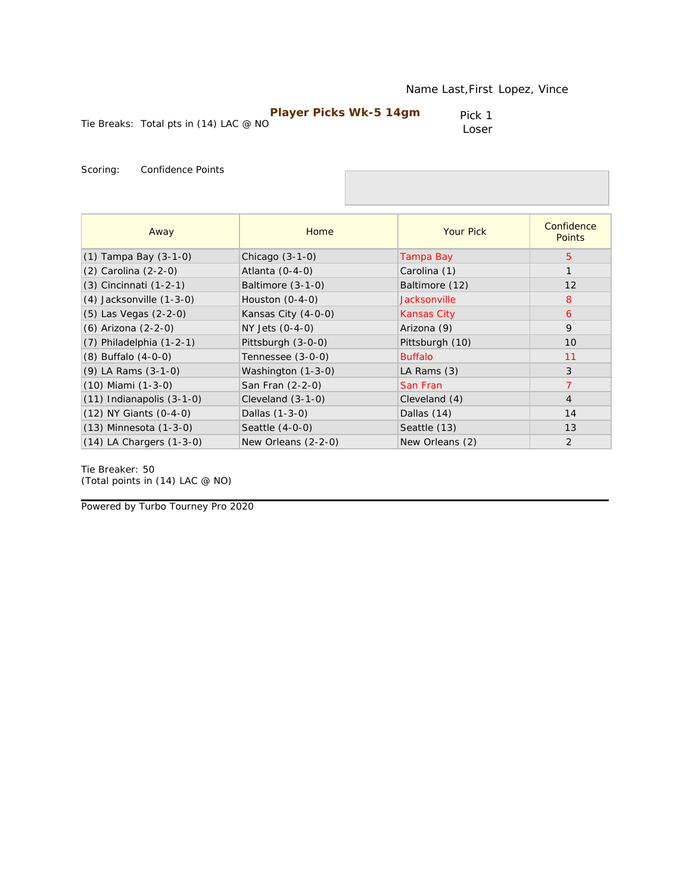Name Last,First Lopez, Vince

**Player Picks Wk-5 14gm**

Tie Breaks: Total pts in (14) LAC @ NO

Pick 1
Loser

Scoring: Confidence Points

| Away | Home | Your Pick | Confidence Points |
|---|---|---|---|
| (1) Tampa Bay (3-1-0) | Chicago (3-1-0) | Tampa Bay | 5 |
| (2) Carolina (2-2-0) | Atlanta (0-4-0) | Carolina (1) | 1 |
| (3) Cincinnati (1-2-1) | Baltimore (3-1-0) | Baltimore (12) | 12 |
| (4) Jacksonville (1-3-0) | Houston (0-4-0) | Jacksonville | 8 |
| (5) Las Vegas (2-2-0) | Kansas City (4-0-0) | Kansas City | 6 |
| (6) Arizona (2-2-0) | NY Jets (0-4-0) | Arizona (9) | 9 |
| (7) Philadelphia (1-2-1) | Pittsburgh (3-0-0) | Pittsburgh (10) | 10 |
| (8) Buffalo (4-0-0) | Tennessee (3-0-0) | Buffalo | 11 |
| (9) LA Rams (3-1-0) | Washington (1-3-0) | LA Rams (3) | 3 |
| (10) Miami (1-3-0) | San Fran (2-2-0) | San Fran | 7 |
| (11) Indianapolis (3-1-0) | Cleveland (3-1-0) | Cleveland (4) | 4 |
| (12) NY Giants (0-4-0) | Dallas (1-3-0) | Dallas (14) | 14 |
| (13) Minnesota (1-3-0) | Seattle (4-0-0) | Seattle (13) | 13 |
| (14) LA Chargers (1-3-0) | New Orleans (2-2-0) | New Orleans (2) | 2 |

Tie Breaker: 50
(Total points in (14) LAC @ NO)

Powered by Turbo Tourney Pro 2020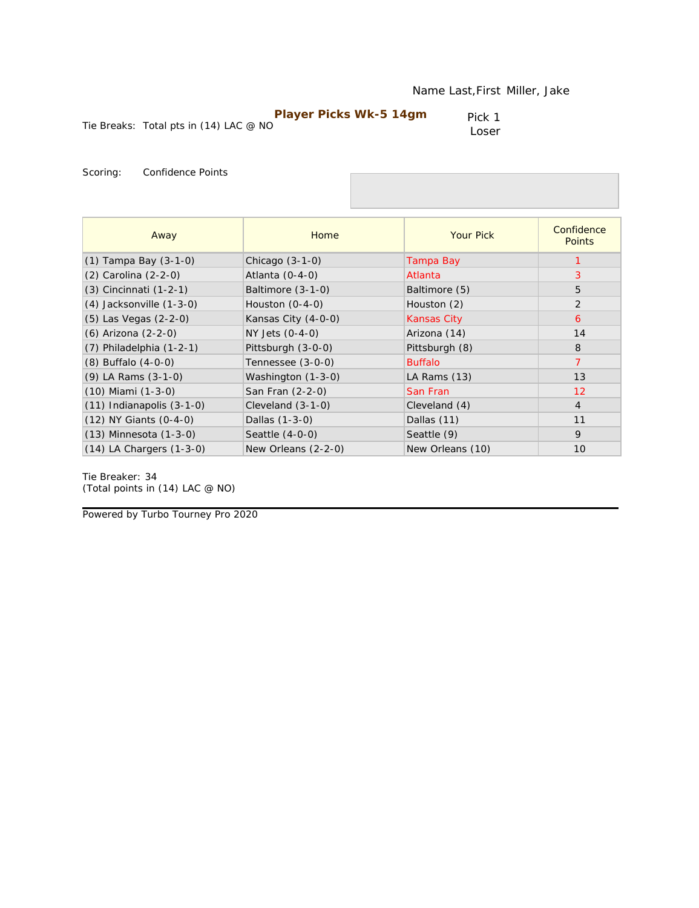Name Last,First Miller, Jake

**Player Picks Wk-5 14gm**

Tie Breaks: Total pts in (14) LAC @ NO

Pick 1
Loser

Scoring: Confidence Points

| Away | Home | Your Pick | Confidence Points |
|---|---|---|---|
| (1) Tampa Bay (3-1-0) | Chicago (3-1-0) | Tampa Bay | 1 |
| (2) Carolina (2-2-0) | Atlanta (0-4-0) | Atlanta | 3 |
| (3) Cincinnati (1-2-1) | Baltimore (3-1-0) | Baltimore (5) | 5 |
| (4) Jacksonville (1-3-0) | Houston (0-4-0) | Houston (2) | 2 |
| (5) Las Vegas (2-2-0) | Kansas City (4-0-0) | Kansas City | 6 |
| (6) Arizona (2-2-0) | NY Jets (0-4-0) | Arizona (14) | 14 |
| (7) Philadelphia (1-2-1) | Pittsburgh (3-0-0) | Pittsburgh (8) | 8 |
| (8) Buffalo (4-0-0) | Tennessee (3-0-0) | Buffalo | 7 |
| (9) LA Rams (3-1-0) | Washington (1-3-0) | LA Rams (13) | 13 |
| (10) Miami (1-3-0) | San Fran (2-2-0) | San Fran | 12 |
| (11) Indianapolis (3-1-0) | Cleveland (3-1-0) | Cleveland (4) | 4 |
| (12) NY Giants (0-4-0) | Dallas (1-3-0) | Dallas (11) | 11 |
| (13) Minnesota (1-3-0) | Seattle (4-0-0) | Seattle (9) | 9 |
| (14) LA Chargers (1-3-0) | New Orleans (2-2-0) | New Orleans (10) | 10 |

Tie Breaker: 34
(Total points in (14) LAC @ NO)

Powered by Turbo Tourney Pro 2020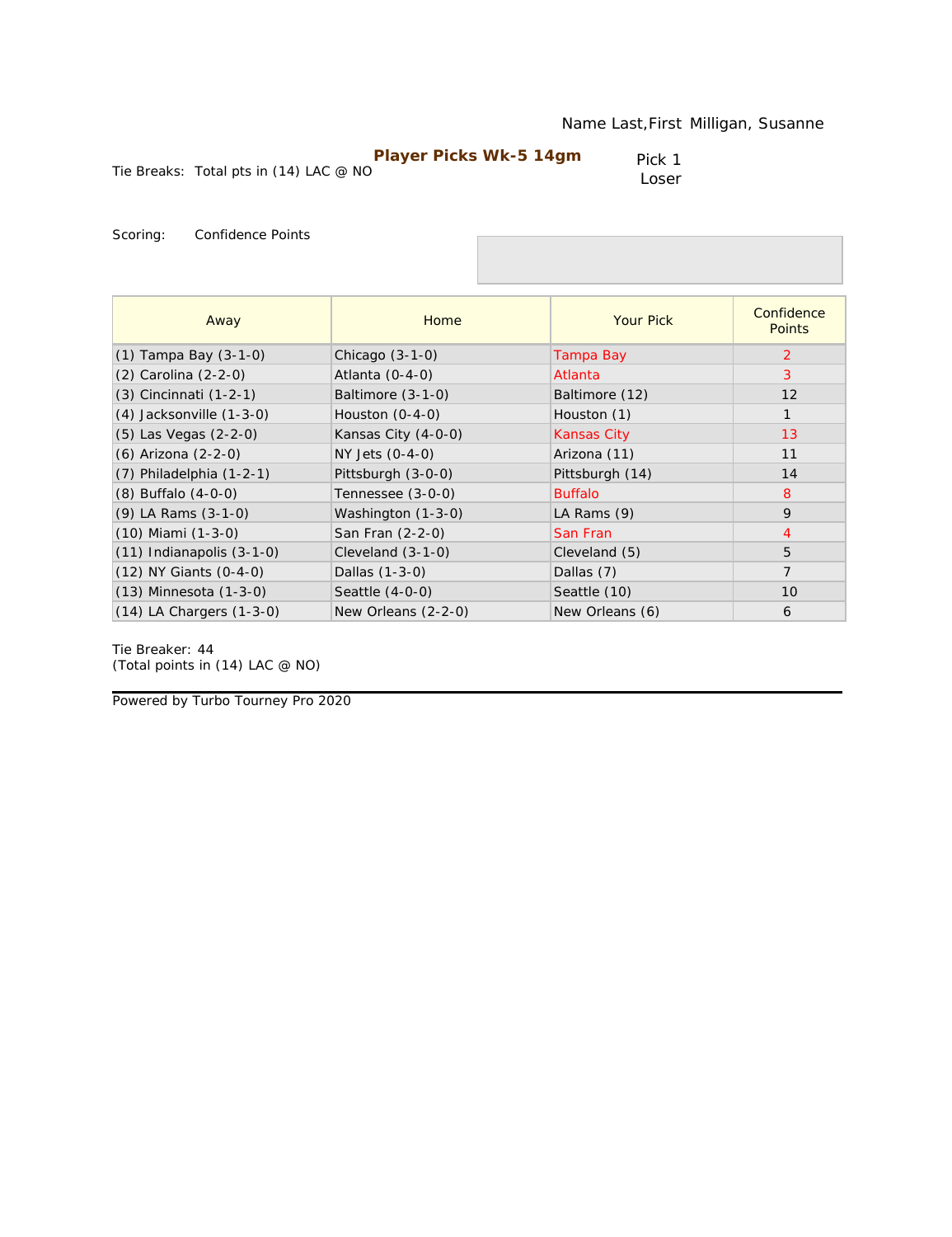Name Last,First Milligan, Susanne

**Player Picks Wk-5 14gm**

Tie Breaks: Total pts in (14) LAC @ NO

Pick 1
Loser

Scoring: Confidence Points

| Away | Home | Your Pick | Confidence Points |
|---|---|---|---|
| (1) Tampa Bay (3-1-0) | Chicago (3-1-0) | Tampa Bay | 2 |
| (2) Carolina (2-2-0) | Atlanta (0-4-0) | Atlanta | 3 |
| (3) Cincinnati (1-2-1) | Baltimore (3-1-0) | Baltimore (12) | 12 |
| (4) Jacksonville (1-3-0) | Houston (0-4-0) | Houston (1) | 1 |
| (5) Las Vegas (2-2-0) | Kansas City (4-0-0) | Kansas City | 13 |
| (6) Arizona (2-2-0) | NY Jets (0-4-0) | Arizona (11) | 11 |
| (7) Philadelphia (1-2-1) | Pittsburgh (3-0-0) | Pittsburgh (14) | 14 |
| (8) Buffalo (4-0-0) | Tennessee (3-0-0) | Buffalo | 8 |
| (9) LA Rams (3-1-0) | Washington (1-3-0) | LA Rams (9) | 9 |
| (10) Miami (1-3-0) | San Fran (2-2-0) | San Fran | 4 |
| (11) Indianapolis (3-1-0) | Cleveland (3-1-0) | Cleveland (5) | 5 |
| (12) NY Giants (0-4-0) | Dallas (1-3-0) | Dallas (7) | 7 |
| (13) Minnesota (1-3-0) | Seattle (4-0-0) | Seattle (10) | 10 |
| (14) LA Chargers (1-3-0) | New Orleans (2-2-0) | New Orleans (6) | 6 |

Tie Breaker: 44
(Total points in (14) LAC @ NO)

Powered by Turbo Tourney Pro 2020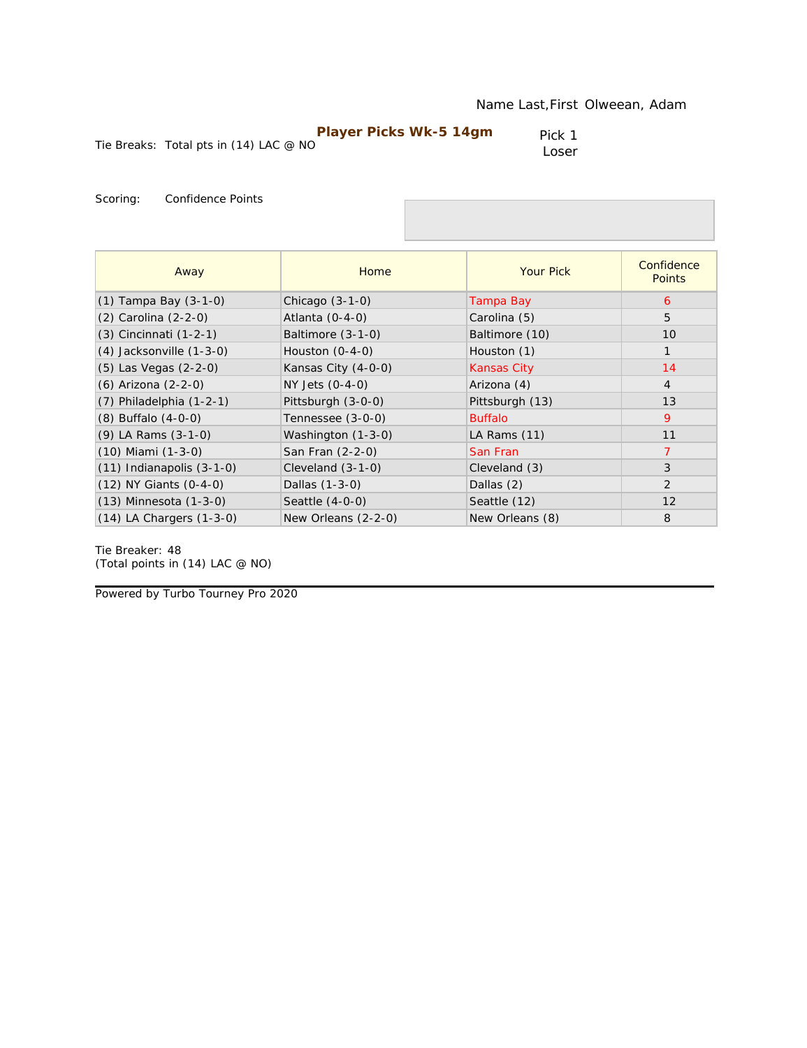Name Last,First Olweean, Adam

**Player Picks Wk-5 14gm**

Tie Breaks: Total pts in (14) LAC @ NO

Pick 1 Loser

Scoring: Confidence Points

| Away | Home | Your Pick | Confidence Points |
|---|---|---|---|
| (1) Tampa Bay (3-1-0) | Chicago (3-1-0) | Tampa Bay | 6 |
| (2) Carolina (2-2-0) | Atlanta (0-4-0) | Carolina (5) | 5 |
| (3) Cincinnati (1-2-1) | Baltimore (3-1-0) | Baltimore (10) | 10 |
| (4) Jacksonville (1-3-0) | Houston (0-4-0) | Houston (1) | 1 |
| (5) Las Vegas (2-2-0) | Kansas City (4-0-0) | Kansas City | 14 |
| (6) Arizona (2-2-0) | NY Jets (0-4-0) | Arizona (4) | 4 |
| (7) Philadelphia (1-2-1) | Pittsburgh (3-0-0) | Pittsburgh (13) | 13 |
| (8) Buffalo (4-0-0) | Tennessee (3-0-0) | Buffalo | 9 |
| (9) LA Rams (3-1-0) | Washington (1-3-0) | LA Rams (11) | 11 |
| (10) Miami (1-3-0) | San Fran (2-2-0) | San Fran | 7 |
| (11) Indianapolis (3-1-0) | Cleveland (3-1-0) | Cleveland (3) | 3 |
| (12) NY Giants (0-4-0) | Dallas (1-3-0) | Dallas (2) | 2 |
| (13) Minnesota (1-3-0) | Seattle (4-0-0) | Seattle (12) | 12 |
| (14) LA Chargers (1-3-0) | New Orleans (2-2-0) | New Orleans (8) | 8 |

Tie Breaker: 48
(Total points in (14) LAC @ NO)

Powered by Turbo Tourney Pro 2020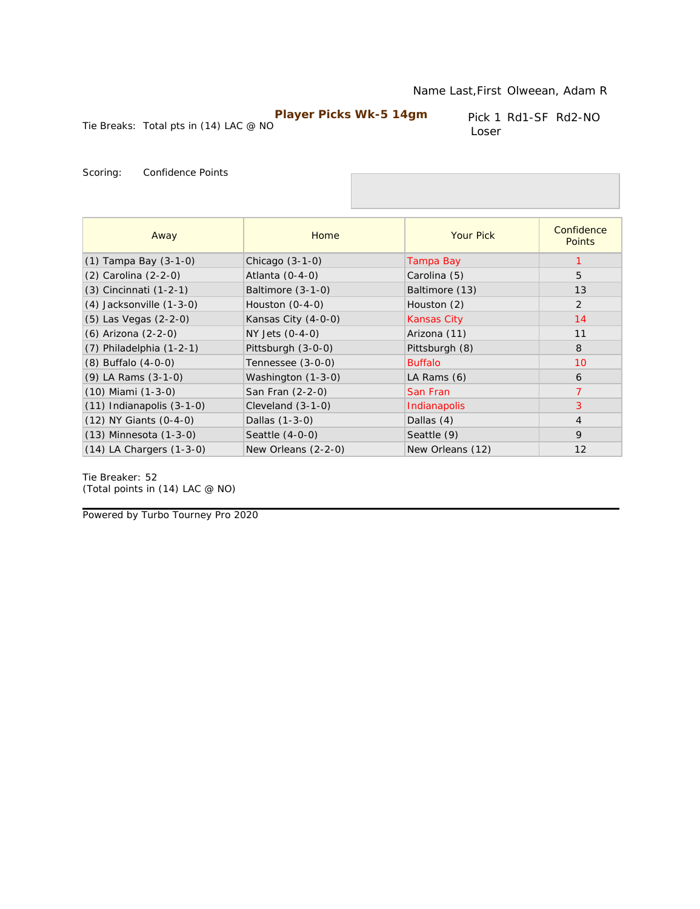Name Last,First Olweean, Adam R

**Player Picks Wk-5 14gm**

Tie Breaks: Total pts in (14) LAC @ NO

Pick 1 Rd1-SF Rd2-NO
Loser

Scoring: Confidence Points

| Away | Home | Your Pick | Confidence Points |
|---|---|---|---|
| (1) Tampa Bay (3-1-0) | Chicago (3-1-0) | Tampa Bay | 1 |
| (2) Carolina (2-2-0) | Atlanta (0-4-0) | Carolina (5) | 5 |
| (3) Cincinnati (1-2-1) | Baltimore (3-1-0) | Baltimore (13) | 13 |
| (4) Jacksonville (1-3-0) | Houston (0-4-0) | Houston (2) | 2 |
| (5) Las Vegas (2-2-0) | Kansas City (4-0-0) | Kansas City | 14 |
| (6) Arizona (2-2-0) | NY Jets (0-4-0) | Arizona (11) | 11 |
| (7) Philadelphia (1-2-1) | Pittsburgh (3-0-0) | Pittsburgh (8) | 8 |
| (8) Buffalo (4-0-0) | Tennessee (3-0-0) | Buffalo | 10 |
| (9) LA Rams (3-1-0) | Washington (1-3-0) | LA Rams (6) | 6 |
| (10) Miami (1-3-0) | San Fran (2-2-0) | San Fran | 7 |
| (11) Indianapolis (3-1-0) | Cleveland (3-1-0) | Indianapolis | 3 |
| (12) NY Giants (0-4-0) | Dallas (1-3-0) | Dallas (4) | 4 |
| (13) Minnesota (1-3-0) | Seattle (4-0-0) | Seattle (9) | 9 |
| (14) LA Chargers (1-3-0) | New Orleans (2-2-0) | New Orleans (12) | 12 |

Tie Breaker: 52
(Total points in (14) LAC @ NO)

Powered by Turbo Tourney Pro 2020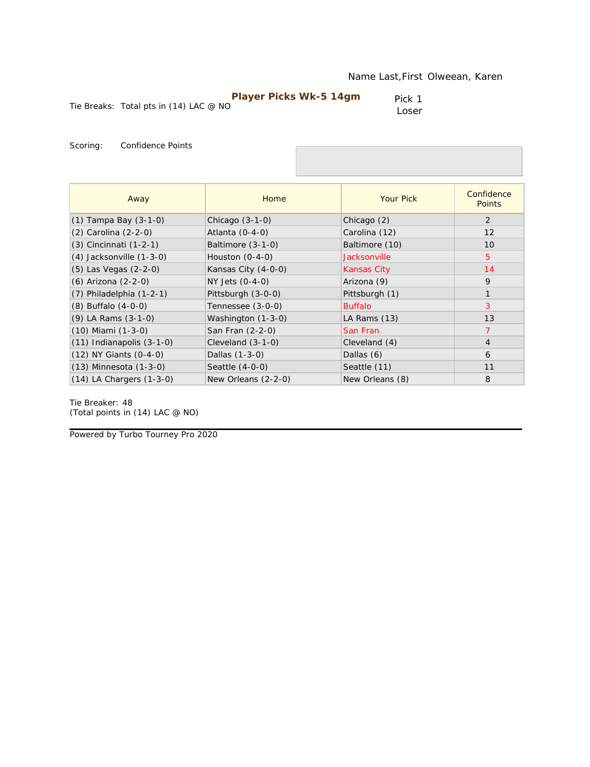Name Last,First Olweean, Karen

**Player Picks Wk-5 14gm**

Tie Breaks: Total pts in (14) LAC @ NO

Pick 1 Loser

Scoring: Confidence Points

| Away | Home | Your Pick | Confidence Points |
|---|---|---|---|
| (1) Tampa Bay (3-1-0) | Chicago (3-1-0) | Chicago (2) | 2 |
| (2) Carolina (2-2-0) | Atlanta (0-4-0) | Carolina (12) | 12 |
| (3) Cincinnati (1-2-1) | Baltimore (3-1-0) | Baltimore (10) | 10 |
| (4) Jacksonville (1-3-0) | Houston (0-4-0) | Jacksonville | 5 |
| (5) Las Vegas (2-2-0) | Kansas City (4-0-0) | Kansas City | 14 |
| (6) Arizona (2-2-0) | NY Jets (0-4-0) | Arizona (9) | 9 |
| (7) Philadelphia (1-2-1) | Pittsburgh (3-0-0) | Pittsburgh (1) | 1 |
| (8) Buffalo (4-0-0) | Tennessee (3-0-0) | Buffalo | 3 |
| (9) LA Rams (3-1-0) | Washington (1-3-0) | LA Rams (13) | 13 |
| (10) Miami (1-3-0) | San Fran (2-2-0) | San Fran | 7 |
| (11) Indianapolis (3-1-0) | Cleveland (3-1-0) | Cleveland (4) | 4 |
| (12) NY Giants (0-4-0) | Dallas (1-3-0) | Dallas (6) | 6 |
| (13) Minnesota (1-3-0) | Seattle (4-0-0) | Seattle (11) | 11 |
| (14) LA Chargers (1-3-0) | New Orleans (2-2-0) | New Orleans (8) | 8 |

Tie Breaker: 48
(Total points in (14) LAC @ NO)

Powered by Turbo Tourney Pro 2020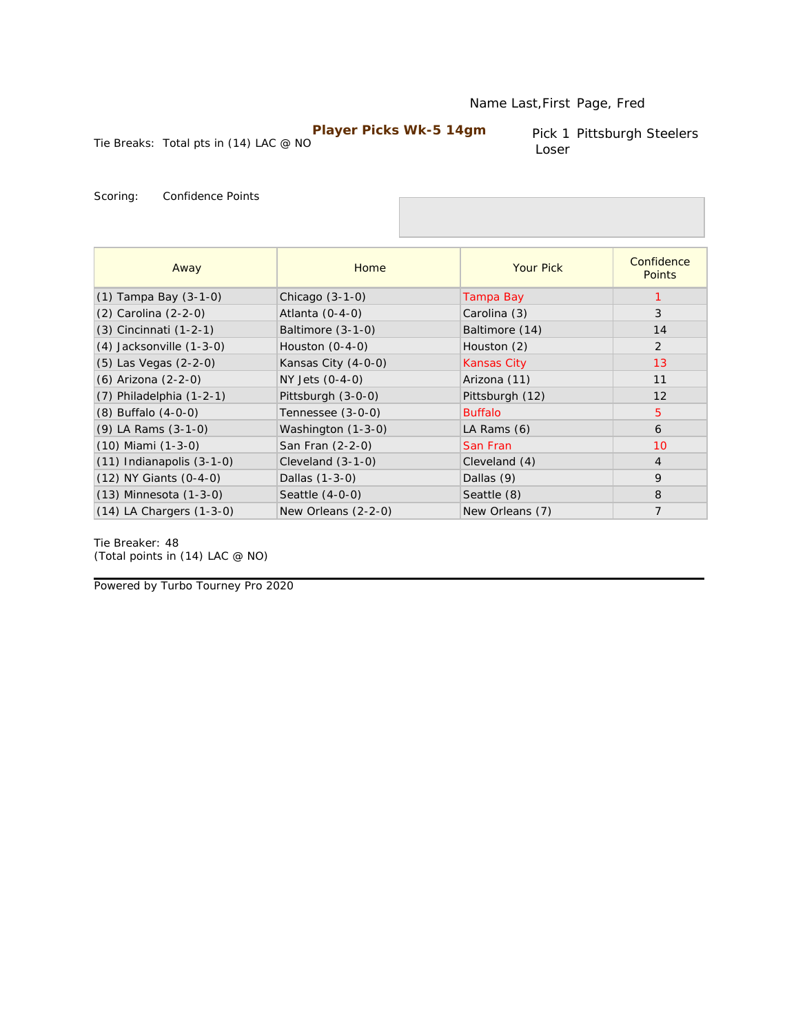Name Last,First Page, Fred

## Player Picks Wk-5 14gm

Tie Breaks: Total pts in (14) LAC @ NO

Pick 1 Pittsburgh Steelers
Loser

Scoring: Confidence Points

| Away | Home | Your Pick | Confidence Points |
|---|---|---|---|
| (1) Tampa Bay (3-1-0) | Chicago (3-1-0) | Tampa Bay | 1 |
| (2) Carolina (2-2-0) | Atlanta (0-4-0) | Carolina (3) | 3 |
| (3) Cincinnati (1-2-1) | Baltimore (3-1-0) | Baltimore (14) | 14 |
| (4) Jacksonville (1-3-0) | Houston (0-4-0) | Houston (2) | 2 |
| (5) Las Vegas (2-2-0) | Kansas City (4-0-0) | Kansas City | 13 |
| (6) Arizona (2-2-0) | NY Jets (0-4-0) | Arizona (11) | 11 |
| (7) Philadelphia (1-2-1) | Pittsburgh (3-0-0) | Pittsburgh (12) | 12 |
| (8) Buffalo (4-0-0) | Tennessee (3-0-0) | Buffalo | 5 |
| (9) LA Rams (3-1-0) | Washington (1-3-0) | LA Rams (6) | 6 |
| (10) Miami (1-3-0) | San Fran (2-2-0) | San Fran | 10 |
| (11) Indianapolis (3-1-0) | Cleveland (3-1-0) | Cleveland (4) | 4 |
| (12) NY Giants (0-4-0) | Dallas (1-3-0) | Dallas (9) | 9 |
| (13) Minnesota (1-3-0) | Seattle (4-0-0) | Seattle (8) | 8 |
| (14) LA Chargers (1-3-0) | New Orleans (2-2-0) | New Orleans (7) | 7 |

Tie Breaker: 48
(Total points in (14) LAC @ NO)

Powered by Turbo Tourney Pro 2020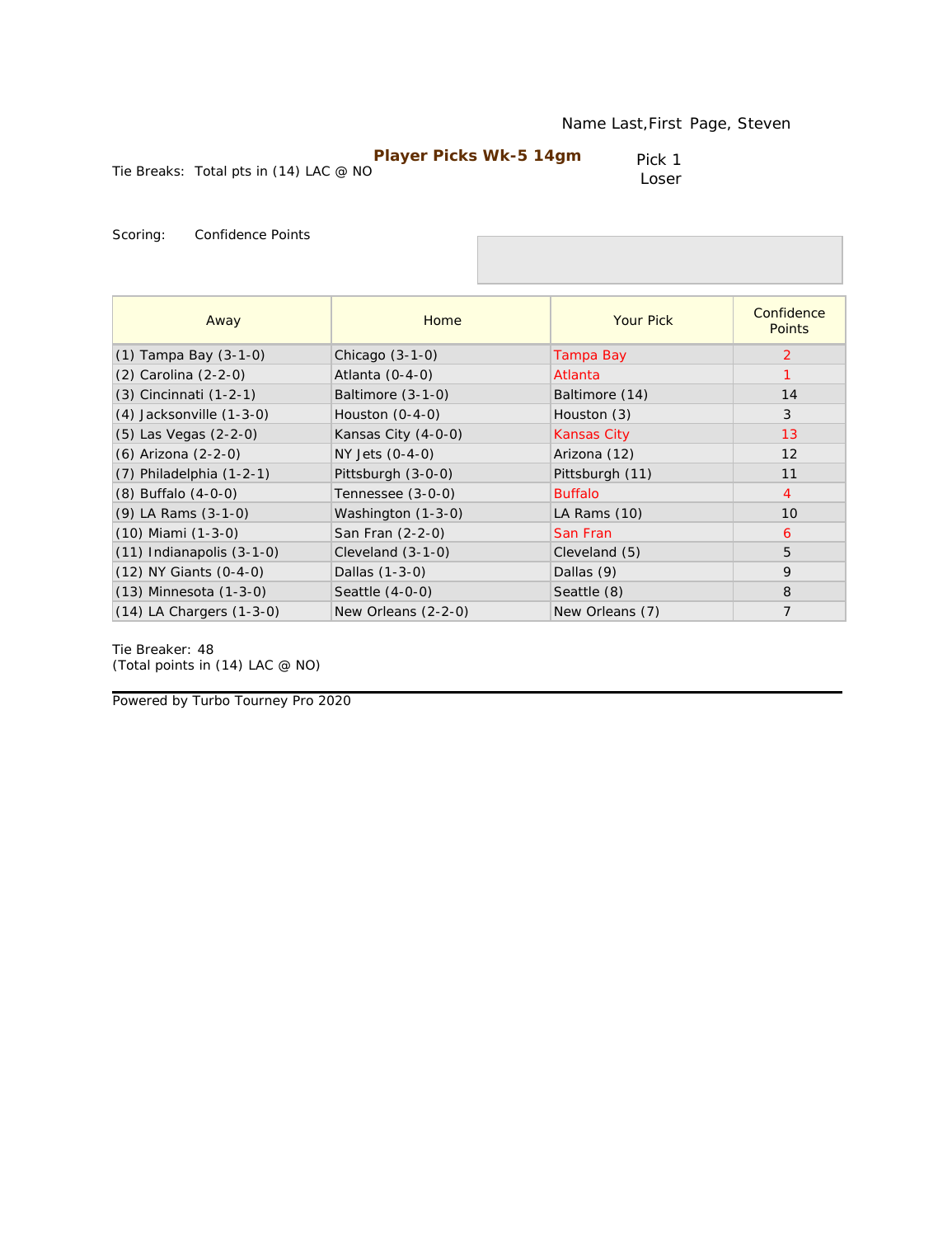Name Last,First Page, Steven

**Player Picks Wk-5 14gm**

Tie Breaks: Total pts in (14) LAC @ NO

Pick 1
Loser

Scoring: Confidence Points

| Away | Home | Your Pick | Confidence Points |
|---|---|---|---|
| (1) Tampa Bay (3-1-0) | Chicago (3-1-0) | Tampa Bay | 2 |
| (2) Carolina (2-2-0) | Atlanta (0-4-0) | Atlanta | 1 |
| (3) Cincinnati (1-2-1) | Baltimore (3-1-0) | Baltimore (14) | 14 |
| (4) Jacksonville (1-3-0) | Houston (0-4-0) | Houston (3) | 3 |
| (5) Las Vegas (2-2-0) | Kansas City (4-0-0) | Kansas City | 13 |
| (6) Arizona (2-2-0) | NY Jets (0-4-0) | Arizona (12) | 12 |
| (7) Philadelphia (1-2-1) | Pittsburgh (3-0-0) | Pittsburgh (11) | 11 |
| (8) Buffalo (4-0-0) | Tennessee (3-0-0) | Buffalo | 4 |
| (9) LA Rams (3-1-0) | Washington (1-3-0) | LA Rams (10) | 10 |
| (10) Miami (1-3-0) | San Fran (2-2-0) | San Fran | 6 |
| (11) Indianapolis (3-1-0) | Cleveland (3-1-0) | Cleveland (5) | 5 |
| (12) NY Giants (0-4-0) | Dallas (1-3-0) | Dallas (9) | 9 |
| (13) Minnesota (1-3-0) | Seattle (4-0-0) | Seattle (8) | 8 |
| (14) LA Chargers (1-3-0) | New Orleans (2-2-0) | New Orleans (7) | 7 |

Tie Breaker: 48
(Total points in (14) LAC @ NO)

Powered by Turbo Tourney Pro 2020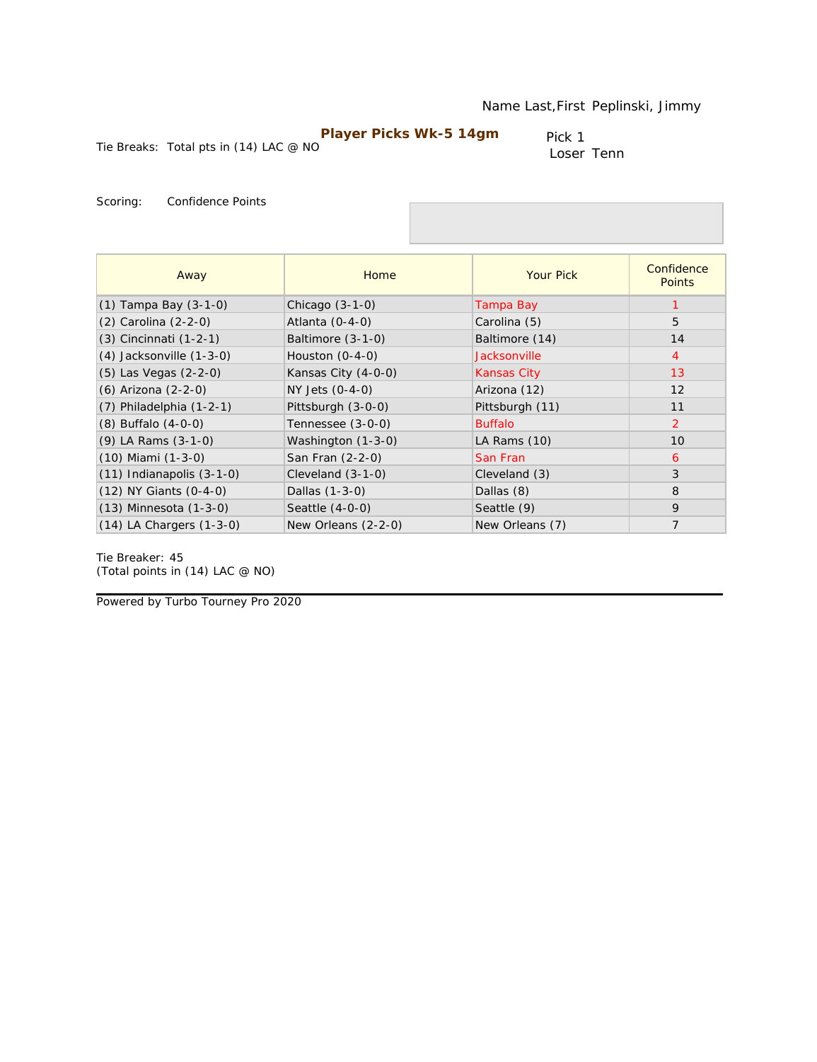Name Last,First Peplinski, Jimmy

**Player Picks Wk-5 14gm**

Tie Breaks: Total pts in (14) LAC @ NO

Pick 1
Loser Tenn

Scoring: Confidence Points

| Away | Home | Your Pick | Confidence Points |
|---|---|---|---|
| (1) Tampa Bay (3-1-0) | Chicago (3-1-0) | Tampa Bay | 1 |
| (2) Carolina (2-2-0) | Atlanta (0-4-0) | Carolina (5) | 5 |
| (3) Cincinnati (1-2-1) | Baltimore (3-1-0) | Baltimore (14) | 14 |
| (4) Jacksonville (1-3-0) | Houston (0-4-0) | Jacksonville | 4 |
| (5) Las Vegas (2-2-0) | Kansas City (4-0-0) | Kansas City | 13 |
| (6) Arizona (2-2-0) | NY Jets (0-4-0) | Arizona (12) | 12 |
| (7) Philadelphia (1-2-1) | Pittsburgh (3-0-0) | Pittsburgh (11) | 11 |
| (8) Buffalo (4-0-0) | Tennessee (3-0-0) | Buffalo | 2 |
| (9) LA Rams (3-1-0) | Washington (1-3-0) | LA Rams (10) | 10 |
| (10) Miami (1-3-0) | San Fran (2-2-0) | San Fran | 6 |
| (11) Indianapolis (3-1-0) | Cleveland (3-1-0) | Cleveland (3) | 3 |
| (12) NY Giants (0-4-0) | Dallas (1-3-0) | Dallas (8) | 8 |
| (13) Minnesota (1-3-0) | Seattle (4-0-0) | Seattle (9) | 9 |
| (14) LA Chargers (1-3-0) | New Orleans (2-2-0) | New Orleans (7) | 7 |

Tie Breaker: 45
(Total points in (14) LAC @ NO)

Powered by Turbo Tourney Pro 2020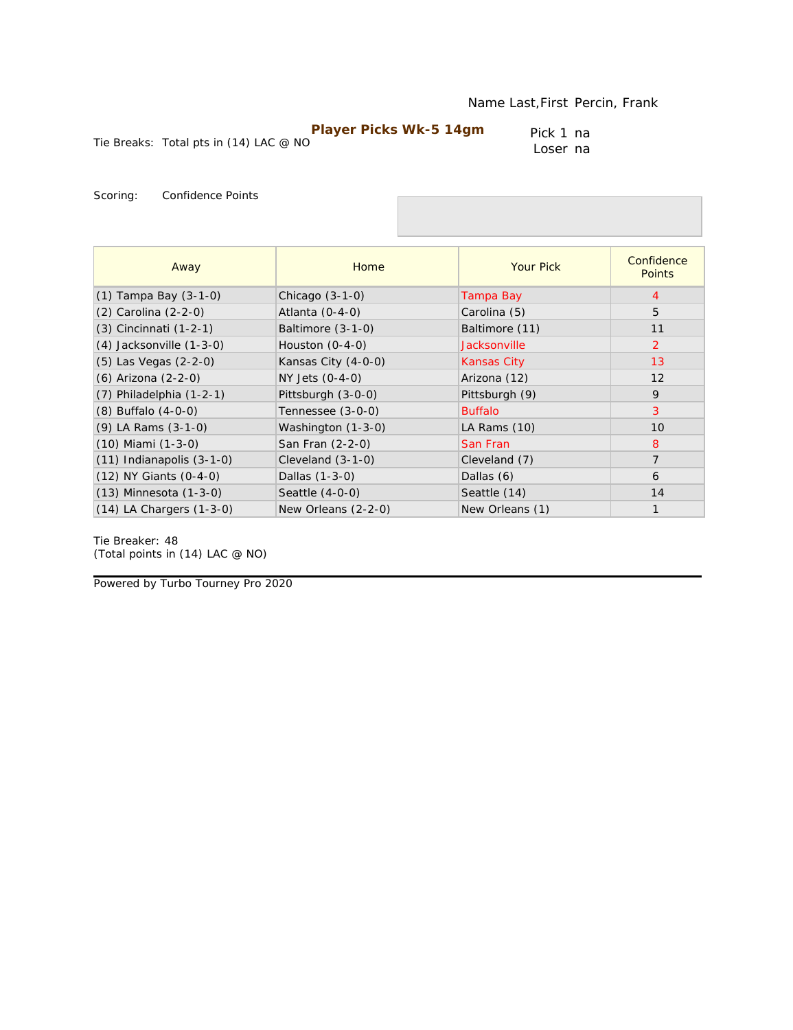Name Last,First Percin, Frank

**Player Picks Wk-5 14gm**

Tie Breaks: Total pts in (14) LAC @ NO

Pick 1 na
Loser na

Scoring: Confidence Points

| Away | Home | Your Pick | Confidence Points |
|---|---|---|---|
| (1) Tampa Bay (3-1-0) | Chicago (3-1-0) | Tampa Bay | 4 |
| (2) Carolina (2-2-0) | Atlanta (0-4-0) | Carolina (5) | 5 |
| (3) Cincinnati (1-2-1) | Baltimore (3-1-0) | Baltimore (11) | 11 |
| (4) Jacksonville (1-3-0) | Houston (0-4-0) | Jacksonville | 2 |
| (5) Las Vegas (2-2-0) | Kansas City (4-0-0) | Kansas City | 13 |
| (6) Arizona (2-2-0) | NY Jets (0-4-0) | Arizona (12) | 12 |
| (7) Philadelphia (1-2-1) | Pittsburgh (3-0-0) | Pittsburgh (9) | 9 |
| (8) Buffalo (4-0-0) | Tennessee (3-0-0) | Buffalo | 3 |
| (9) LA Rams (3-1-0) | Washington (1-3-0) | LA Rams (10) | 10 |
| (10) Miami (1-3-0) | San Fran (2-2-0) | San Fran | 8 |
| (11) Indianapolis (3-1-0) | Cleveland (3-1-0) | Cleveland (7) | 7 |
| (12) NY Giants (0-4-0) | Dallas (1-3-0) | Dallas (6) | 6 |
| (13) Minnesota (1-3-0) | Seattle (4-0-0) | Seattle (14) | 14 |
| (14) LA Chargers (1-3-0) | New Orleans (2-2-0) | New Orleans (1) | 1 |

Tie Breaker: 48
(Total points in (14) LAC @ NO)

Powered by Turbo Tourney Pro 2020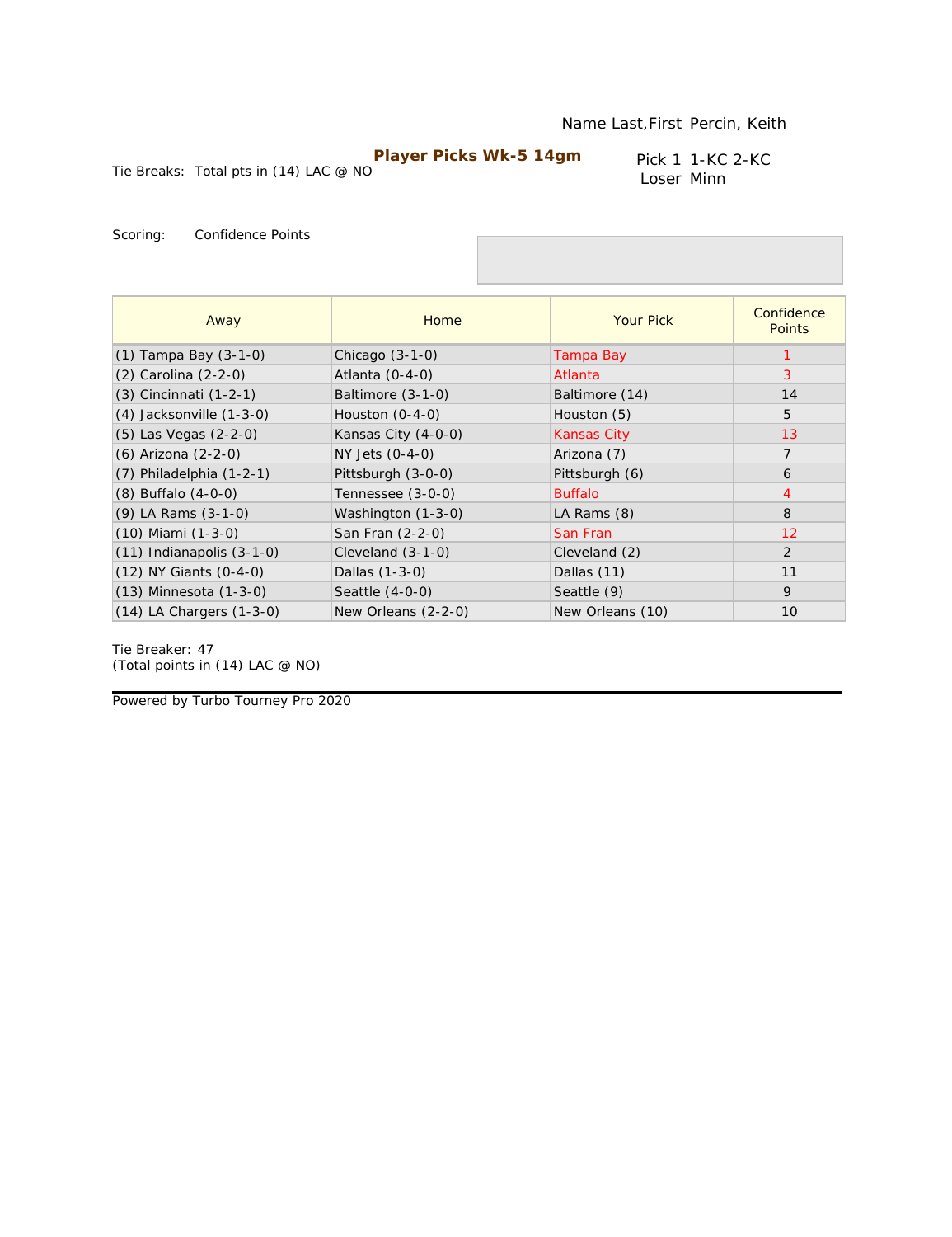Name Last,First Percin, Keith

**Player Picks Wk-5 14gm**

Tie Breaks: Total pts in (14) LAC @ NO

Pick 1 1-KC 2-KC
Loser Minn

Scoring: Confidence Points

| Away | Home | Your Pick | Confidence Points |
|---|---|---|---|
| (1) Tampa Bay (3-1-0) | Chicago (3-1-0) | Tampa Bay | 1 |
| (2) Carolina (2-2-0) | Atlanta (0-4-0) | Atlanta | 3 |
| (3) Cincinnati (1-2-1) | Baltimore (3-1-0) | Baltimore (14) | 14 |
| (4) Jacksonville (1-3-0) | Houston (0-4-0) | Houston (5) | 5 |
| (5) Las Vegas (2-2-0) | Kansas City (4-0-0) | Kansas City | 13 |
| (6) Arizona (2-2-0) | NY Jets (0-4-0) | Arizona (7) | 7 |
| (7) Philadelphia (1-2-1) | Pittsburgh (3-0-0) | Pittsburgh (6) | 6 |
| (8) Buffalo (4-0-0) | Tennessee (3-0-0) | Buffalo | 4 |
| (9) LA Rams (3-1-0) | Washington (1-3-0) | LA Rams (8) | 8 |
| (10) Miami (1-3-0) | San Fran (2-2-0) | San Fran | 12 |
| (11) Indianapolis (3-1-0) | Cleveland (3-1-0) | Cleveland (2) | 2 |
| (12) NY Giants (0-4-0) | Dallas (1-3-0) | Dallas (11) | 11 |
| (13) Minnesota (1-3-0) | Seattle (4-0-0) | Seattle (9) | 9 |
| (14) LA Chargers (1-3-0) | New Orleans (2-2-0) | New Orleans (10) | 10 |

Tie Breaker: 47
(Total points in (14) LAC @ NO)

Powered by Turbo Tourney Pro 2020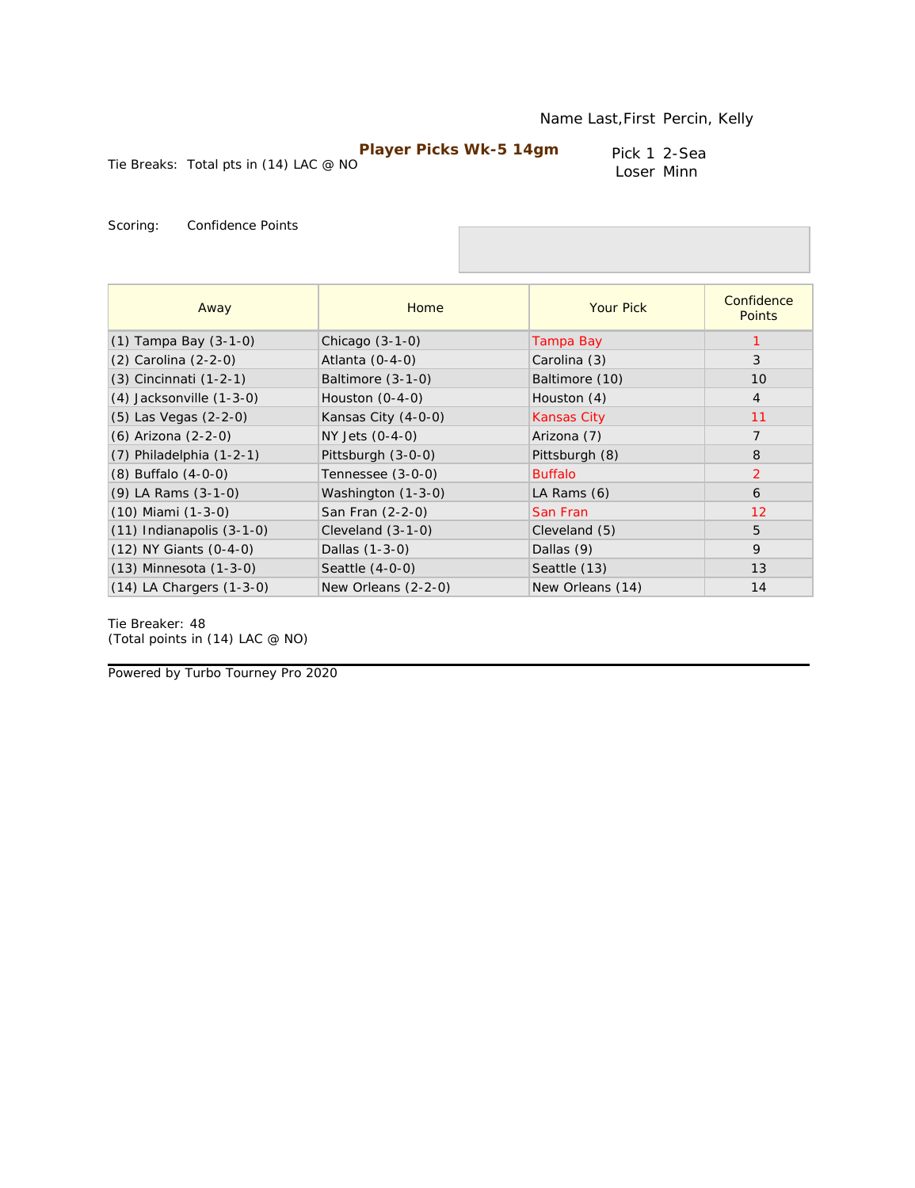Name Last,First Percin, Kelly

**Player Picks Wk-5 14gm**

Tie Breaks: Total pts in (14) LAC @ NO

Pick 1 2-Sea
Loser Minn

Scoring: Confidence Points

| Away | Home | Your Pick | Confidence Points |
|---|---|---|---|
| (1) Tampa Bay (3-1-0) | Chicago (3-1-0) | Tampa Bay | 1 |
| (2) Carolina (2-2-0) | Atlanta (0-4-0) | Carolina (3) | 3 |
| (3) Cincinnati (1-2-1) | Baltimore (3-1-0) | Baltimore (10) | 10 |
| (4) Jacksonville (1-3-0) | Houston (0-4-0) | Houston (4) | 4 |
| (5) Las Vegas (2-2-0) | Kansas City (4-0-0) | Kansas City | 11 |
| (6) Arizona (2-2-0) | NY Jets (0-4-0) | Arizona (7) | 7 |
| (7) Philadelphia (1-2-1) | Pittsburgh (3-0-0) | Pittsburgh (8) | 8 |
| (8) Buffalo (4-0-0) | Tennessee (3-0-0) | Buffalo | 2 |
| (9) LA Rams (3-1-0) | Washington (1-3-0) | LA Rams (6) | 6 |
| (10) Miami (1-3-0) | San Fran (2-2-0) | San Fran | 12 |
| (11) Indianapolis (3-1-0) | Cleveland (3-1-0) | Cleveland (5) | 5 |
| (12) NY Giants (0-4-0) | Dallas (1-3-0) | Dallas (9) | 9 |
| (13) Minnesota (1-3-0) | Seattle (4-0-0) | Seattle (13) | 13 |
| (14) LA Chargers (1-3-0) | New Orleans (2-2-0) | New Orleans (14) | 14 |

Tie Breaker: 48
(Total points in (14) LAC @ NO)

Powered by Turbo Tourney Pro 2020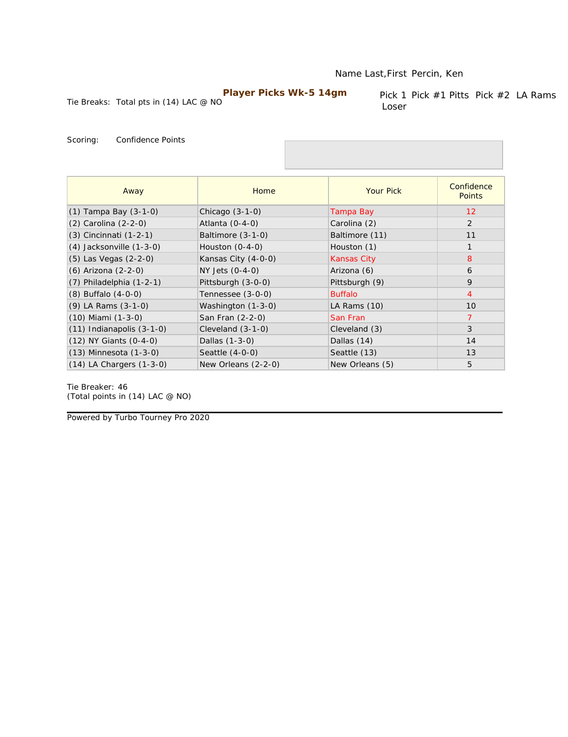Name Last,First Percin, Ken

**Player Picks Wk-5 14gm**

Tie Breaks: Total pts in (14) LAC @ NO

Pick 1 Loser Pick #1 Pitts Pick #2 LA Rams

Scoring: Confidence Points

| Away | Home | Your Pick | Confidence Points |
|---|---|---|---|
| (1) Tampa Bay (3-1-0) | Chicago (3-1-0) | Tampa Bay | 12 |
| (2) Carolina (2-2-0) | Atlanta (0-4-0) | Carolina (2) | 2 |
| (3) Cincinnati (1-2-1) | Baltimore (3-1-0) | Baltimore (11) | 11 |
| (4) Jacksonville (1-3-0) | Houston (0-4-0) | Houston (1) | 1 |
| (5) Las Vegas (2-2-0) | Kansas City (4-0-0) | Kansas City | 8 |
| (6) Arizona (2-2-0) | NY Jets (0-4-0) | Arizona (6) | 6 |
| (7) Philadelphia (1-2-1) | Pittsburgh (3-0-0) | Pittsburgh (9) | 9 |
| (8) Buffalo (4-0-0) | Tennessee (3-0-0) | Buffalo | 4 |
| (9) LA Rams (3-1-0) | Washington (1-3-0) | LA Rams (10) | 10 |
| (10) Miami (1-3-0) | San Fran (2-2-0) | San Fran | 7 |
| (11) Indianapolis (3-1-0) | Cleveland (3-1-0) | Cleveland (3) | 3 |
| (12) NY Giants (0-4-0) | Dallas (1-3-0) | Dallas (14) | 14 |
| (13) Minnesota (1-3-0) | Seattle (4-0-0) | Seattle (13) | 13 |
| (14) LA Chargers (1-3-0) | New Orleans (2-2-0) | New Orleans (5) | 5 |

Tie Breaker: 46
(Total points in (14) LAC @ NO)

Powered by Turbo Tourney Pro 2020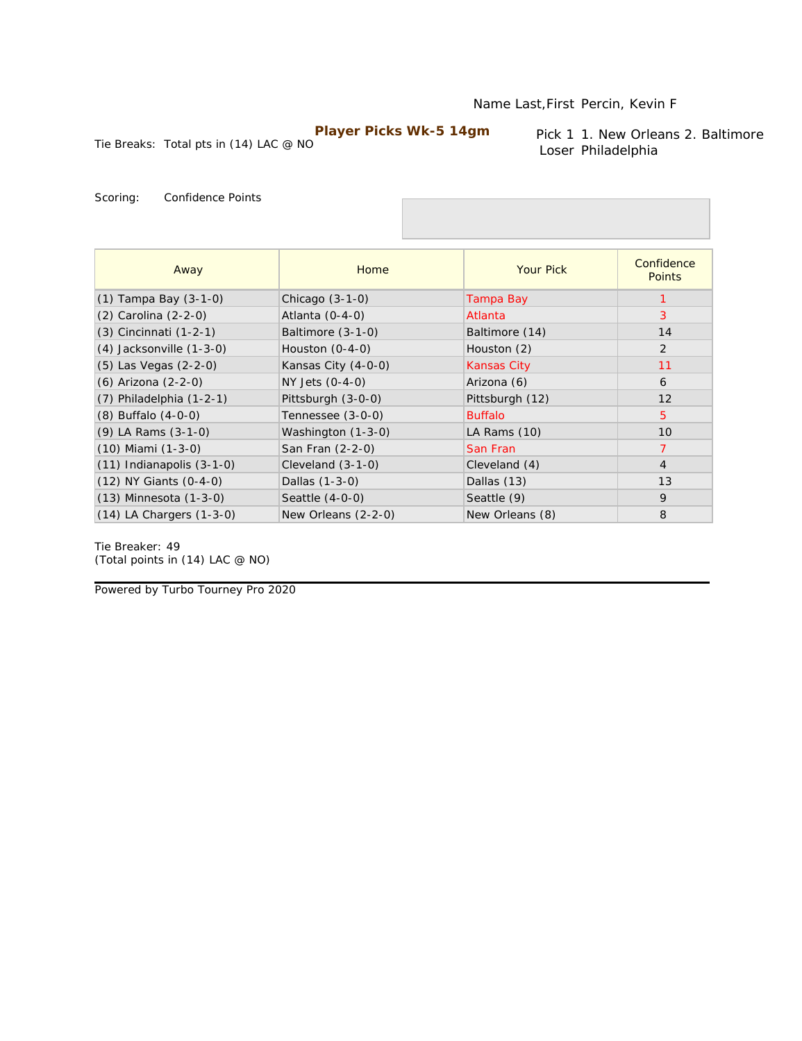Name Last,First Percin, Kevin F

**Player Picks Wk-5 14gm**

Tie Breaks: Total pts in (14) LAC @ NO

Pick 1 1. New Orleans 2. Baltimore
Loser Philadelphia

Scoring: Confidence Points

| Away | Home | Your Pick | Confidence Points |
|---|---|---|---|
| (1) Tampa Bay (3-1-0) | Chicago (3-1-0) | Tampa Bay | 1 |
| (2) Carolina (2-2-0) | Atlanta (0-4-0) | Atlanta | 3 |
| (3) Cincinnati (1-2-1) | Baltimore (3-1-0) | Baltimore (14) | 14 |
| (4) Jacksonville (1-3-0) | Houston (0-4-0) | Houston (2) | 2 |
| (5) Las Vegas (2-2-0) | Kansas City (4-0-0) | Kansas City | 11 |
| (6) Arizona (2-2-0) | NY Jets (0-4-0) | Arizona (6) | 6 |
| (7) Philadelphia (1-2-1) | Pittsburgh (3-0-0) | Pittsburgh (12) | 12 |
| (8) Buffalo (4-0-0) | Tennessee (3-0-0) | Buffalo | 5 |
| (9) LA Rams (3-1-0) | Washington (1-3-0) | LA Rams (10) | 10 |
| (10) Miami (1-3-0) | San Fran (2-2-0) | San Fran | 7 |
| (11) Indianapolis (3-1-0) | Cleveland (3-1-0) | Cleveland (4) | 4 |
| (12) NY Giants (0-4-0) | Dallas (1-3-0) | Dallas (13) | 13 |
| (13) Minnesota (1-3-0) | Seattle (4-0-0) | Seattle (9) | 9 |
| (14) LA Chargers (1-3-0) | New Orleans (2-2-0) | New Orleans (8) | 8 |

Tie Breaker: 49
(Total points in (14) LAC @ NO)

Powered by Turbo Tourney Pro 2020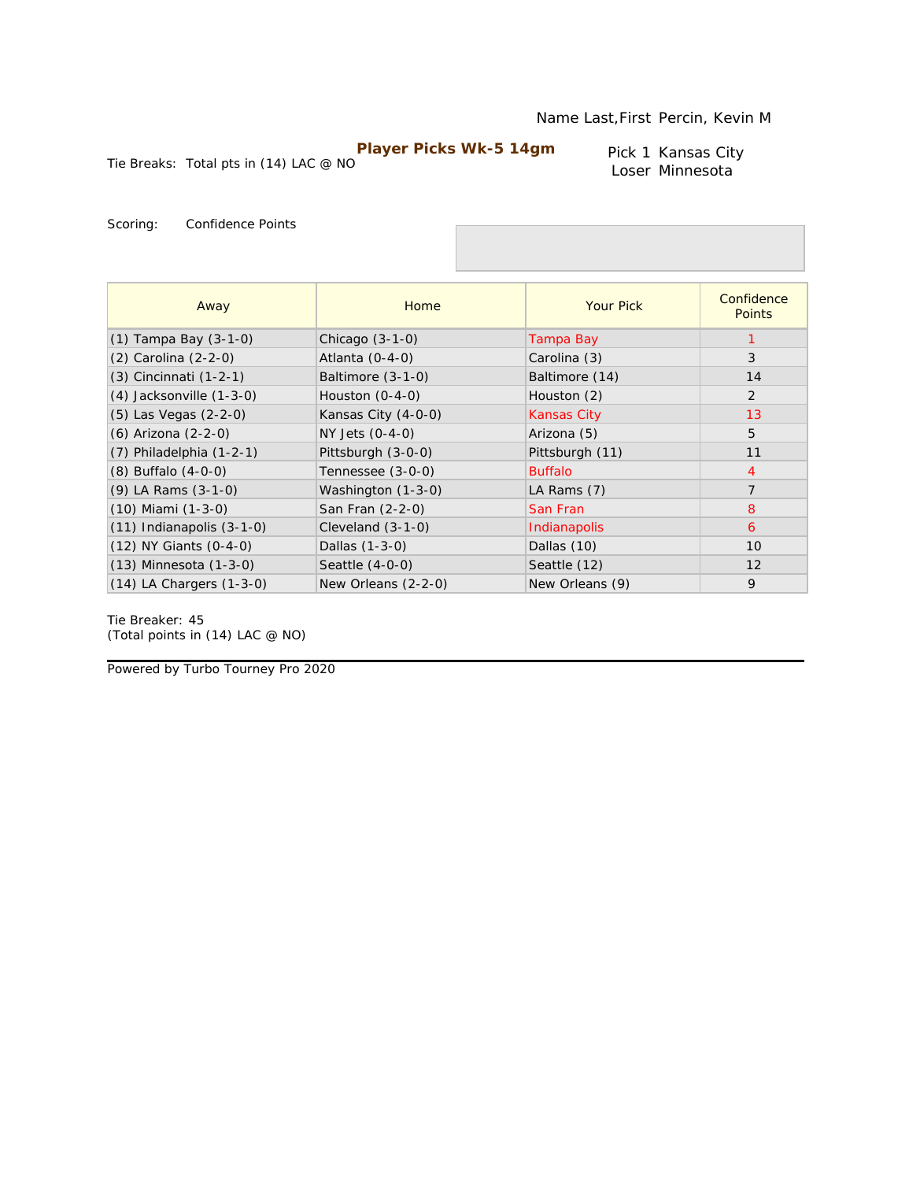Name Last,First Percin, Kevin M

## Player Picks Wk-5 14gm

Tie Breaks: Total pts in (14) LAC @ NO

Pick 1 Kansas City
Loser Minnesota

Scoring: Confidence Points

| Away | Home | Your Pick | Confidence Points |
|---|---|---|---|
| (1) Tampa Bay (3-1-0) | Chicago (3-1-0) | Tampa Bay | 1 |
| (2) Carolina (2-2-0) | Atlanta (0-4-0) | Carolina (3) | 3 |
| (3) Cincinnati (1-2-1) | Baltimore (3-1-0) | Baltimore (14) | 14 |
| (4) Jacksonville (1-3-0) | Houston (0-4-0) | Houston (2) | 2 |
| (5) Las Vegas (2-2-0) | Kansas City (4-0-0) | Kansas City | 13 |
| (6) Arizona (2-2-0) | NY Jets (0-4-0) | Arizona (5) | 5 |
| (7) Philadelphia (1-2-1) | Pittsburgh (3-0-0) | Pittsburgh (11) | 11 |
| (8) Buffalo (4-0-0) | Tennessee (3-0-0) | Buffalo | 4 |
| (9) LA Rams (3-1-0) | Washington (1-3-0) | LA Rams (7) | 7 |
| (10) Miami (1-3-0) | San Fran (2-2-0) | San Fran | 8 |
| (11) Indianapolis (3-1-0) | Cleveland (3-1-0) | Indianapolis | 6 |
| (12) NY Giants (0-4-0) | Dallas (1-3-0) | Dallas (10) | 10 |
| (13) Minnesota (1-3-0) | Seattle (4-0-0) | Seattle (12) | 12 |
| (14) LA Chargers (1-3-0) | New Orleans (2-2-0) | New Orleans (9) | 9 |

Tie Breaker: 45
(Total points in (14) LAC @ NO)

Powered by Turbo Tourney Pro 2020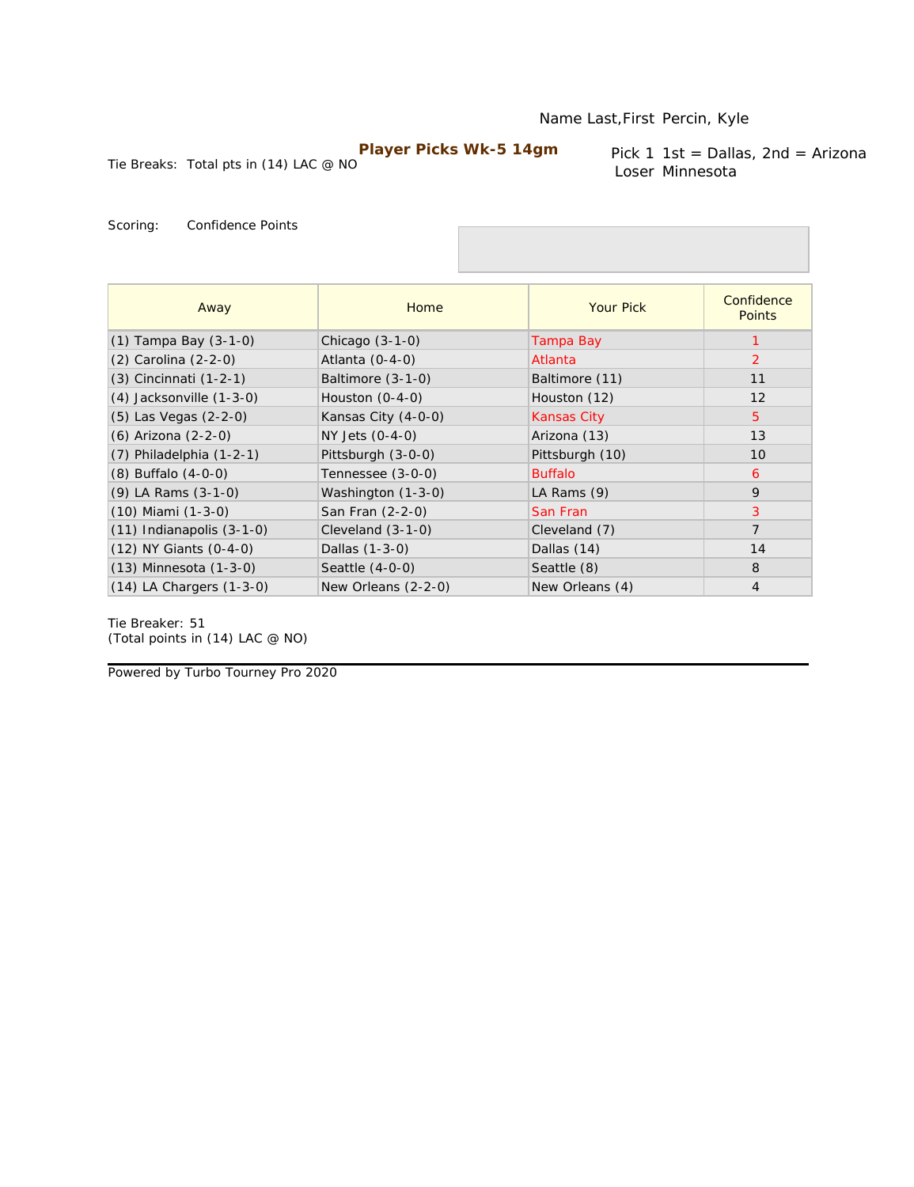Name Last,First Percin, Kyle

**Player Picks Wk-5 14gm**

Tie Breaks: Total pts in (14) LAC @ NO

Pick 1 1st = Dallas, 2nd = Arizona
Loser Minnesota

Scoring: Confidence Points

| Away | Home | Your Pick | Confidence Points |
|---|---|---|---|
| (1) Tampa Bay (3-1-0) | Chicago (3-1-0) | Tampa Bay | 1 |
| (2) Carolina (2-2-0) | Atlanta (0-4-0) | Atlanta | 2 |
| (3) Cincinnati (1-2-1) | Baltimore (3-1-0) | Baltimore (11) | 11 |
| (4) Jacksonville (1-3-0) | Houston (0-4-0) | Houston (12) | 12 |
| (5) Las Vegas (2-2-0) | Kansas City (4-0-0) | Kansas City | 5 |
| (6) Arizona (2-2-0) | NY Jets (0-4-0) | Arizona (13) | 13 |
| (7) Philadelphia (1-2-1) | Pittsburgh (3-0-0) | Pittsburgh (10) | 10 |
| (8) Buffalo (4-0-0) | Tennessee (3-0-0) | Buffalo | 6 |
| (9) LA Rams (3-1-0) | Washington (1-3-0) | LA Rams (9) | 9 |
| (10) Miami (1-3-0) | San Fran (2-2-0) | San Fran | 3 |
| (11) Indianapolis (3-1-0) | Cleveland (3-1-0) | Cleveland (7) | 7 |
| (12) NY Giants (0-4-0) | Dallas (1-3-0) | Dallas (14) | 14 |
| (13) Minnesota (1-3-0) | Seattle (4-0-0) | Seattle (8) | 8 |
| (14) LA Chargers (1-3-0) | New Orleans (2-2-0) | New Orleans (4) | 4 |

Tie Breaker: 51
(Total points in (14) LAC @ NO)

Powered by Turbo Tourney Pro 2020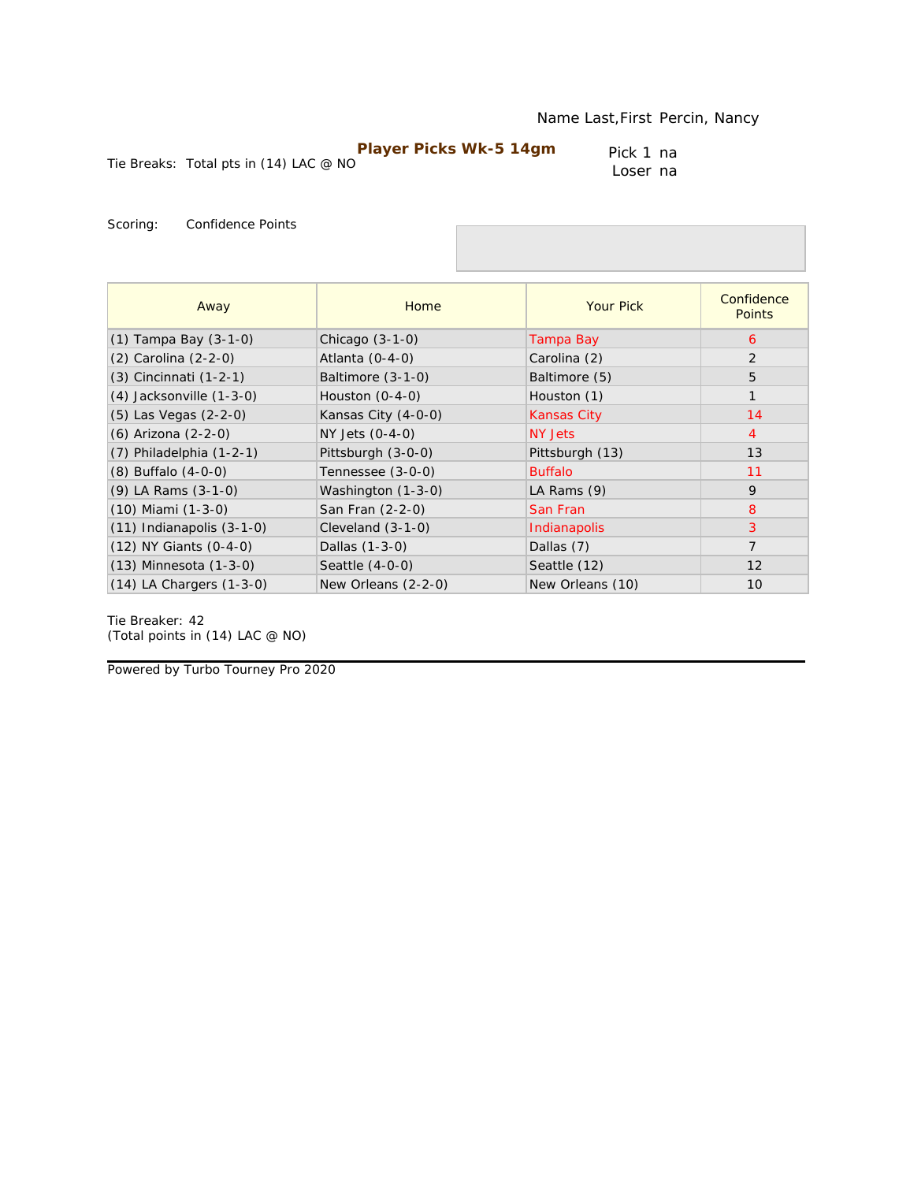Name Last,First Percin, Nancy

**Player Picks Wk-5 14gm**

Tie Breaks: Total pts in (14) LAC @ NO

Pick 1 na
Loser na

Scoring: Confidence Points

| Away | Home | Your Pick | Confidence Points |
|---|---|---|---|
| (1) Tampa Bay (3-1-0) | Chicago (3-1-0) | Tampa Bay | 6 |
| (2) Carolina (2-2-0) | Atlanta (0-4-0) | Carolina (2) | 2 |
| (3) Cincinnati (1-2-1) | Baltimore (3-1-0) | Baltimore (5) | 5 |
| (4) Jacksonville (1-3-0) | Houston (0-4-0) | Houston (1) | 1 |
| (5) Las Vegas (2-2-0) | Kansas City (4-0-0) | Kansas City | 14 |
| (6) Arizona (2-2-0) | NY Jets (0-4-0) | NY Jets | 4 |
| (7) Philadelphia (1-2-1) | Pittsburgh (3-0-0) | Pittsburgh (13) | 13 |
| (8) Buffalo (4-0-0) | Tennessee (3-0-0) | Buffalo | 11 |
| (9) LA Rams (3-1-0) | Washington (1-3-0) | LA Rams (9) | 9 |
| (10) Miami (1-3-0) | San Fran (2-2-0) | San Fran | 8 |
| (11) Indianapolis (3-1-0) | Cleveland (3-1-0) | Indianapolis | 3 |
| (12) NY Giants (0-4-0) | Dallas (1-3-0) | Dallas (7) | 7 |
| (13) Minnesota (1-3-0) | Seattle (4-0-0) | Seattle (12) | 12 |
| (14) LA Chargers (1-3-0) | New Orleans (2-2-0) | New Orleans (10) | 10 |

Tie Breaker: 42
(Total points in (14) LAC @ NO)

Powered by Turbo Tourney Pro 2020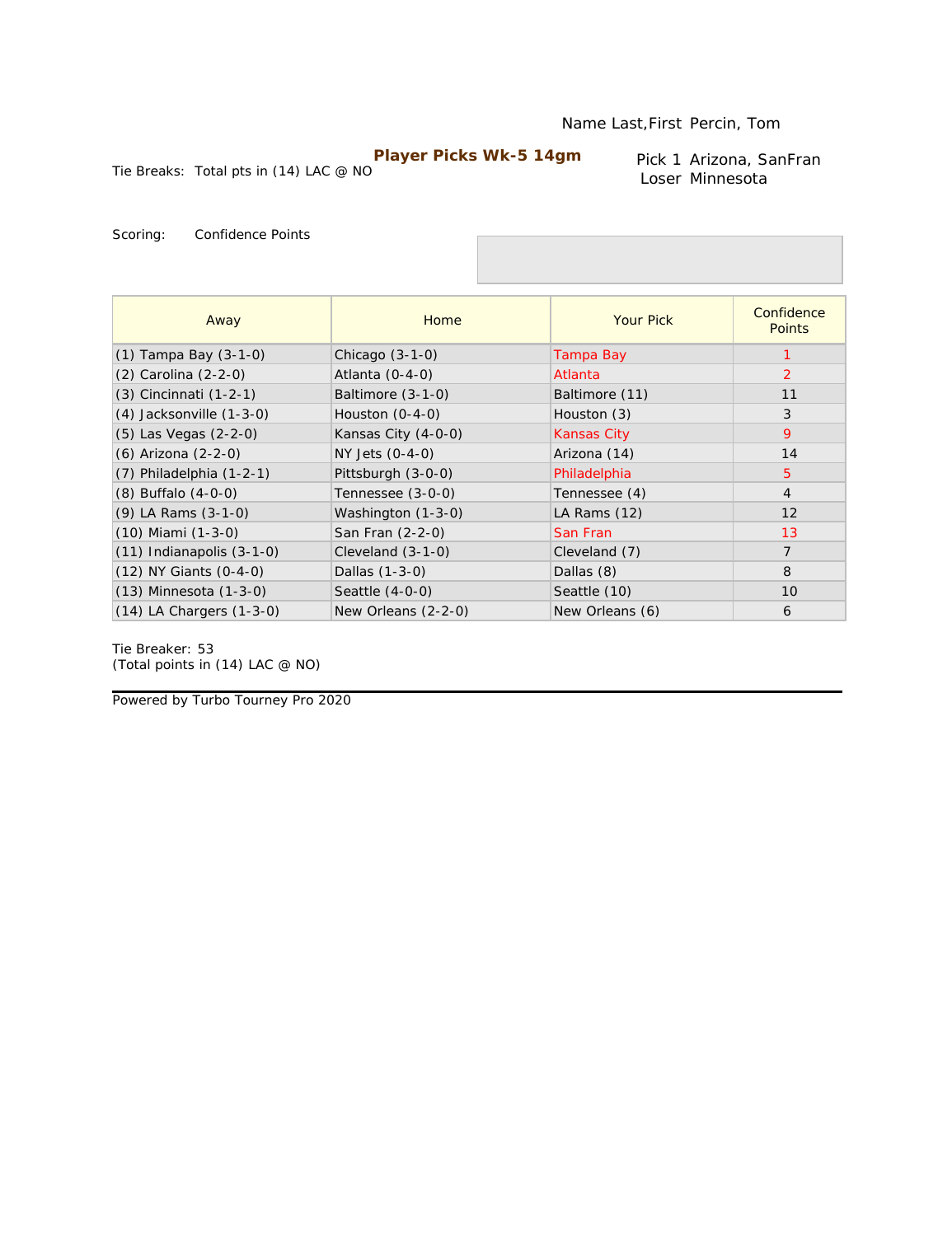Name Last,First Percin, Tom

**Player Picks Wk-5 14gm**

Tie Breaks: Total pts in (14) LAC @ NO

Pick 1 Arizona, SanFran
Loser Minnesota

Scoring: Confidence Points

| Away | Home | Your Pick | Confidence Points |
|---|---|---|---|
| (1) Tampa Bay (3-1-0) | Chicago (3-1-0) | Tampa Bay | 1 |
| (2) Carolina (2-2-0) | Atlanta (0-4-0) | Atlanta | 2 |
| (3) Cincinnati (1-2-1) | Baltimore (3-1-0) | Baltimore (11) | 11 |
| (4) Jacksonville (1-3-0) | Houston (0-4-0) | Houston (3) | 3 |
| (5) Las Vegas (2-2-0) | Kansas City (4-0-0) | Kansas City | 9 |
| (6) Arizona (2-2-0) | NY Jets (0-4-0) | Arizona (14) | 14 |
| (7) Philadelphia (1-2-1) | Pittsburgh (3-0-0) | Philadelphia | 5 |
| (8) Buffalo (4-0-0) | Tennessee (3-0-0) | Tennessee (4) | 4 |
| (9) LA Rams (3-1-0) | Washington (1-3-0) | LA Rams (12) | 12 |
| (10) Miami (1-3-0) | San Fran (2-2-0) | San Fran | 13 |
| (11) Indianapolis (3-1-0) | Cleveland (3-1-0) | Cleveland (7) | 7 |
| (12) NY Giants (0-4-0) | Dallas (1-3-0) | Dallas (8) | 8 |
| (13) Minnesota (1-3-0) | Seattle (4-0-0) | Seattle (10) | 10 |
| (14) LA Chargers (1-3-0) | New Orleans (2-2-0) | New Orleans (6) | 6 |

Tie Breaker: 53
(Total points in (14) LAC @ NO)

Powered by Turbo Tourney Pro 2020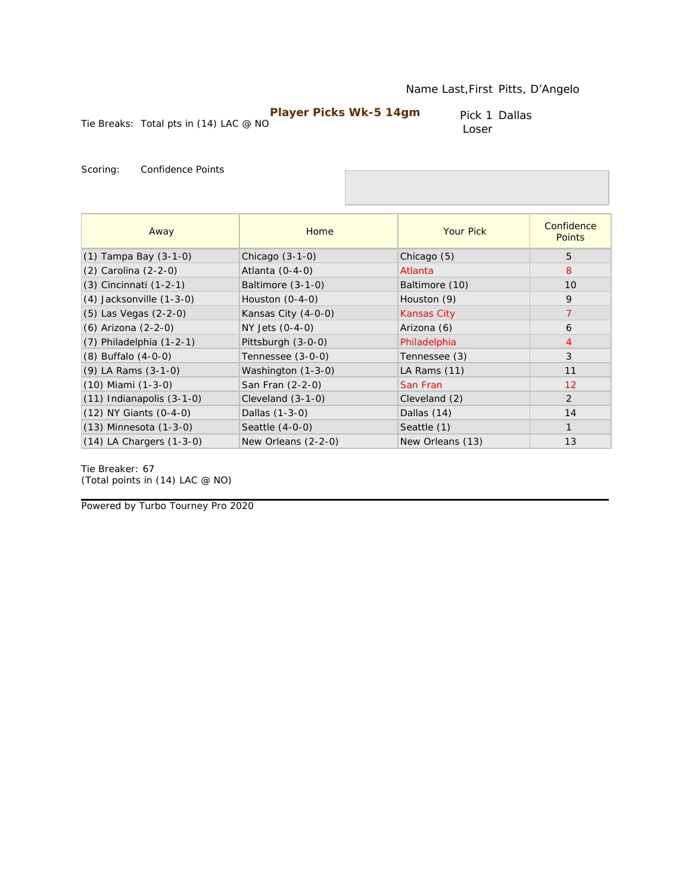Name Last,First Pitts, D'Angelo

**Player Picks Wk-5 14gm**

Tie Breaks: Total pts in (14) LAC @ NO

Pick 1 Dallas
Loser

Scoring: Confidence Points

| Away | Home | Your Pick | Confidence Points |
|---|---|---|---|
| (1) Tampa Bay (3-1-0) | Chicago (3-1-0) | Chicago (5) | 5 |
| (2) Carolina (2-2-0) | Atlanta (0-4-0) | Atlanta | 8 |
| (3) Cincinnati (1-2-1) | Baltimore (3-1-0) | Baltimore (10) | 10 |
| (4) Jacksonville (1-3-0) | Houston (0-4-0) | Houston (9) | 9 |
| (5) Las Vegas (2-2-0) | Kansas City (4-0-0) | Kansas City | 7 |
| (6) Arizona (2-2-0) | NY Jets (0-4-0) | Arizona (6) | 6 |
| (7) Philadelphia (1-2-1) | Pittsburgh (3-0-0) | Philadelphia | 4 |
| (8) Buffalo (4-0-0) | Tennessee (3-0-0) | Tennessee (3) | 3 |
| (9) LA Rams (3-1-0) | Washington (1-3-0) | LA Rams (11) | 11 |
| (10) Miami (1-3-0) | San Fran (2-2-0) | San Fran | 12 |
| (11) Indianapolis (3-1-0) | Cleveland (3-1-0) | Cleveland (2) | 2 |
| (12) NY Giants (0-4-0) | Dallas (1-3-0) | Dallas (14) | 14 |
| (13) Minnesota (1-3-0) | Seattle (4-0-0) | Seattle (1) | 1 |
| (14) LA Chargers (1-3-0) | New Orleans (2-2-0) | New Orleans (13) | 13 |

Tie Breaker: 67
(Total points in (14) LAC @ NO)

Powered by Turbo Tourney Pro 2020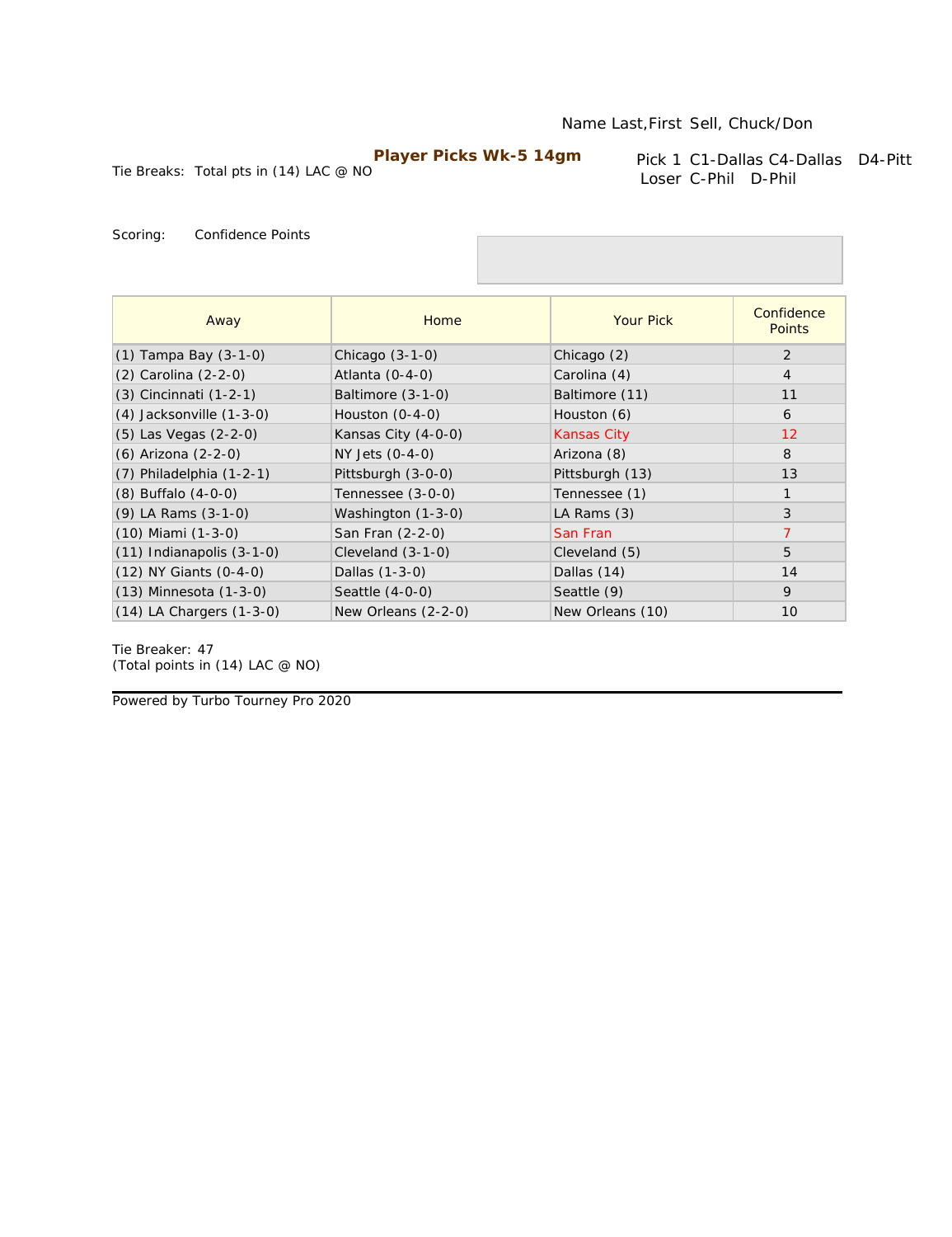Name Last,First Sell, Chuck/Don

**Player Picks Wk-5 14gm**

Tie Breaks: Total pts in (14) LAC @ NO

Pick 1 C1-Dallas C4-Dallas D4-Pitt
Loser C-Phil D-Phil

Scoring: Confidence Points

| Away | Home | Your Pick | Confidence Points |
|---|---|---|---|
| (1) Tampa Bay (3-1-0) | Chicago (3-1-0) | Chicago (2) | 2 |
| (2) Carolina (2-2-0) | Atlanta (0-4-0) | Carolina (4) | 4 |
| (3) Cincinnati (1-2-1) | Baltimore (3-1-0) | Baltimore (11) | 11 |
| (4) Jacksonville (1-3-0) | Houston (0-4-0) | Houston (6) | 6 |
| (5) Las Vegas (2-2-0) | Kansas City (4-0-0) | Kansas City | 12 |
| (6) Arizona (2-2-0) | NY Jets (0-4-0) | Arizona (8) | 8 |
| (7) Philadelphia (1-2-1) | Pittsburgh (3-0-0) | Pittsburgh (13) | 13 |
| (8) Buffalo (4-0-0) | Tennessee (3-0-0) | Tennessee (1) | 1 |
| (9) LA Rams (3-1-0) | Washington (1-3-0) | LA Rams (3) | 3 |
| (10) Miami (1-3-0) | San Fran (2-2-0) | San Fran | 7 |
| (11) Indianapolis (3-1-0) | Cleveland (3-1-0) | Cleveland (5) | 5 |
| (12) NY Giants (0-4-0) | Dallas (1-3-0) | Dallas (14) | 14 |
| (13) Minnesota (1-3-0) | Seattle (4-0-0) | Seattle (9) | 9 |
| (14) LA Chargers (1-3-0) | New Orleans (2-2-0) | New Orleans (10) | 10 |

Tie Breaker: 47
(Total points in (14) LAC @ NO)

Powered by Turbo Tourney Pro 2020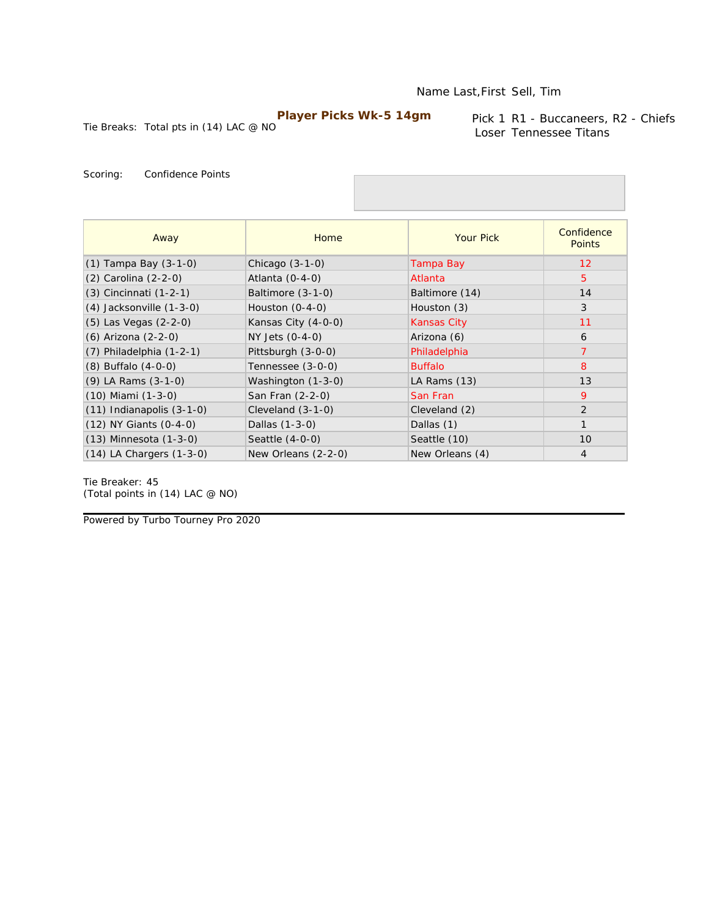Name Last,First Sell, Tim

**Player Picks Wk-5 14gm**

Tie Breaks: Total pts in (14) LAC @ NO

Pick 1 R1 - Buccaneers, R2 - Chiefs
Loser Tennessee Titans

Scoring: Confidence Points

| Away | Home | Your Pick | Confidence Points |
|---|---|---|---|
| (1) Tampa Bay (3-1-0) | Chicago (3-1-0) | Tampa Bay | 12 |
| (2) Carolina (2-2-0) | Atlanta (0-4-0) | Atlanta | 5 |
| (3) Cincinnati (1-2-1) | Baltimore (3-1-0) | Baltimore (14) | 14 |
| (4) Jacksonville (1-3-0) | Houston (0-4-0) | Houston (3) | 3 |
| (5) Las Vegas (2-2-0) | Kansas City (4-0-0) | Kansas City | 11 |
| (6) Arizona (2-2-0) | NY Jets (0-4-0) | Arizona (6) | 6 |
| (7) Philadelphia (1-2-1) | Pittsburgh (3-0-0) | Philadelphia | 7 |
| (8) Buffalo (4-0-0) | Tennessee (3-0-0) | Buffalo | 8 |
| (9) LA Rams (3-1-0) | Washington (1-3-0) | LA Rams (13) | 13 |
| (10) Miami (1-3-0) | San Fran (2-2-0) | San Fran | 9 |
| (11) Indianapolis (3-1-0) | Cleveland (3-1-0) | Cleveland (2) | 2 |
| (12) NY Giants (0-4-0) | Dallas (1-3-0) | Dallas (1) | 1 |
| (13) Minnesota (1-3-0) | Seattle (4-0-0) | Seattle (10) | 10 |
| (14) LA Chargers (1-3-0) | New Orleans (2-2-0) | New Orleans (4) | 4 |

Tie Breaker: 45
(Total points in (14) LAC @ NO)

Powered by Turbo Tourney Pro 2020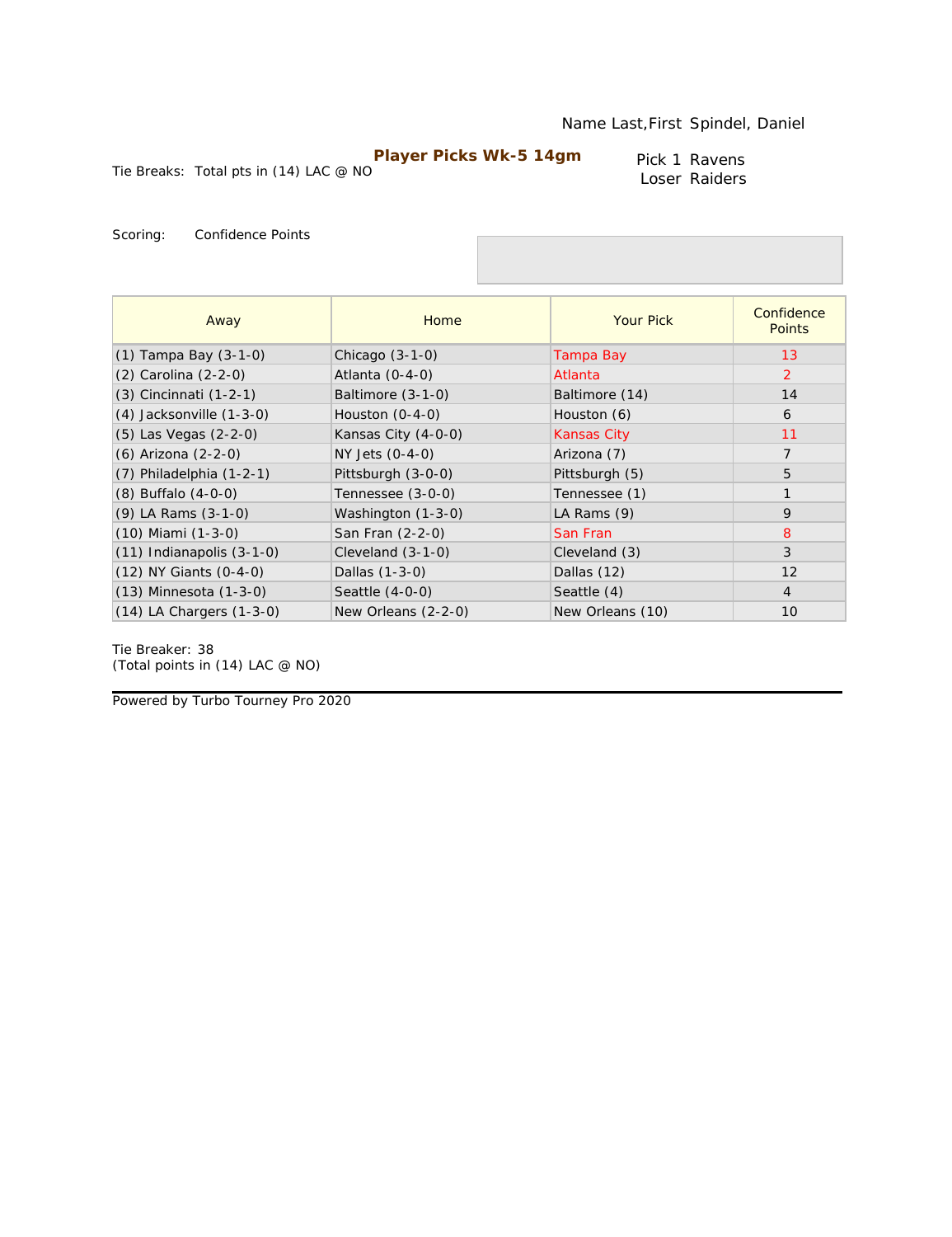Name Last,First Spindel, Daniel

**Player Picks Wk-5 14gm**

Tie Breaks: Total pts in (14) LAC @ NO

Pick 1 Ravens
Loser Raiders

Scoring: Confidence Points

| Away | Home | Your Pick | Confidence Points |
|---|---|---|---|
| (1) Tampa Bay (3-1-0) | Chicago (3-1-0) | Tampa Bay | 13 |
| (2) Carolina (2-2-0) | Atlanta (0-4-0) | Atlanta | 2 |
| (3) Cincinnati (1-2-1) | Baltimore (3-1-0) | Baltimore (14) | 14 |
| (4) Jacksonville (1-3-0) | Houston (0-4-0) | Houston (6) | 6 |
| (5) Las Vegas (2-2-0) | Kansas City (4-0-0) | Kansas City | 11 |
| (6) Arizona (2-2-0) | NY Jets (0-4-0) | Arizona (7) | 7 |
| (7) Philadelphia (1-2-1) | Pittsburgh (3-0-0) | Pittsburgh (5) | 5 |
| (8) Buffalo (4-0-0) | Tennessee (3-0-0) | Tennessee (1) | 1 |
| (9) LA Rams (3-1-0) | Washington (1-3-0) | LA Rams (9) | 9 |
| (10) Miami (1-3-0) | San Fran (2-2-0) | San Fran | 8 |
| (11) Indianapolis (3-1-0) | Cleveland (3-1-0) | Cleveland (3) | 3 |
| (12) NY Giants (0-4-0) | Dallas (1-3-0) | Dallas (12) | 12 |
| (13) Minnesota (1-3-0) | Seattle (4-0-0) | Seattle (4) | 4 |
| (14) LA Chargers (1-3-0) | New Orleans (2-2-0) | New Orleans (10) | 10 |

Tie Breaker: 38
(Total points in (14) LAC @ NO)

Powered by Turbo Tourney Pro 2020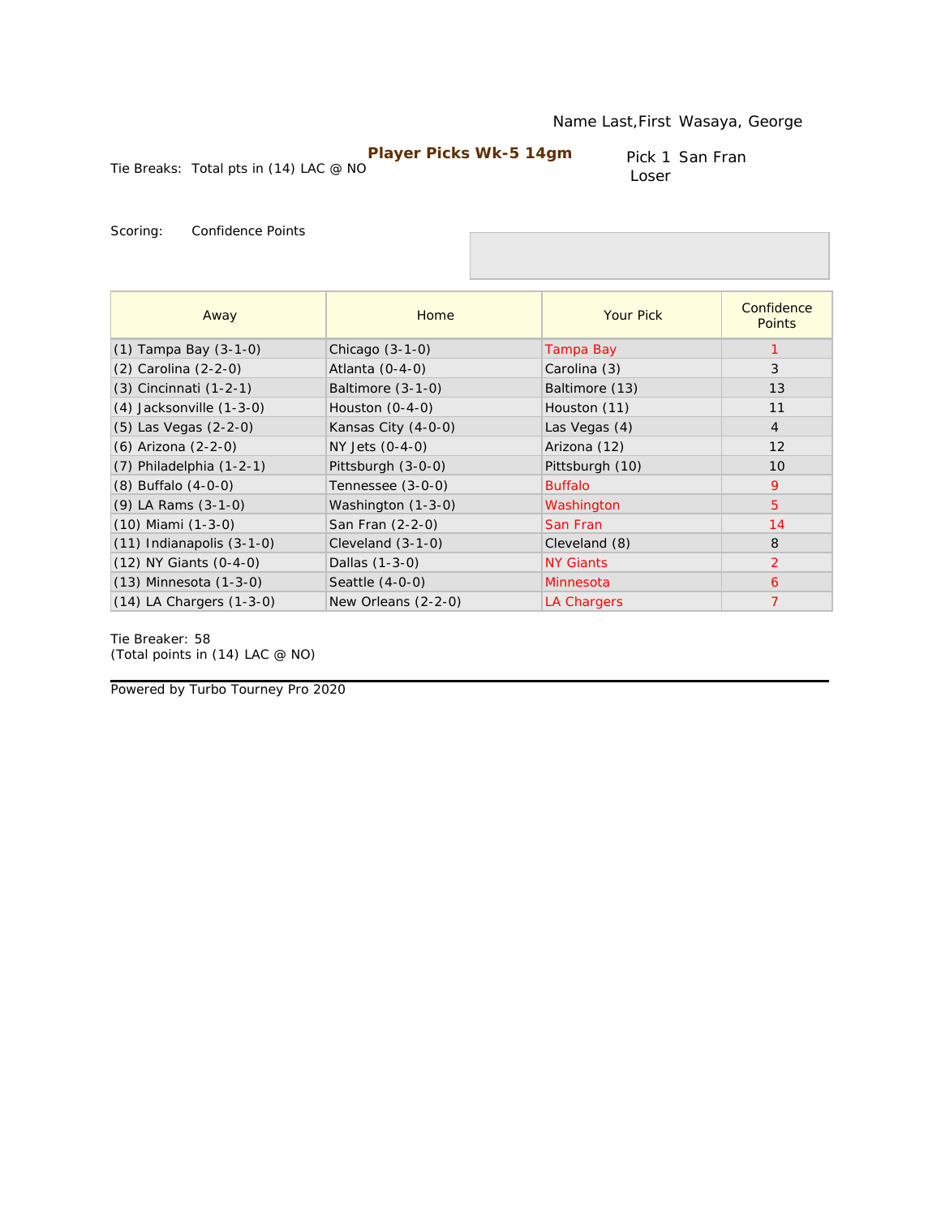Name Last,First Wasaya, George

**Player Picks Wk-5 14gm**

Tie Breaks: Total pts in (14) LAC @ NO

Pick 1 San Fran
Loser

Scoring: Confidence Points

| Away | Home | Your Pick | Confidence Points |
|---|---|---|---|
| (1) Tampa Bay (3-1-0) | Chicago (3-1-0) | Tampa Bay | 1 |
| (2) Carolina (2-2-0) | Atlanta (0-4-0) | Carolina (3) | 3 |
| (3) Cincinnati (1-2-1) | Baltimore (3-1-0) | Baltimore (13) | 13 |
| (4) Jacksonville (1-3-0) | Houston (0-4-0) | Houston (11) | 11 |
| (5) Las Vegas (2-2-0) | Kansas City (4-0-0) | Las Vegas (4) | 4 |
| (6) Arizona (2-2-0) | NY Jets (0-4-0) | Arizona (12) | 12 |
| (7) Philadelphia (1-2-1) | Pittsburgh (3-0-0) | Pittsburgh (10) | 10 |
| (8) Buffalo (4-0-0) | Tennessee (3-0-0) | Buffalo | 9 |
| (9) LA Rams (3-1-0) | Washington (1-3-0) | Washington | 5 |
| (10) Miami (1-3-0) | San Fran (2-2-0) | San Fran | 14 |
| (11) Indianapolis (3-1-0) | Cleveland (3-1-0) | Cleveland (8) | 8 |
| (12) NY Giants (0-4-0) | Dallas (1-3-0) | NY Giants | 2 |
| (13) Minnesota (1-3-0) | Seattle (4-0-0) | Minnesota | 6 |
| (14) LA Chargers (1-3-0) | New Orleans (2-2-0) | LA Chargers | 7 |

Tie Breaker: 58
(Total points in (14) LAC @ NO)

Powered by Turbo Tourney Pro 2020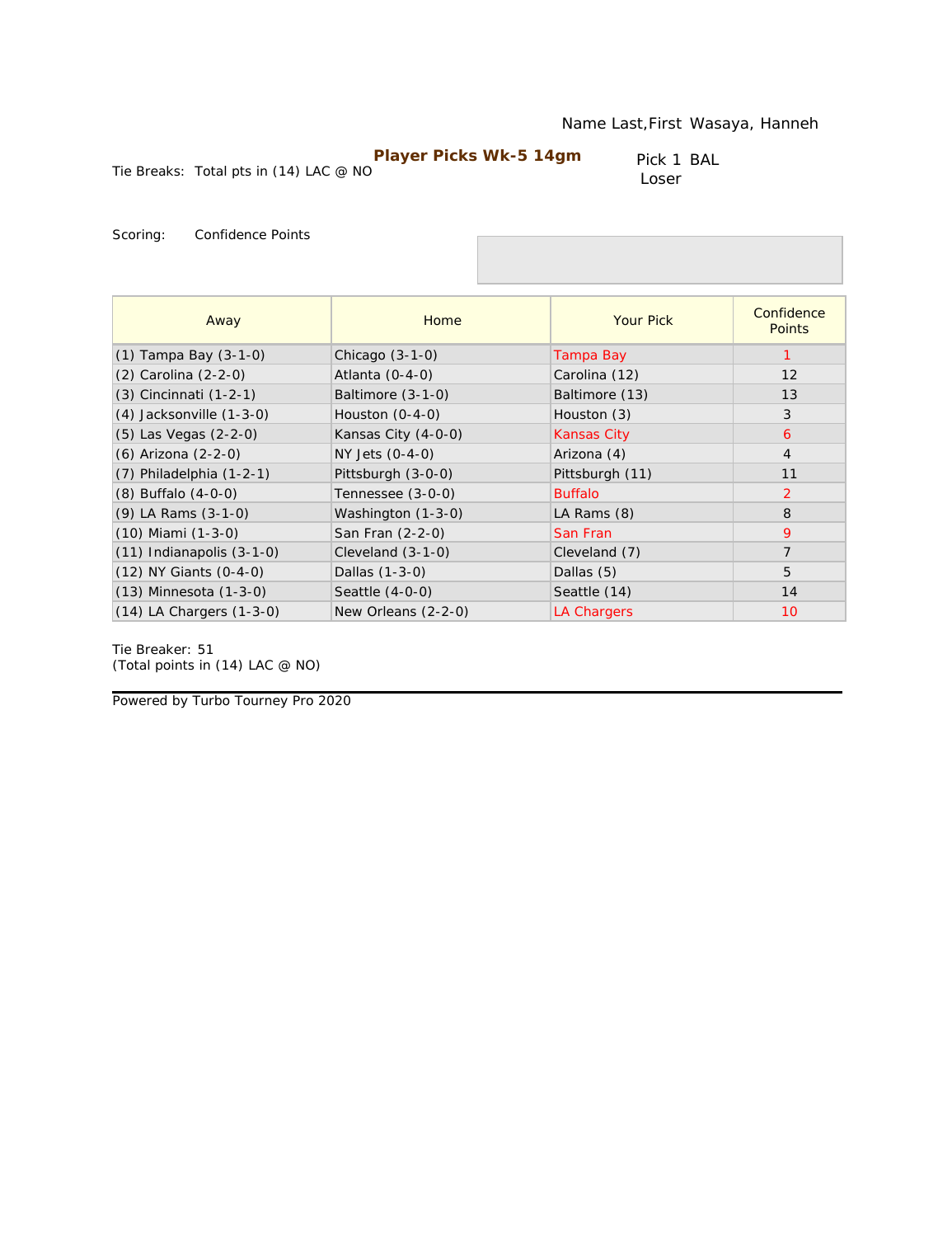Name Last,First Wasaya, Hanneh

**Player Picks Wk-5 14gm**

Tie Breaks: Total pts in (14) LAC @ NO

Pick 1 BAL
Loser

Scoring: Confidence Points

| Away | Home | Your Pick | Confidence Points |
|---|---|---|---|
| (1) Tampa Bay (3-1-0) | Chicago (3-1-0) | Tampa Bay | 1 |
| (2) Carolina (2-2-0) | Atlanta (0-4-0) | Carolina (12) | 12 |
| (3) Cincinnati (1-2-1) | Baltimore (3-1-0) | Baltimore (13) | 13 |
| (4) Jacksonville (1-3-0) | Houston (0-4-0) | Houston (3) | 3 |
| (5) Las Vegas (2-2-0) | Kansas City (4-0-0) | Kansas City | 6 |
| (6) Arizona (2-2-0) | NY Jets (0-4-0) | Arizona (4) | 4 |
| (7) Philadelphia (1-2-1) | Pittsburgh (3-0-0) | Pittsburgh (11) | 11 |
| (8) Buffalo (4-0-0) | Tennessee (3-0-0) | Buffalo | 2 |
| (9) LA Rams (3-1-0) | Washington (1-3-0) | LA Rams (8) | 8 |
| (10) Miami (1-3-0) | San Fran (2-2-0) | San Fran | 9 |
| (11) Indianapolis (3-1-0) | Cleveland (3-1-0) | Cleveland (7) | 7 |
| (12) NY Giants (0-4-0) | Dallas (1-3-0) | Dallas (5) | 5 |
| (13) Minnesota (1-3-0) | Seattle (4-0-0) | Seattle (14) | 14 |
| (14) LA Chargers (1-3-0) | New Orleans (2-2-0) | LA Chargers | 10 |

Tie Breaker: 51
(Total points in (14) LAC @ NO)

Powered by Turbo Tourney Pro 2020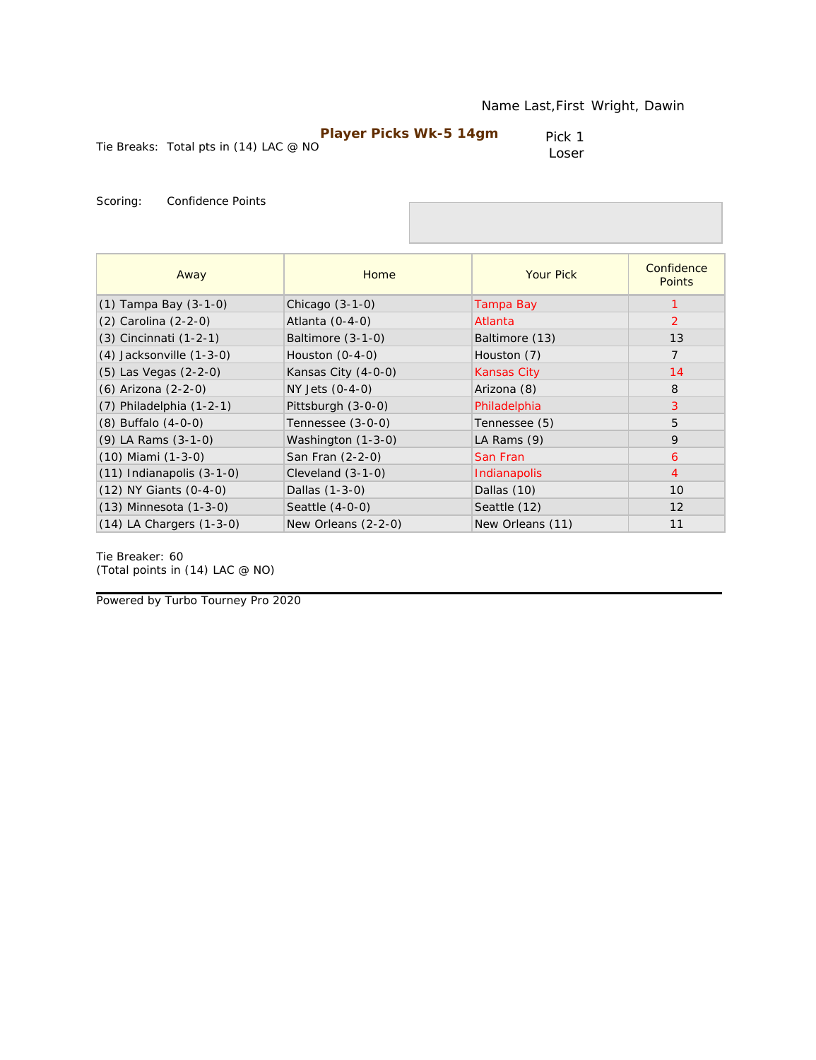Name Last,First Wright, Dawin

**Player Picks Wk-5 14gm**

Tie Breaks: Total pts in (14) LAC @ NO

Pick 1
Loser

Scoring: Confidence Points

| Away | Home | Your Pick | Confidence Points |
|---|---|---|---|
| (1) Tampa Bay (3-1-0) | Chicago (3-1-0) | Tampa Bay | 1 |
| (2) Carolina (2-2-0) | Atlanta (0-4-0) | Atlanta | 2 |
| (3) Cincinnati (1-2-1) | Baltimore (3-1-0) | Baltimore (13) | 13 |
| (4) Jacksonville (1-3-0) | Houston (0-4-0) | Houston (7) | 7 |
| (5) Las Vegas (2-2-0) | Kansas City (4-0-0) | Kansas City | 14 |
| (6) Arizona (2-2-0) | NY Jets (0-4-0) | Arizona (8) | 8 |
| (7) Philadelphia (1-2-1) | Pittsburgh (3-0-0) | Philadelphia | 3 |
| (8) Buffalo (4-0-0) | Tennessee (3-0-0) | Tennessee (5) | 5 |
| (9) LA Rams (3-1-0) | Washington (1-3-0) | LA Rams (9) | 9 |
| (10) Miami (1-3-0) | San Fran (2-2-0) | San Fran | 6 |
| (11) Indianapolis (3-1-0) | Cleveland (3-1-0) | Indianapolis | 4 |
| (12) NY Giants (0-4-0) | Dallas (1-3-0) | Dallas (10) | 10 |
| (13) Minnesota (1-3-0) | Seattle (4-0-0) | Seattle (12) | 12 |
| (14) LA Chargers (1-3-0) | New Orleans (2-2-0) | New Orleans (11) | 11 |

Tie Breaker: 60
(Total points in (14) LAC @ NO)

Powered by Turbo Tourney Pro 2020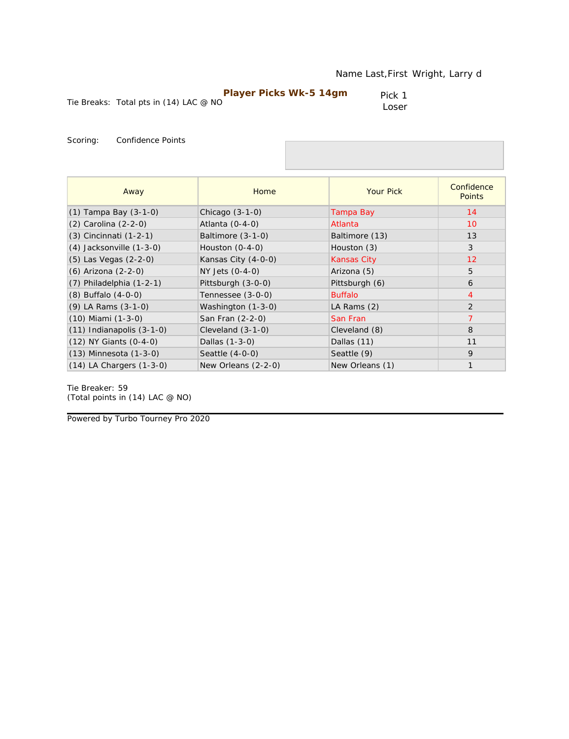Name Last,First Wright, Larry d

**Player Picks Wk-5 14gm**

Tie Breaks: Total pts in (14) LAC @ NO

Pick 1
Loser

Scoring: Confidence Points

| Away | Home | Your Pick | Confidence Points |
|---|---|---|---|
| (1) Tampa Bay (3-1-0) | Chicago (3-1-0) | Tampa Bay | 14 |
| (2) Carolina (2-2-0) | Atlanta (0-4-0) | Atlanta | 10 |
| (3) Cincinnati (1-2-1) | Baltimore (3-1-0) | Baltimore (13) | 13 |
| (4) Jacksonville (1-3-0) | Houston (0-4-0) | Houston (3) | 3 |
| (5) Las Vegas (2-2-0) | Kansas City (4-0-0) | Kansas City | 12 |
| (6) Arizona (2-2-0) | NY Jets (0-4-0) | Arizona (5) | 5 |
| (7) Philadelphia (1-2-1) | Pittsburgh (3-0-0) | Pittsburgh (6) | 6 |
| (8) Buffalo (4-0-0) | Tennessee (3-0-0) | Buffalo | 4 |
| (9) LA Rams (3-1-0) | Washington (1-3-0) | LA Rams (2) | 2 |
| (10) Miami (1-3-0) | San Fran (2-2-0) | San Fran | 7 |
| (11) Indianapolis (3-1-0) | Cleveland (3-1-0) | Cleveland (8) | 8 |
| (12) NY Giants (0-4-0) | Dallas (1-3-0) | Dallas (11) | 11 |
| (13) Minnesota (1-3-0) | Seattle (4-0-0) | Seattle (9) | 9 |
| (14) LA Chargers (1-3-0) | New Orleans (2-2-0) | New Orleans (1) | 1 |

Tie Breaker: 59
(Total points in (14) LAC @ NO)

Powered by Turbo Tourney Pro 2020